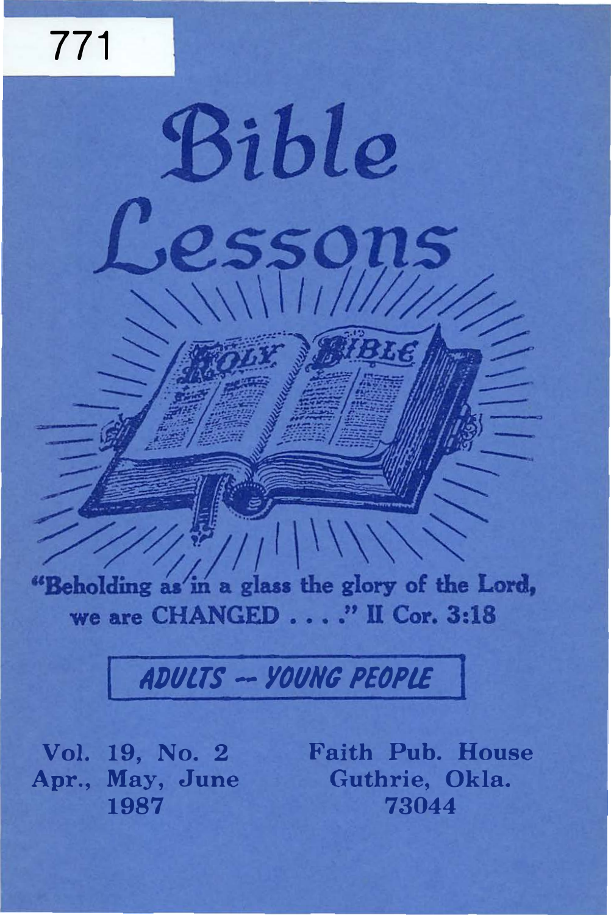771

# Bible Lessons

"Beholding as in a glass the glory of the Lord, we are CHANGED . . . ." II Cor. 3:18

**ADULTS -- YOUNG PEOPLE**

Vol. 19, No. 2
Apr., May, June
1987

Faith Pub. House
Guthrie, Okla.
73044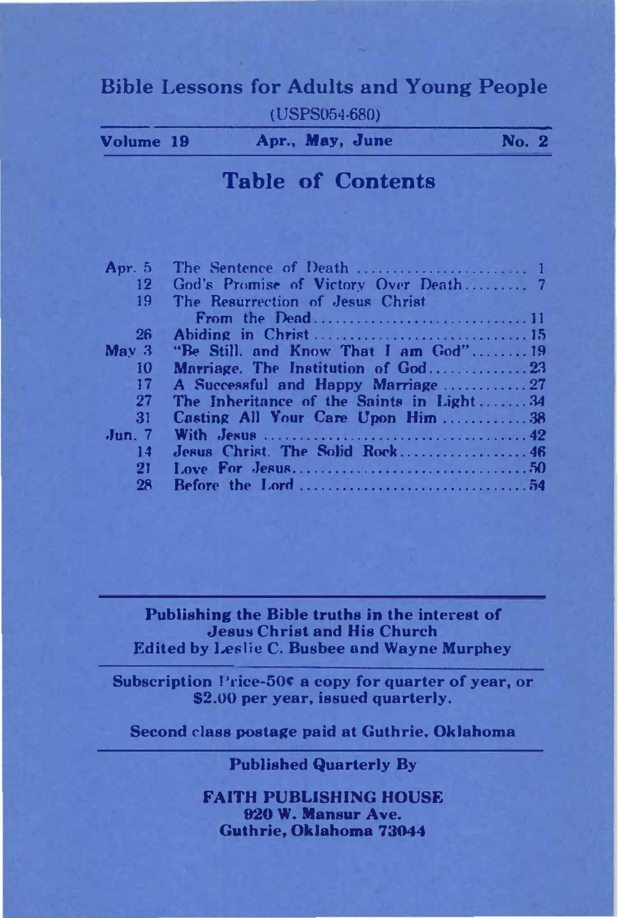# Bible Lessons for Adults and Young People

(USPS054-680)

| Volume 19 | Apr., May, June | No. 2 |
|---|---|---|

## Table of Contents

| Date | Lesson | Page |
|---|---|---|
| Apr. 5 | The Sentence of Death | 1 |
| 12 | God's Promise of Victory Over Death | 7 |
| 19 | The Resurrection of Jesus Christ From the Dead | 11 |
| 26 | Abiding in Christ | 15 |
| May 3 | "Be Still, and Know That I am God" | 19 |
| 10 | Marriage, The Institution of God | 23 |
| 17 | A Successful and Happy Marriage | 27 |
| 27 | The Inheritance of the Saints in Light | 34 |
| 31 | Casting All Your Care Upon Him | 38 |
| Jun. 7 | With Jesus | 42 |
| 14 | Jesus Christ, The Solid Rock | 46 |
| 21 | Love For Jesus | 50 |
| 28 | Before the Lord | 54 |

**Publishing the Bible truths in the interest of Jesus Christ and His Church**
**Edited by Leslie C. Busbee and Wayne Murphey**

**Subscription Price-50¢ a copy for quarter of year, or $2.00 per year, issued quarterly.**

**Second class postage paid at Guthrie, Oklahoma**

**Published Quarterly By**

**FAITH PUBLISHING HOUSE**
**920 W. Mansur Ave.**
**Guthrie, Oklahoma 73044**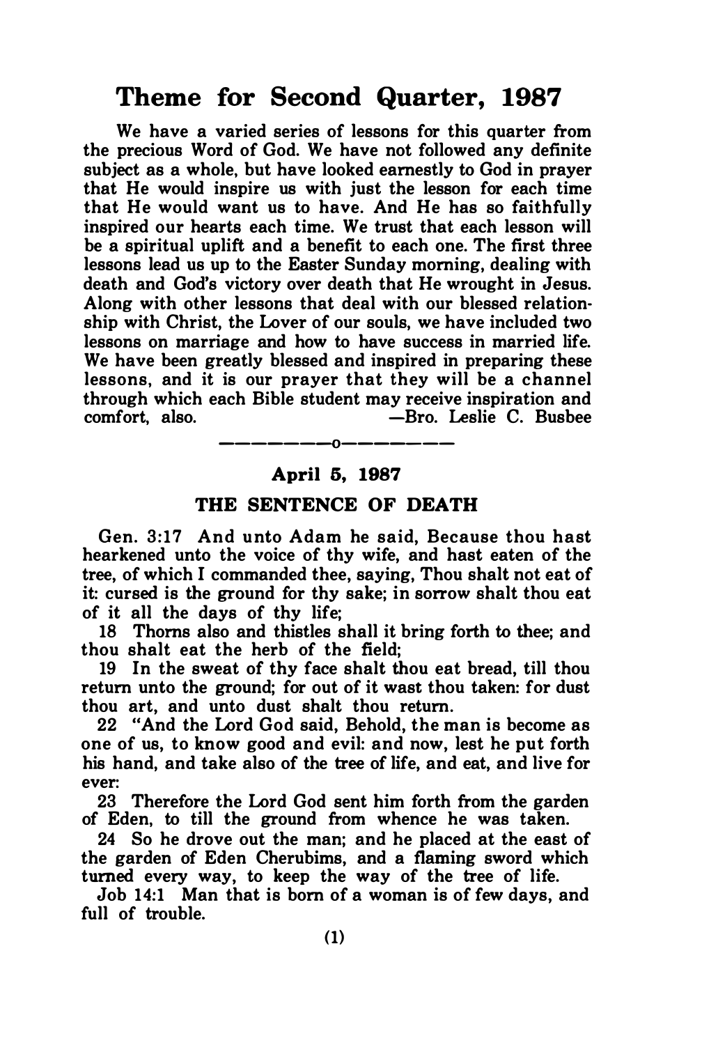# Theme for Second Quarter, 1987

We have a varied series of lessons for this quarter from the precious Word of God. We have not followed any definite subject as a whole, but have looked earnestly to God in prayer that He would inspire us with just the lesson for each time that He would want us to have. And He has so faithfully inspired our hearts each time. We trust that each lesson will be a spiritual uplift and a benefit to each one. The first three lessons lead us up to the Easter Sunday morning, dealing with death and God's victory over death that He wrought in Jesus. Along with other lessons that deal with our blessed relationship with Christ, the Lover of our souls, we have included two lessons on marriage and how to have success in married life. We have been greatly blessed and inspired in preparing these lessons, and it is our prayer that they will be a channel through which each Bible student may receive inspiration and comfort, also. —Bro. Leslie C. Busbee

---------o---------

### April 5, 1987

## THE SENTENCE OF DEATH

Gen. 3:17 And unto Adam he said, Because thou hast hearkened unto the voice of thy wife, and hast eaten of the tree, of which I commanded thee, saying, Thou shalt not eat of it: cursed is the ground for thy sake; in sorrow shalt thou eat of it all the days of thy life;

18 Thorns also and thistles shall it bring forth to thee; and thou shalt eat the herb of the field;

19 In the sweat of thy face shalt thou eat bread, till thou return unto the ground; for out of it wast thou taken: for dust thou art, and unto dust shalt thou return.

22 "And the Lord God said, Behold, the man is become as one of us, to know good and evil: and now, lest he put forth his hand, and take also of the tree of life, and eat, and live for ever:

23 Therefore the Lord God sent him forth from the garden of Eden, to till the ground from whence he was taken.

24 So he drove out the man; and he placed at the east of the garden of Eden Cherubims, and a flaming sword which turned every way, to keep the way of the tree of life.

Job 14:1 Man that is born of a woman is of few days, and full of trouble.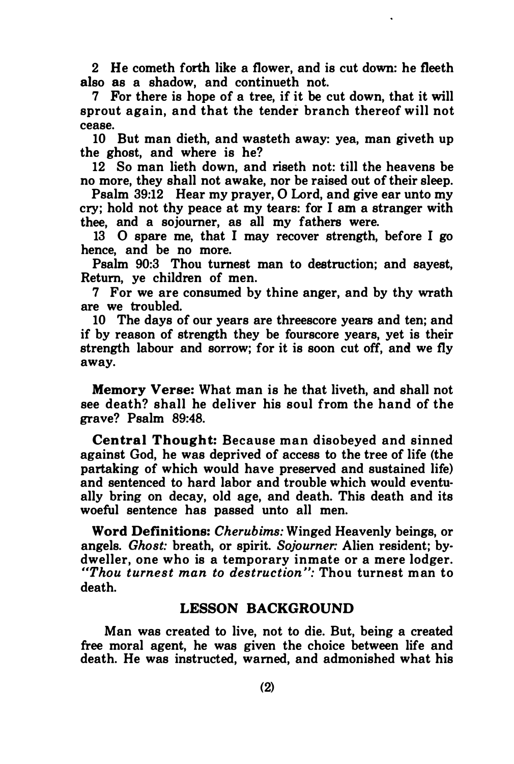2 He cometh forth like a flower, and is cut down: he fleeth also as a shadow, and continueth not.

7 For there is hope of a tree, if it be cut down, that it will sprout again, and that the tender branch thereof will not cease.

10 But man dieth, and wasteth away: yea, man giveth up the ghost, and where is he?

12 So man lieth down, and riseth not: till the heavens be no more, they shall not awake, nor be raised out of their sleep.

Psalm 39:12 Hear my prayer, O Lord, and give ear unto my cry; hold not thy peace at my tears: for I am a stranger with thee, and a sojourner, as all my fathers were.

13 O spare me, that I may recover strength, before I go hence, and be no more.

Psalm 90:3 Thou turnest man to destruction; and sayest, Return, ye children of men.

7 For we are consumed by thine anger, and by thy wrath are we troubled.

10 The days of our years are threescore years and ten; and if by reason of strength they be fourscore years, yet is their strength labour and sorrow; for it is soon cut off, and we fly away.

**Memory Verse:** What man is he that liveth, and shall not see death? shall he deliver his soul from the hand of the grave? Psalm 89:48.

**Central Thought:** Because man disobeyed and sinned against God, he was deprived of access to the tree of life (the partaking of which would have preserved and sustained life) and sentenced to hard labor and trouble which would eventually bring on decay, old age, and death. This death and its woeful sentence has passed unto all men.

**Word Definitions:** *Cherubims:* Winged Heavenly beings, or angels. *Ghost:* breath, or spirit. *Sojourner:* Alien resident; by-dweller, one who is a temporary inmate or a mere lodger. *"Thou turnest man to destruction":* Thou turnest man to death.

## LESSON BACKGROUND

Man was created to live, not to die. But, being a created free moral agent, he was given the choice between life and death. He was instructed, warned, and admonished what his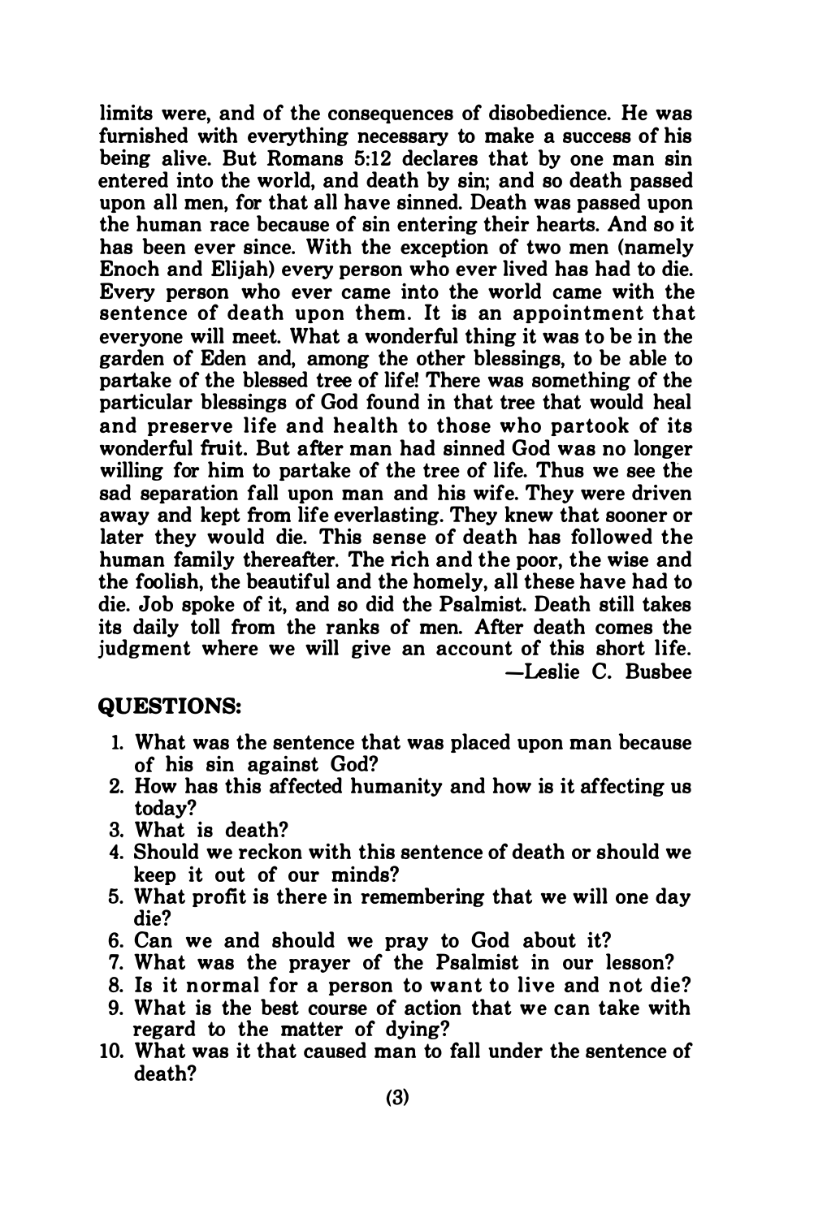limits were, and of the consequences of disobedience. He was furnished with everything necessary to make a success of his being alive. But Romans 5:12 declares that by one man sin entered into the world, and death by sin; and so death passed upon all men, for that all have sinned. Death was passed upon the human race because of sin entering their hearts. And so it has been ever since. With the exception of two men (namely Enoch and Elijah) every person who ever lived has had to die. Every person who ever came into the world came with the sentence of death upon them. It is an appointment that everyone will meet. What a wonderful thing it was to be in the garden of Eden and, among the other blessings, to be able to partake of the blessed tree of life! There was something of the particular blessings of God found in that tree that would heal and preserve life and health to those who partook of its wonderful fruit. But after man had sinned God was no longer willing for him to partake of the tree of life. Thus we see the sad separation fall upon man and his wife. They were driven away and kept from life everlasting. They knew that sooner or later they would die. This sense of death has followed the human family thereafter. The rich and the poor, the wise and the foolish, the beautiful and the homely, all these have had to die. Job spoke of it, and so did the Psalmist. Death still takes its daily toll from the ranks of men. After death comes the judgment where we will give an account of this short life.

—Leslie C. Busbee

## QUESTIONS:

1. What was the sentence that was placed upon man because of his sin against God?
2. How has this affected humanity and how is it affecting us today?
3. What is death?
4. Should we reckon with this sentence of death or should we keep it out of our minds?
5. What profit is there in remembering that we will one day die?
6. Can we and should we pray to God about it?
7. What was the prayer of the Psalmist in our lesson?
8. Is it normal for a person to want to live and not die?
9. What is the best course of action that we can take with regard to the matter of dying?
10. What was it that caused man to fall under the sentence of death?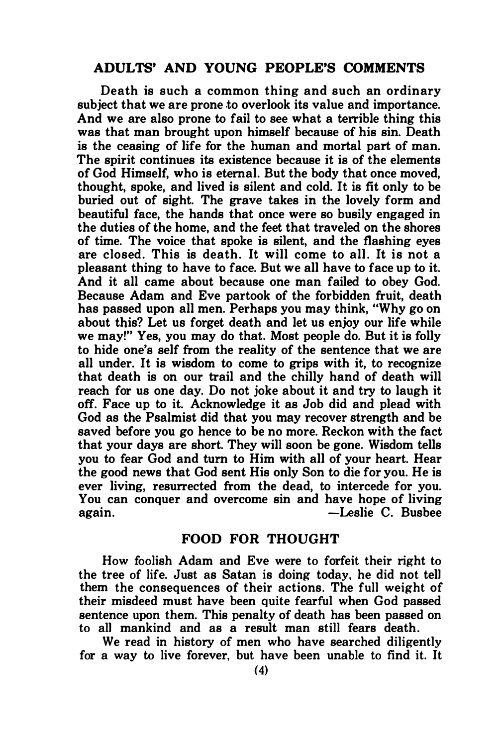## ADULTS' AND YOUNG PEOPLE'S COMMENTS

Death is such a common thing and such an ordinary subject that we are prone to overlook its value and importance. And we are also prone to fail to see what a terrible thing this was that man brought upon himself because of his sin. Death is the ceasing of life for the human and mortal part of man. The spirit continues its existence because it is of the elements of God Himself, who is eternal. But the body that once moved, thought, spoke, and lived is silent and cold. It is fit only to be buried out of sight. The grave takes in the lovely form and beautiful face, the hands that once were so busily engaged in the duties of the home, and the feet that traveled on the shores of time. The voice that spoke is silent, and the flashing eyes are closed. This is death. It will come to all. It is not a pleasant thing to have to face. But we all have to face up to it. And it all came about because one man failed to obey God. Because Adam and Eve partook of the forbidden fruit, death has passed upon all men. Perhaps you may think, "Why go on about this? Let us forget death and let us enjoy our life while we may!" Yes, you may do that. Most people do. But it is folly to hide one's self from the reality of the sentence that we are all under. It is wisdom to come to grips with it, to recognize that death is on our trail and the chilly hand of death will reach for us one day. Do not joke about it and try to laugh it off. Face up to it. Acknowledge it as Job did and plead with God as the Psalmist did that you may recover strength and be saved before you go hence to be no more. Reckon with the fact that your days are short. They will soon be gone. Wisdom tells you to fear God and turn to Him with all of your heart. Hear the good news that God sent His only Son to die for you. He is ever living, resurrected from the dead, to intercede for you. You can conquer and overcome sin and have hope of living again.

—Leslie C. Busbee

## FOOD FOR THOUGHT

How foolish Adam and Eve were to forfeit their right to the tree of life. Just as Satan is doing today, he did not tell them the consequences of their actions. The full weight of their misdeed must have been quite fearful when God passed sentence upon them. This penalty of death has been passed on to all mankind and as a result man still fears death.

We read in history of men who have searched diligently for a way to live forever, but have been unable to find it. It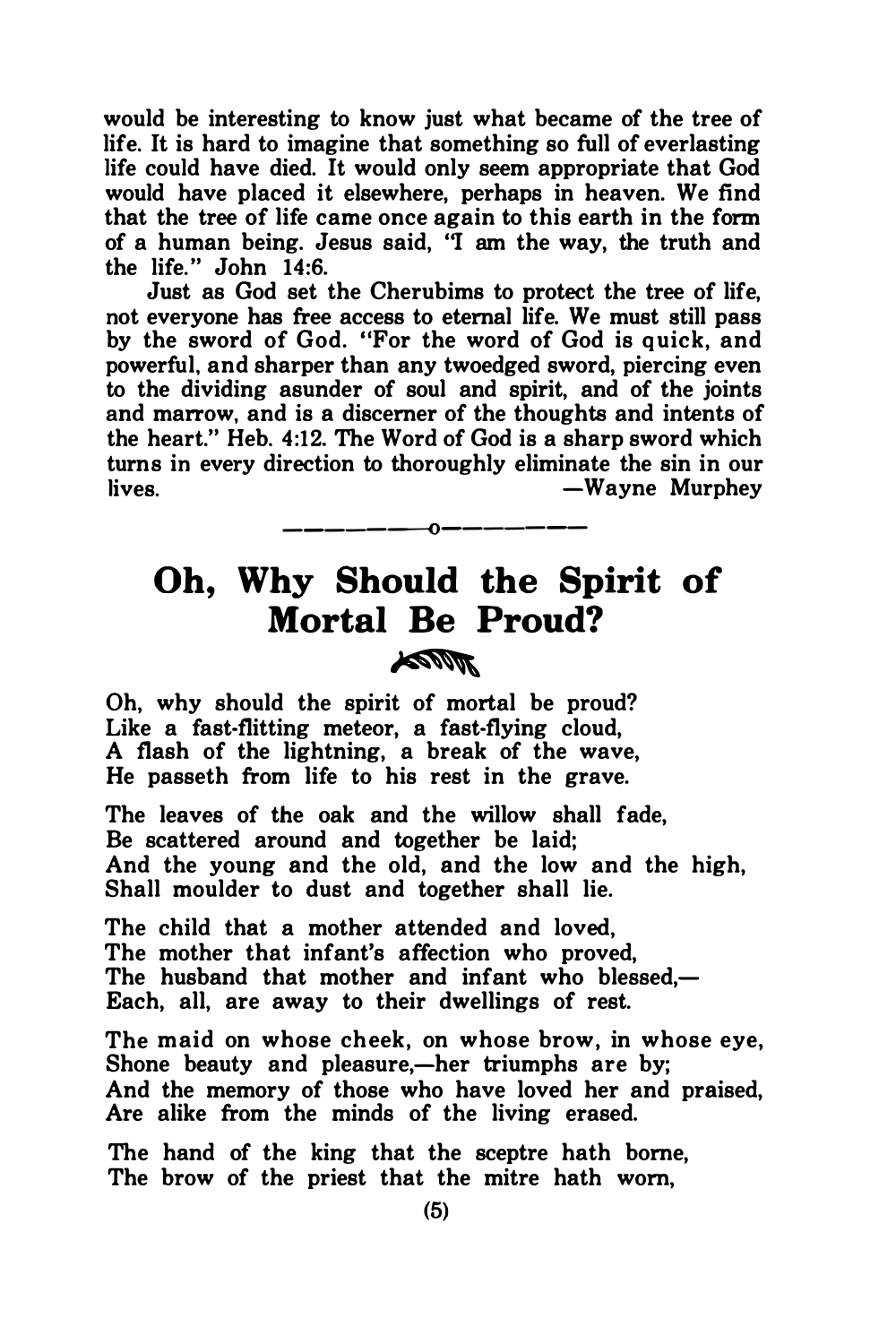would be interesting to know just what became of the tree of life. It is hard to imagine that something so full of everlasting life could have died. It would only seem appropriate that God would have placed it elsewhere, perhaps in heaven. We find that the tree of life came once again to this earth in the form of a human being. Jesus said, "I am the way, the truth and the life." John 14:6.

Just as God set the Cherubims to protect the tree of life, not everyone has free access to eternal life. We must still pass by the sword of God. "For the word of God is quick, and powerful, and sharper than any twoedged sword, piercing even to the dividing asunder of soul and spirit, and of the joints and marrow, and is a discerner of the thoughts and intents of the heart." Heb. 4:12. The Word of God is a sharp sword which turns in every direction to thoroughly eliminate the sin in our lives.

—Wayne Murphey

---

# Oh, Why Should the Spirit of Mortal Be Proud?

Oh, why should the spirit of mortal be proud?
Like a fast-flitting meteor, a fast-flying cloud,
A flash of the lightning, a break of the wave,
He passeth from life to his rest in the grave.

The leaves of the oak and the willow shall fade,
Be scattered around and together be laid;
And the young and the old, and the low and the high,
Shall moulder to dust and together shall lie.

The child that a mother attended and loved,
The mother that infant's affection who proved,
The husband that mother and infant who blessed,—
Each, all, are away to their dwellings of rest.

The maid on whose cheek, on whose brow, in whose eye,
Shone beauty and pleasure,—her triumphs are by;
And the memory of those who have loved her and praised,
Are alike from the minds of the living erased.

The hand of the king that the sceptre hath borne,
The brow of the priest that the mitre hath worn,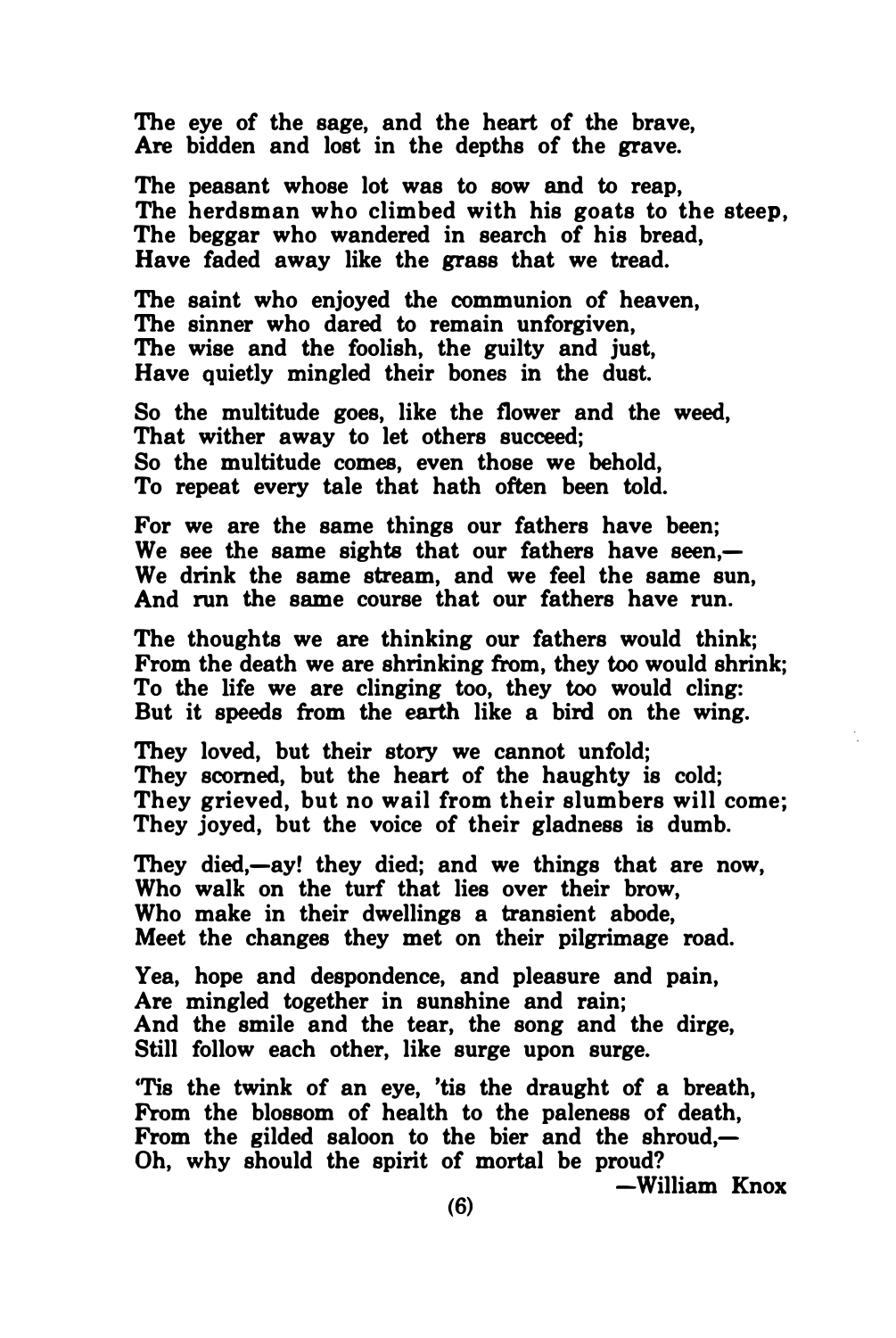The eye of the sage, and the heart of the brave,
Are bidden and lost in the depths of the grave.

The peasant whose lot was to sow and to reap,
The herdsman who climbed with his goats to the steep,
The beggar who wandered in search of his bread,
Have faded away like the grass that we tread.

The saint who enjoyed the communion of heaven,
The sinner who dared to remain unforgiven,
The wise and the foolish, the guilty and just,
Have quietly mingled their bones in the dust.

So the multitude goes, like the flower and the weed,
That wither away to let others succeed;
So the multitude comes, even those we behold,
To repeat every tale that hath often been told.

For we are the same things our fathers have been;
We see the same sights that our fathers have seen,—
We drink the same stream, and we feel the same sun,
And run the same course that our fathers have run.

The thoughts we are thinking our fathers would think;
From the death we are shrinking from, they too would shrink;
To the life we are clinging too, they too would cling:
But it speeds from the earth like a bird on the wing.

They loved, but their story we cannot unfold;
They scorned, but the heart of the haughty is cold;
They grieved, but no wail from their slumbers will come;
They joyed, but the voice of their gladness is dumb.

They died,—ay! they died; and we things that are now,
Who walk on the turf that lies over their brow,
Who make in their dwellings a transient abode,
Meet the changes they met on their pilgrimage road.

Yea, hope and despondence, and pleasure and pain,
Are mingled together in sunshine and rain;
And the smile and the tear, the song and the dirge,
Still follow each other, like surge upon surge.

'Tis the twink of an eye, 'tis the draught of a breath,
From the blossom of health to the paleness of death,
From the gilded saloon to the bier and the shroud,—
Oh, why should the spirit of mortal be proud?

—William Knox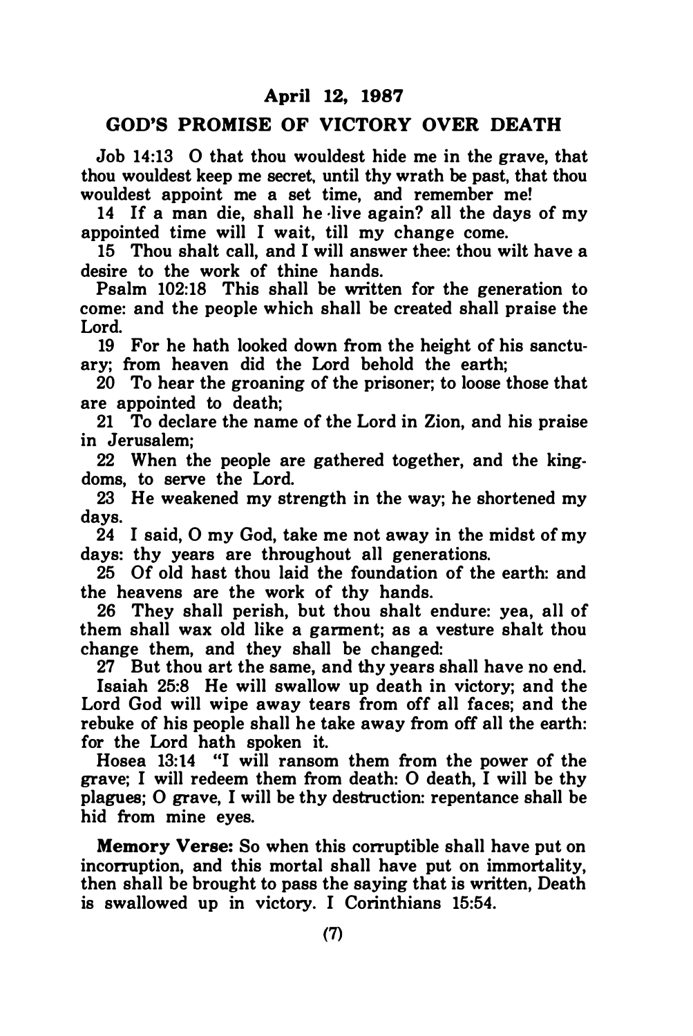## April 12, 1987

## GOD'S PROMISE OF VICTORY OVER DEATH

Job 14:13 O that thou wouldest hide me in the grave, that thou wouldest keep me secret, until thy wrath be past, that thou wouldest appoint me a set time, and remember me!

14 If a man die, shall he live again? all the days of my appointed time will I wait, till my change come.

15 Thou shalt call, and I will answer thee: thou wilt have a desire to the work of thine hands.

Psalm 102:18 This shall be written for the generation to come: and the people which shall be created shall praise the Lord.

19 For he hath looked down from the height of his sanctuary; from heaven did the Lord behold the earth;

20 To hear the groaning of the prisoner; to loose those that are appointed to death;

21 To declare the name of the Lord in Zion, and his praise in Jerusalem;

22 When the people are gathered together, and the kingdoms, to serve the Lord.

23 He weakened my strength in the way; he shortened my days.

24 I said, O my God, take me not away in the midst of my days: thy years are throughout all generations.

25 Of old hast thou laid the foundation of the earth: and the heavens are the work of thy hands.

26 They shall perish, but thou shalt endure: yea, all of them shall wax old like a garment; as a vesture shalt thou change them, and they shall be changed:

27 But thou art the same, and thy years shall have no end.

Isaiah 25:8 He will swallow up death in victory; and the Lord God will wipe away tears from off all faces; and the rebuke of his people shall he take away from off all the earth: for the Lord hath spoken it.

Hosea 13:14 "I will ransom them from the power of the grave; I will redeem them from death: O death, I will be thy plagues; O grave, I will be thy destruction: repentance shall be hid from mine eyes.

**Memory Verse:** So when this corruptible shall have put on incorruption, and this mortal shall have put on immortality, then shall be brought to pass the saying that is written, Death is swallowed up in victory. I Corinthians 15:54.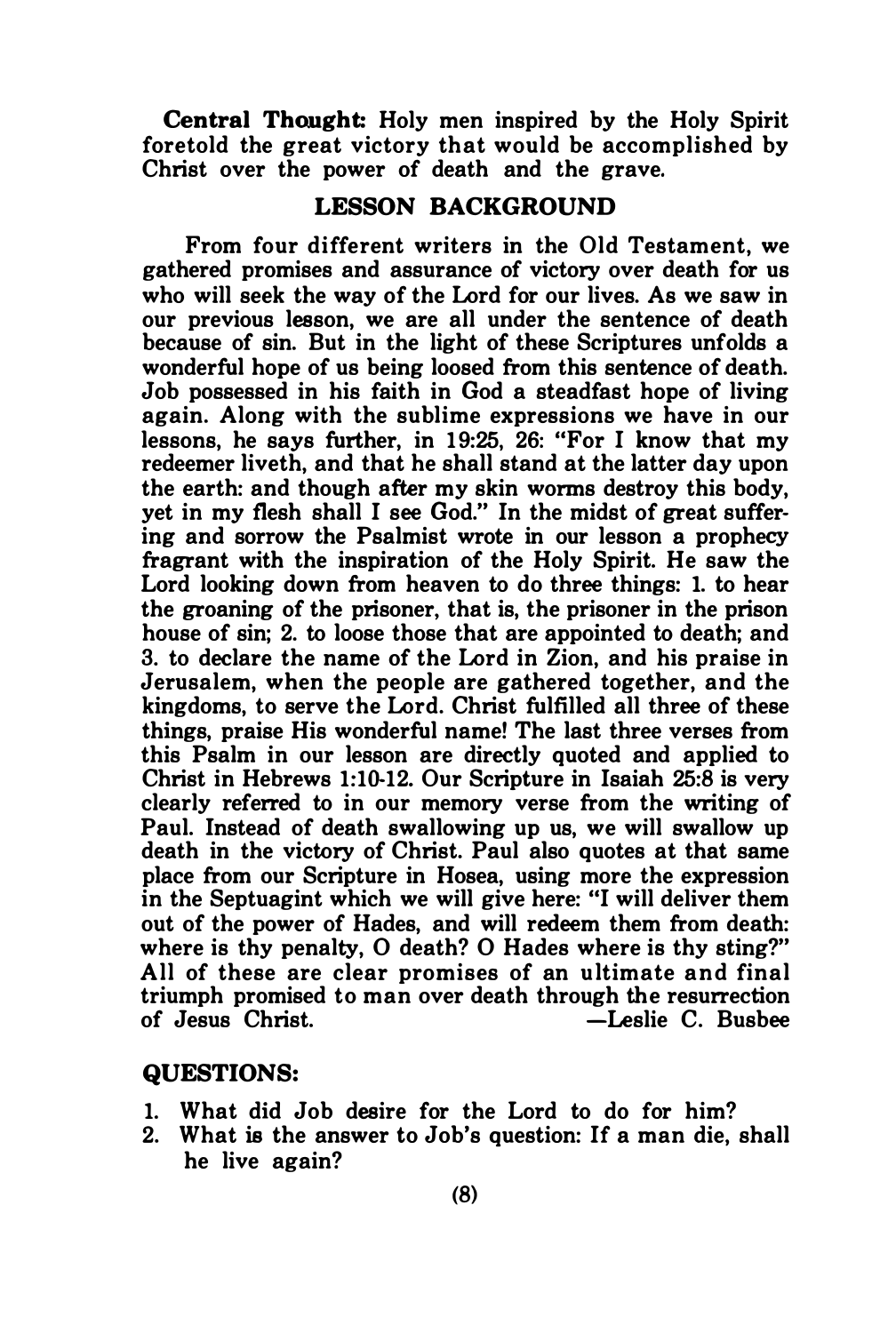**Central Thought:** Holy men inspired by the Holy Spirit foretold the great victory that would be accomplished by Christ over the power of death and the grave.

## LESSON BACKGROUND

From four different writers in the Old Testament, we gathered promises and assurance of victory over death for us who will seek the way of the Lord for our lives. As we saw in our previous lesson, we are all under the sentence of death because of sin. But in the light of these Scriptures unfolds a wonderful hope of us being loosed from this sentence of death. Job possessed in his faith in God a steadfast hope of living again. Along with the sublime expressions we have in our lessons, he says further, in 19:25, 26: "For I know that my redeemer liveth, and that he shall stand at the latter day upon the earth: and though after my skin worms destroy this body, yet in my flesh shall I see God." In the midst of great suffering and sorrow the Psalmist wrote in our lesson a prophecy fragrant with the inspiration of the Holy Spirit. He saw the Lord looking down from heaven to do three things: 1. to hear the groaning of the prisoner, that is, the prisoner in the prison house of sin; 2. to loose those that are appointed to death; and 3. to declare the name of the Lord in Zion, and his praise in Jerusalem, when the people are gathered together, and the kingdoms, to serve the Lord. Christ fulfilled all three of these things, praise His wonderful name! The last three verses from this Psalm in our lesson are directly quoted and applied to Christ in Hebrews 1:10-12. Our Scripture in Isaiah 25:8 is very clearly referred to in our memory verse from the writing of Paul. Instead of death swallowing up us, we will swallow up death in the victory of Christ. Paul also quotes at that same place from our Scripture in Hosea, using more the expression in the Septuagint which we will give here: "I will deliver them out of the power of Hades, and will redeem them from death: where is thy penalty, O death? O Hades where is thy sting?" All of these are clear promises of an ultimate and final triumph promised to man over death through the resurrection of Jesus Christ. —Leslie C. Busbee

## QUESTIONS:

1. What did Job desire for the Lord to do for him?
2. What is the answer to Job's question: If a man die, shall he live again?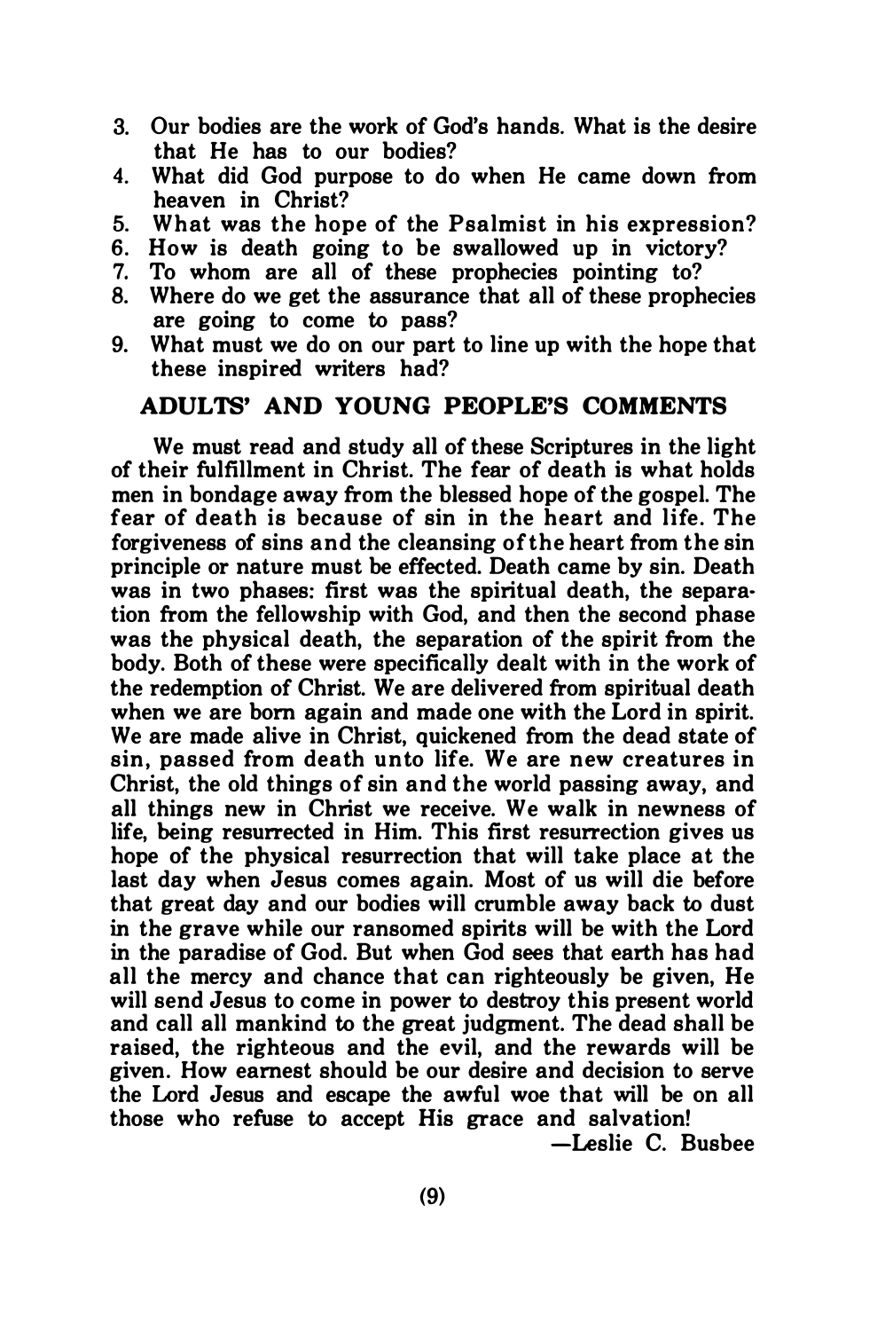3. Our bodies are the work of God's hands. What is the desire that He has to our bodies?
4. What did God purpose to do when He came down from heaven in Christ?
5. What was the hope of the Psalmist in his expression?
6. How is death going to be swallowed up in victory?
7. To whom are all of these prophecies pointing to?
8. Where do we get the assurance that all of these prophecies are going to come to pass?
9. What must we do on our part to line up with the hope that these inspired writers had?

## ADULTS' AND YOUNG PEOPLE'S COMMENTS

We must read and study all of these Scriptures in the light of their fulfillment in Christ. The fear of death is what holds men in bondage away from the blessed hope of the gospel. The fear of death is because of sin in the heart and life. The forgiveness of sins and the cleansing of the heart from the sin principle or nature must be effected. Death came by sin. Death was in two phases: first was the spiritual death, the separation from the fellowship with God, and then the second phase was the physical death, the separation of the spirit from the body. Both of these were specifically dealt with in the work of the redemption of Christ. We are delivered from spiritual death when we are born again and made one with the Lord in spirit. We are made alive in Christ, quickened from the dead state of sin, passed from death unto life. We are new creatures in Christ, the old things of sin and the world passing away, and all things new in Christ we receive. We walk in newness of life, being resurrected in Him. This first resurrection gives us hope of the physical resurrection that will take place at the last day when Jesus comes again. Most of us will die before that great day and our bodies will crumble away back to dust in the grave while our ransomed spirits will be with the Lord in the paradise of God. But when God sees that earth has had all the mercy and chance that can righteously be given, He will send Jesus to come in power to destroy this present world and call all mankind to the great judgment. The dead shall be raised, the righteous and the evil, and the rewards will be given. How earnest should be our desire and decision to serve the Lord Jesus and escape the awful woe that will be on all those who refuse to accept His grace and salvation!

—Leslie C. Busbee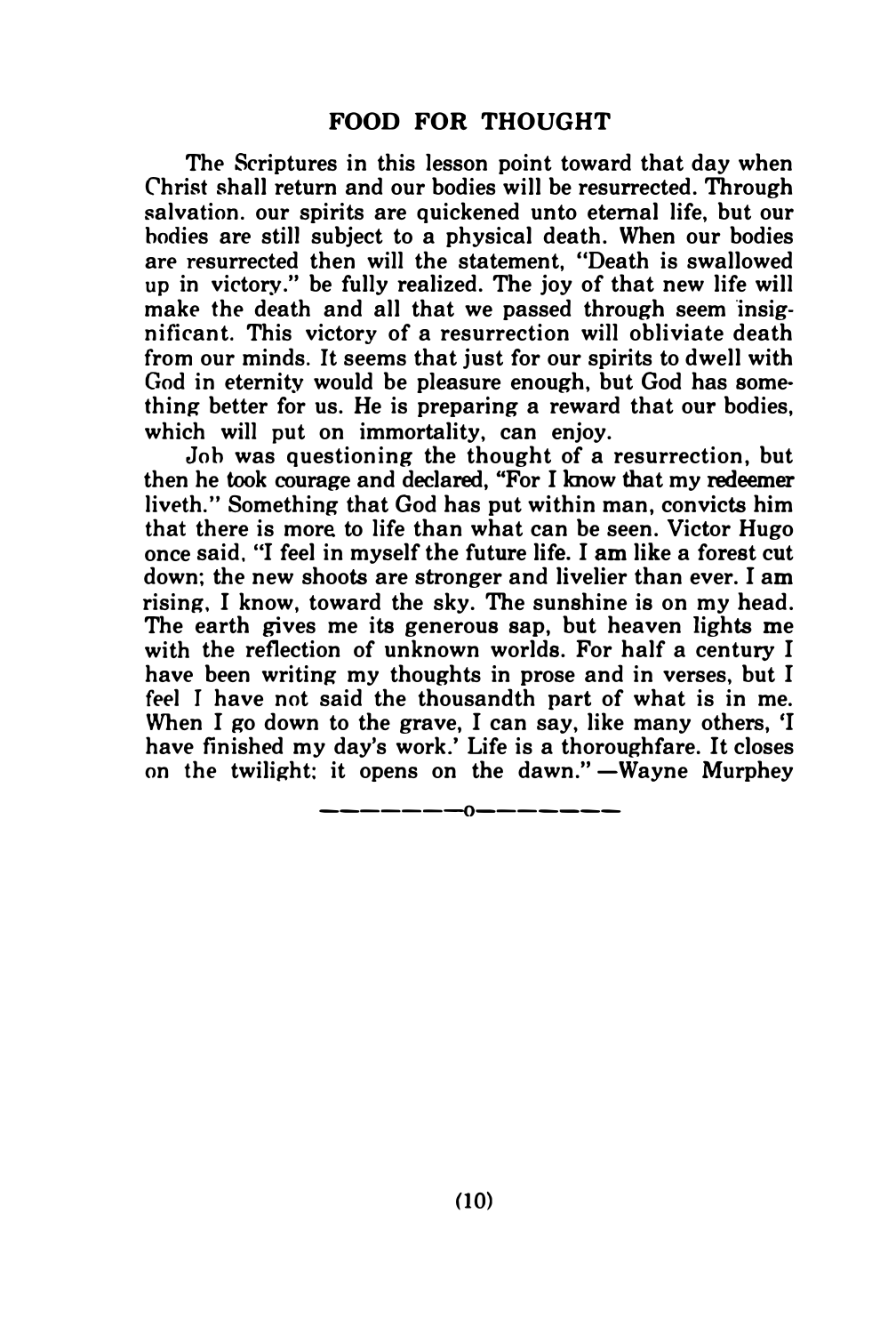## FOOD FOR THOUGHT

The Scriptures in this lesson point toward that day when Christ shall return and our bodies will be resurrected. Through salvation. our spirits are quickened unto eternal life, but our bodies are still subject to a physical death. When our bodies are resurrected then will the statement, "Death is swallowed up in victory." be fully realized. The joy of that new life will make the death and all that we passed through seem insignificant. This victory of a resurrection will obliviate death from our minds. It seems that just for our spirits to dwell with God in eternity would be pleasure enough, but God has something better for us. He is preparing a reward that our bodies, which will put on immortality, can enjoy.

Job was questioning the thought of a resurrection, but then he took courage and declared, "For I know that my redeemer liveth." Something that God has put within man, convicts him that there is more to life than what can be seen. Victor Hugo once said, "I feel in myself the future life. I am like a forest cut down; the new shoots are stronger and livelier than ever. I am rising, I know, toward the sky. The sunshine is on my head. The earth gives me its generous sap, but heaven lights me with the reflection of unknown worlds. For half a century I have been writing my thoughts in prose and in verses, but I feel I have not said the thousandth part of what is in me. When I go down to the grave, I can say, like many others, 'I have finished my day's work.' Life is a thoroughfare. It closes on the twilight; it opens on the dawn." —Wayne Murphey

———————o———————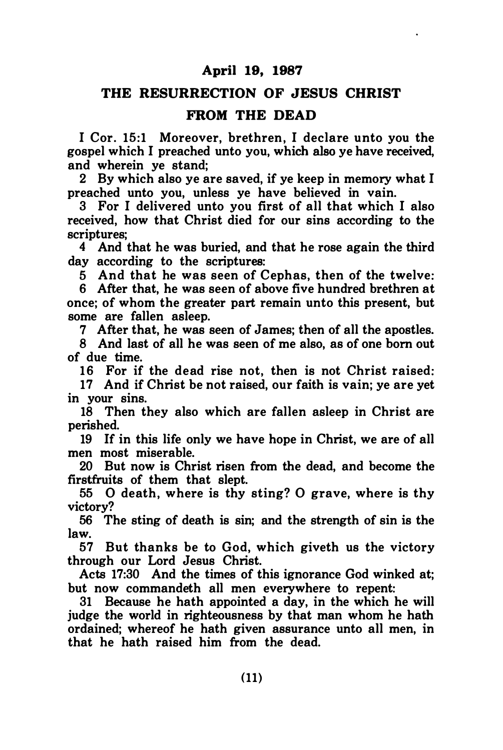## April 19, 1987

## THE RESURRECTION OF JESUS CHRIST FROM THE DEAD

I Cor. 15:1 Moreover, brethren, I declare unto you the gospel which I preached unto you, which also ye have received, and wherein ye stand;

2 By which also ye are saved, if ye keep in memory what I preached unto you, unless ye have believed in vain.

3 For I delivered unto you first of all that which I also received, how that Christ died for our sins according to the scriptures;

4 And that he was buried, and that he rose again the third day according to the scriptures:

5 And that he was seen of Cephas, then of the twelve:

6 After that, he was seen of above five hundred brethren at once; of whom the greater part remain unto this present, but some are fallen asleep.

7 After that, he was seen of James; then of all the apostles.

8 And last of all he was seen of me also, as of one born out of due time.

16 For if the dead rise not, then is not Christ raised:

17 And if Christ be not raised, our faith is vain; ye are yet in your sins.

18 Then they also which are fallen asleep in Christ are perished.

19 If in this life only we have hope in Christ, we are of all men most miserable.

20 But now is Christ risen from the dead, and become the firstfruits of them that slept.

55 O death, where is thy sting? O grave, where is thy victory?

56 The sting of death is sin; and the strength of sin is the law.

57 But thanks be to God, which giveth us the victory through our Lord Jesus Christ.

Acts 17:30 And the times of this ignorance God winked at; but now commandeth all men everywhere to repent:

31 Because he hath appointed a day, in the which he will judge the world in righteousness by that man whom he hath ordained; whereof he hath given assurance unto all men, in that he hath raised him from the dead.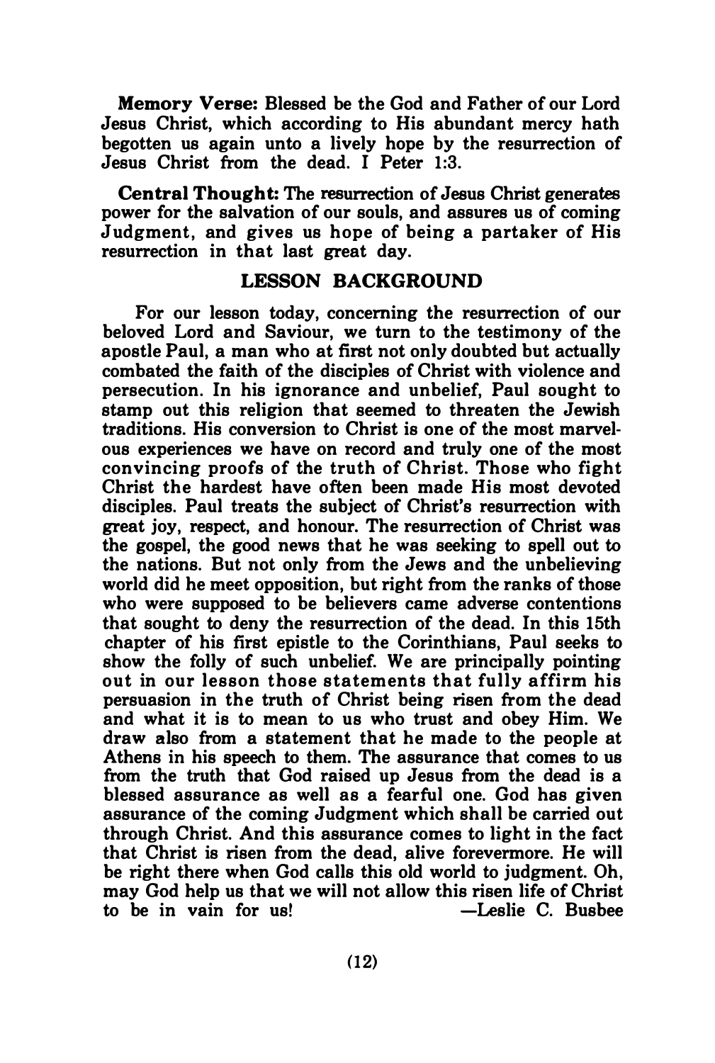**Memory Verse:** Blessed be the God and Father of our Lord Jesus Christ, which according to His abundant mercy hath begotten us again unto a lively hope by the resurrection of Jesus Christ from the dead. I Peter 1:3.

**Central Thought:** The resurrection of Jesus Christ generates power for the salvation of our souls, and assures us of coming Judgment, and gives us hope of being a partaker of His resurrection in that last great day.

## LESSON BACKGROUND

For our lesson today, concerning the resurrection of our beloved Lord and Saviour, we turn to the testimony of the apostle Paul, a man who at first not only doubted but actually combated the faith of the disciples of Christ with violence and persecution. In his ignorance and unbelief, Paul sought to stamp out this religion that seemed to threaten the Jewish traditions. His conversion to Christ is one of the most marvelous experiences we have on record and truly one of the most convincing proofs of the truth of Christ. Those who fight Christ the hardest have often been made His most devoted disciples. Paul treats the subject of Christ's resurrection with great joy, respect, and honour. The resurrection of Christ was the gospel, the good news that he was seeking to spell out to the nations. But not only from the Jews and the unbelieving world did he meet opposition, but right from the ranks of those who were supposed to be believers came adverse contentions that sought to deny the resurrection of the dead. In this 15th chapter of his first epistle to the Corinthians, Paul seeks to show the folly of such unbelief. We are principally pointing out in our lesson those statements that fully affirm his persuasion in the truth of Christ being risen from the dead and what it is to mean to us who trust and obey Him. We draw also from a statement that he made to the people at Athens in his speech to them. The assurance that comes to us from the truth that God raised up Jesus from the dead is a blessed assurance as well as a fearful one. God has given assurance of the coming Judgment which shall be carried out through Christ. And this assurance comes to light in the fact that Christ is risen from the dead, alive forevermore. He will be right there when God calls this old world to judgment. Oh, may God help us that we will not allow this risen life of Christ to be in vain for us!

—Leslie C. Busbee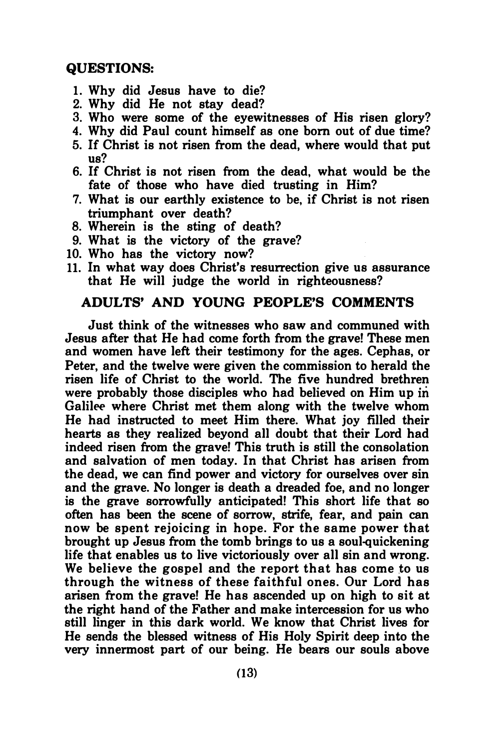## QUESTIONS:

1. Why did Jesus have to die?
2. Why did He not stay dead?
3. Who were some of the eyewitnesses of His risen glory?
4. Why did Paul count himself as one born out of due time?
5. If Christ is not risen from the dead, where would that put us?
6. If Christ is not risen from the dead, what would be the fate of those who have died trusting in Him?
7. What is our earthly existence to be, if Christ is not risen triumphant over death?
8. Wherein is the sting of death?
9. What is the victory of the grave?
10. Who has the victory now?
11. In what way does Christ's resurrection give us assurance that He will judge the world in righteousness?

## ADULTS' AND YOUNG PEOPLE'S COMMENTS

Just think of the witnesses who saw and communed with Jesus after that He had come forth from the grave! These men and women have left their testimony for the ages. Cephas, or Peter, and the twelve were given the commission to herald the risen life of Christ to the world. The five hundred brethren were probably those disciples who had believed on Him up in Galilee where Christ met them along with the twelve whom He had instructed to meet Him there. What joy filled their hearts as they realized beyond all doubt that their Lord had indeed risen from the grave! This truth is still the consolation and salvation of men today. In that Christ has arisen from the dead, we can find power and victory for ourselves over sin and the grave. No longer is death a dreaded foe, and no longer is the grave sorrowfully anticipated! This short life that so often has been the scene of sorrow, strife, fear, and pain can now be spent rejoicing in hope. For the same power that brought up Jesus from the tomb brings to us a soul-quickening life that enables us to live victoriously over all sin and wrong. We believe the gospel and the report that has come to us through the witness of these faithful ones. Our Lord has arisen from the grave! He has ascended up on high to sit at the right hand of the Father and make intercession for us who still linger in this dark world. We know that Christ lives for He sends the blessed witness of His Holy Spirit deep into the very innermost part of our being. He bears our souls above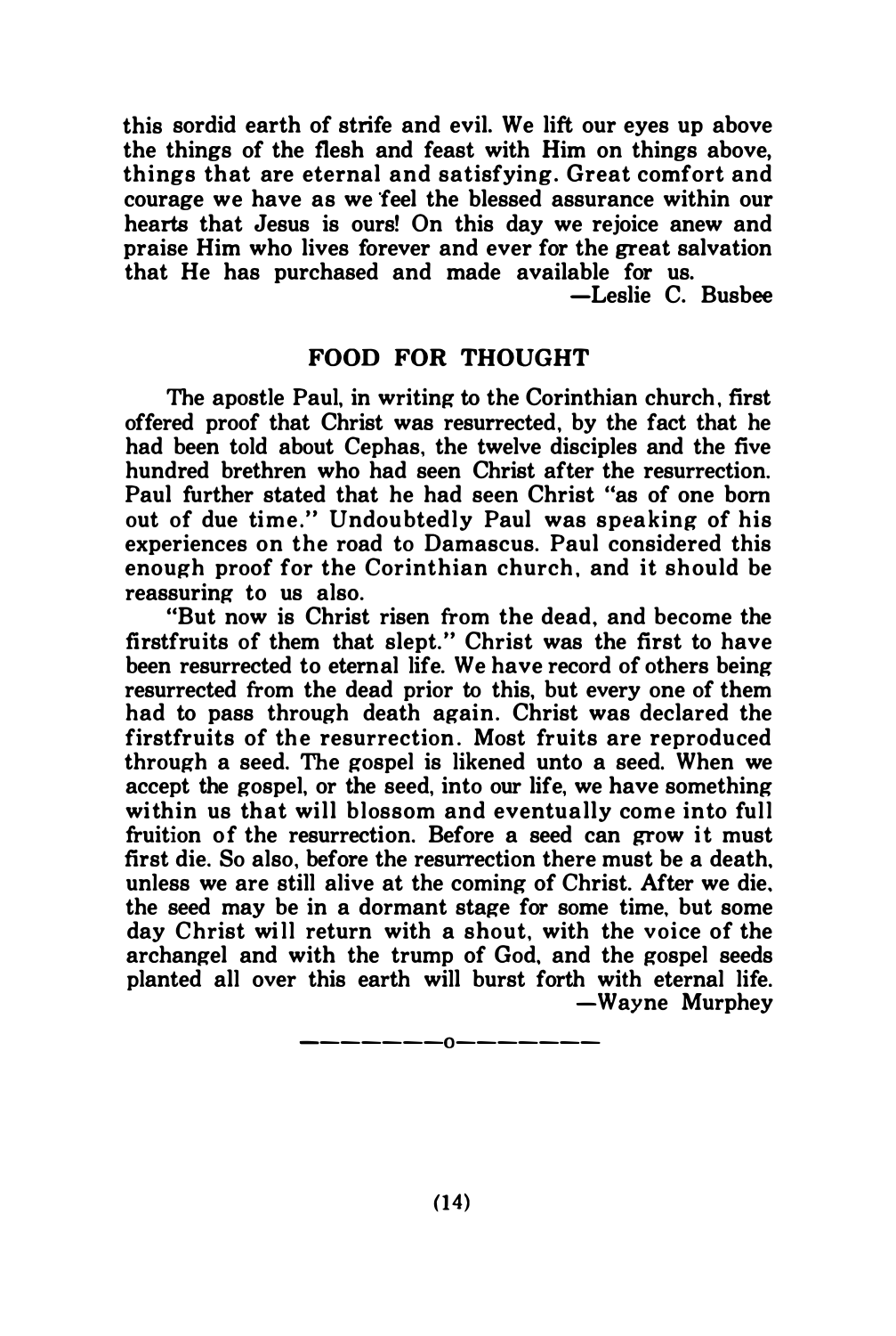this sordid earth of strife and evil. We lift our eyes up above the things of the flesh and feast with Him on things above, things that are eternal and satisfying. Great comfort and courage we have as we feel the blessed assurance within our hearts that Jesus is ours! On this day we rejoice anew and praise Him who lives forever and ever for the great salvation that He has purchased and made available for us.

—Leslie C. Busbee

## FOOD FOR THOUGHT

The apostle Paul, in writing to the Corinthian church, first offered proof that Christ was resurrected, by the fact that he had been told about Cephas, the twelve disciples and the five hundred brethren who had seen Christ after the resurrection. Paul further stated that he had seen Christ "as of one born out of due time." Undoubtedly Paul was speaking of his experiences on the road to Damascus. Paul considered this enough proof for the Corinthian church, and it should be reassuring to us also.

"But now is Christ risen from the dead, and become the firstfruits of them that slept." Christ was the first to have been resurrected to eternal life. We have record of others being resurrected from the dead prior to this, but every one of them had to pass through death again. Christ was declared the firstfruits of the resurrection. Most fruits are reproduced through a seed. The gospel is likened unto a seed. When we accept the gospel, or the seed, into our life, we have something within us that will blossom and eventually come into full fruition of the resurrection. Before a seed can grow it must first die. So also, before the resurrection there must be a death, unless we are still alive at the coming of Christ. After we die, the seed may be in a dormant stage for some time, but some day Christ will return with a shout, with the voice of the archangel and with the trump of God, and the gospel seeds planted all over this earth will burst forth with eternal life.

—Wayne Murphey

————————o————————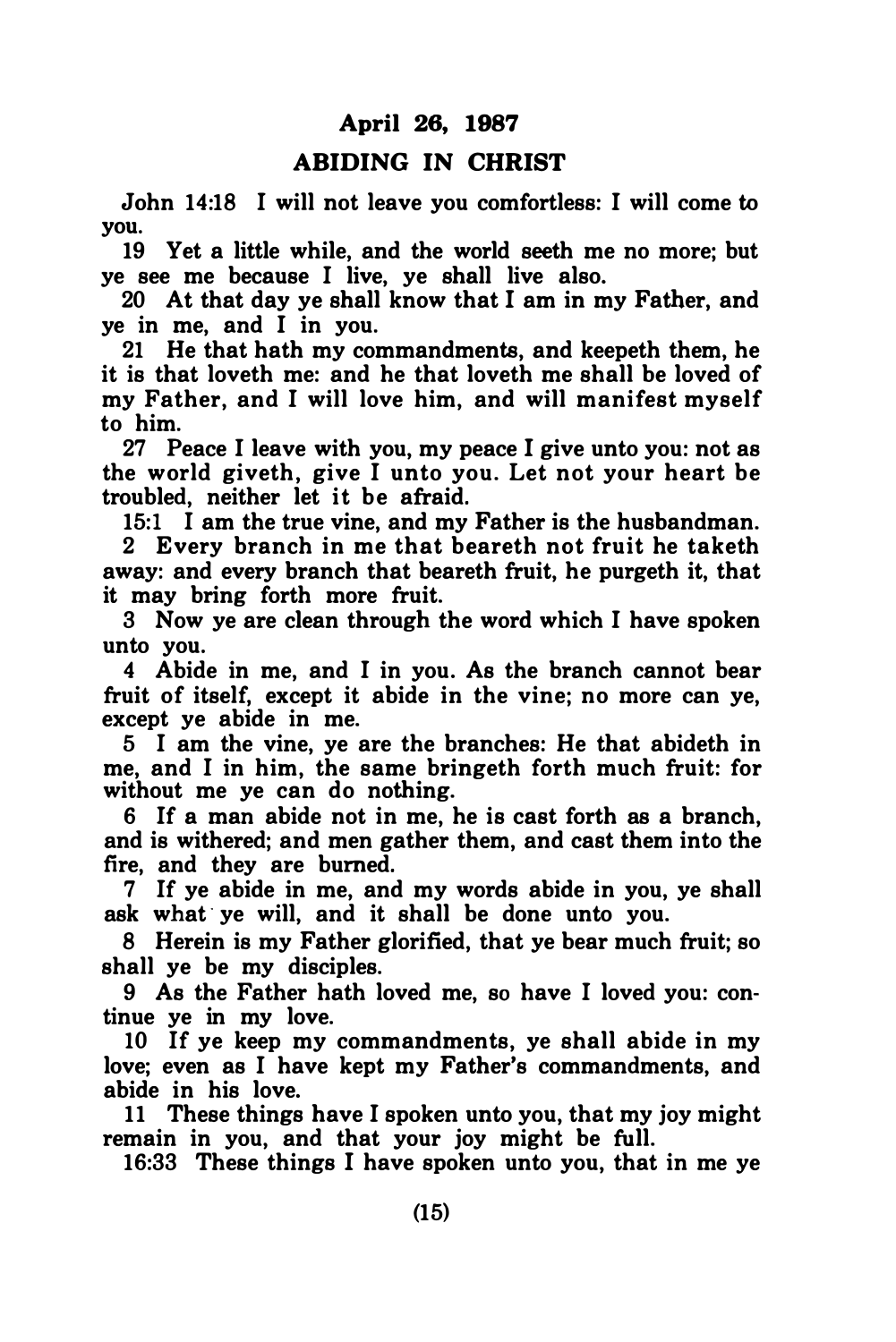**April 26, 1987**

## ABIDING IN CHRIST

John 14:18 I will not leave you comfortless: I will come to you.

19 Yet a little while, and the world seeth me no more; but ye see me because I live, ye shall live also.

20 At that day ye shall know that I am in my Father, and ye in me, and I in you.

21 He that hath my commandments, and keepeth them, he it is that loveth me: and he that loveth me shall be loved of my Father, and I will love him, and will manifest myself to him.

27 Peace I leave with you, my peace I give unto you: not as the world giveth, give I unto you. Let not your heart be troubled, neither let it be afraid.

15:1 I am the true vine, and my Father is the husbandman.

2 Every branch in me that beareth not fruit he taketh away: and every branch that beareth fruit, he purgeth it, that it may bring forth more fruit.

3 Now ye are clean through the word which I have spoken unto you.

4 Abide in me, and I in you. As the branch cannot bear fruit of itself, except it abide in the vine; no more can ye, except ye abide in me.

5 I am the vine, ye are the branches: He that abideth in me, and I in him, the same bringeth forth much fruit: for without me ye can do nothing.

6 If a man abide not in me, he is cast forth as a branch, and is withered; and men gather them, and cast them into the fire, and they are burned.

7 If ye abide in me, and my words abide in you, ye shall ask what ye will, and it shall be done unto you.

8 Herein is my Father glorified, that ye bear much fruit; so shall ye be my disciples.

9 As the Father hath loved me, so have I loved you: continue ye in my love.

10 If ye keep my commandments, ye shall abide in my love; even as I have kept my Father's commandments, and abide in his love.

11 These things have I spoken unto you, that my joy might remain in you, and that your joy might be full.

16:33 These things I have spoken unto you, that in me ye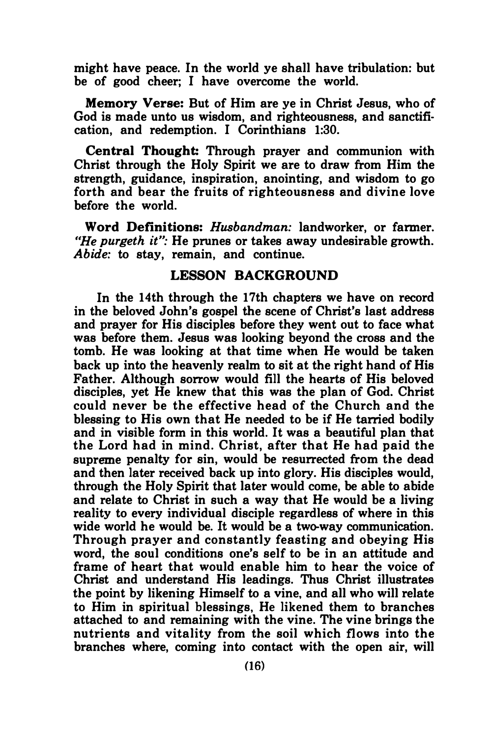might have peace. In the world ye shall have tribulation: but be of good cheer; I have overcome the world.

**Memory Verse:** But of Him are ye in Christ Jesus, who of God is made unto us wisdom, and righteousness, and sanctification, and redemption. I Corinthians 1:30.

**Central Thought:** Through prayer and communion with Christ through the Holy Spirit we are to draw from Him the strength, guidance, inspiration, anointing, and wisdom to go forth and bear the fruits of righteousness and divine love before the world.

**Word Definitions:** *Husbandman:* landworker, or farmer. *"He purgeth it":* He prunes or takes away undesirable growth. *Abide:* to stay, remain, and continue.

## LESSON BACKGROUND

In the 14th through the 17th chapters we have on record in the beloved John's gospel the scene of Christ's last address and prayer for His disciples before they went out to face what was before them. Jesus was looking beyond the cross and the tomb. He was looking at that time when He would be taken back up into the heavenly realm to sit at the right hand of His Father. Although sorrow would fill the hearts of His beloved disciples, yet He knew that this was the plan of God. Christ could never be the effective head of the Church and the blessing to His own that He needed to be if He tarried bodily and in visible form in this world. It was a beautiful plan that the Lord had in mind. Christ, after that He had paid the supreme penalty for sin, would be resurrected from the dead and then later received back up into glory. His disciples would, through the Holy Spirit that later would come, be able to abide and relate to Christ in such a way that He would be a living reality to every individual disciple regardless of where in this wide world he would be. It would be a two-way communication. Through prayer and constantly feasting and obeying His word, the soul conditions one's self to be in an attitude and frame of heart that would enable him to hear the voice of Christ and understand His leadings. Thus Christ illustrates the point by likening Himself to a vine, and all who will relate to Him in spiritual blessings, He likened them to branches attached to and remaining with the vine. The vine brings the nutrients and vitality from the soil which flows into the branches where, coming into contact with the open air, will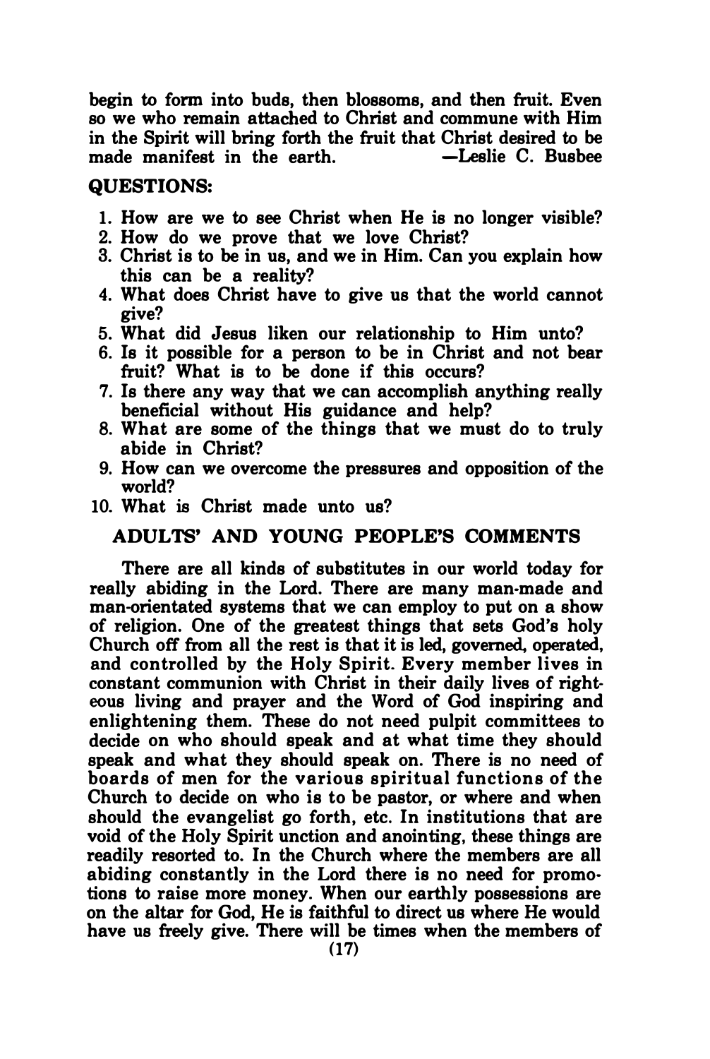begin to form into buds, then blossoms, and then fruit. Even so we who remain attached to Christ and commune with Him in the Spirit will bring forth the fruit that Christ desired to be made manifest in the earth. —Leslie C. Busbee

## QUESTIONS:

1. How are we to see Christ when He is no longer visible?
2. How do we prove that we love Christ?
3. Christ is to be in us, and we in Him. Can you explain how this can be a reality?
4. What does Christ have to give us that the world cannot give?
5. What did Jesus liken our relationship to Him unto?
6. Is it possible for a person to be in Christ and not bear fruit? What is to be done if this occurs?
7. Is there any way that we can accomplish anything really beneficial without His guidance and help?
8. What are some of the things that we must do to truly abide in Christ?
9. How can we overcome the pressures and opposition of the world?
10. What is Christ made unto us?

## ADULTS' AND YOUNG PEOPLE'S COMMENTS

There are all kinds of substitutes in our world today for really abiding in the Lord. There are many man-made and man-orientated systems that we can employ to put on a show of religion. One of the greatest things that sets God's holy Church off from all the rest is that it is led, governed, operated, and controlled by the Holy Spirit. Every member lives in constant communion with Christ in their daily lives of righteous living and prayer and the Word of God inspiring and enlightening them. These do not need pulpit committees to decide on who should speak and at what time they should speak and what they should speak on. There is no need of boards of men for the various spiritual functions of the Church to decide on who is to be pastor, or where and when should the evangelist go forth, etc. In institutions that are void of the Holy Spirit unction and anointing, these things are readily resorted to. In the Church where the members are all abiding constantly in the Lord there is no need for promotions to raise more money. When our earthly possessions are on the altar for God, He is faithful to direct us where He would have us freely give. There will be times when the members of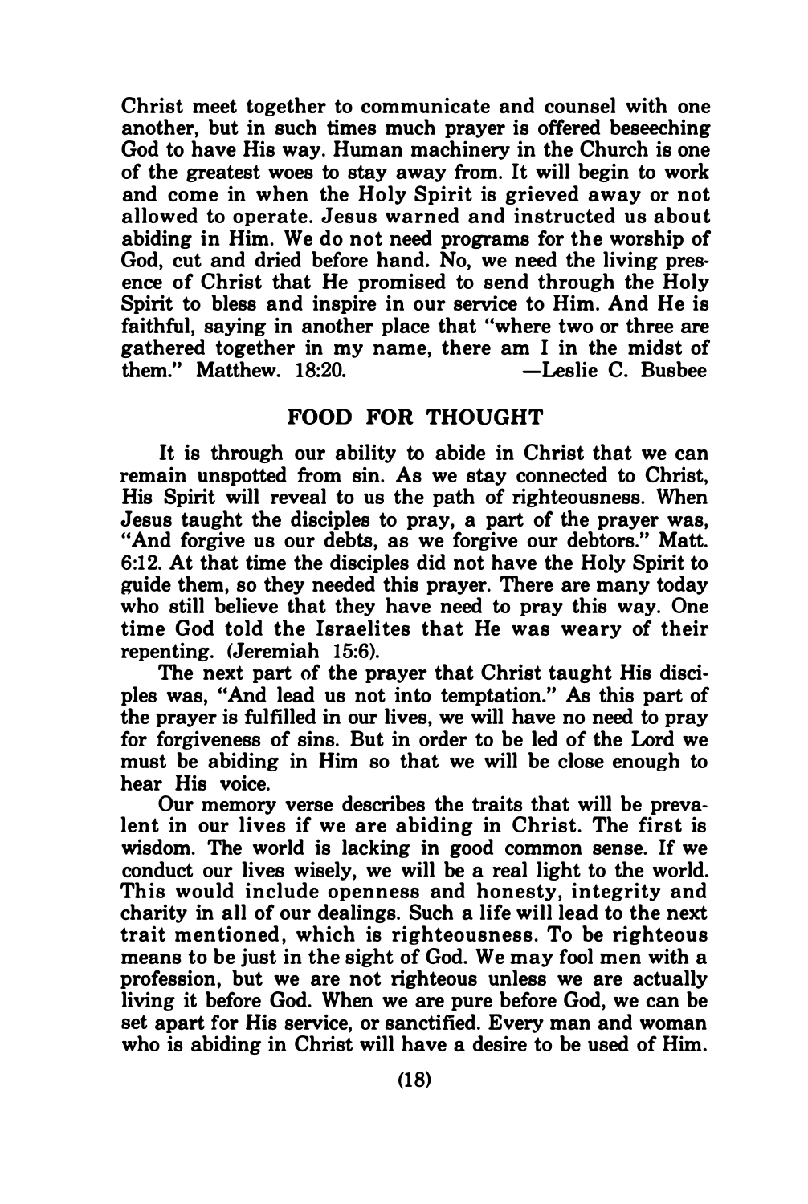Christ meet together to communicate and counsel with one another, but in such times much prayer is offered beseeching God to have His way. Human machinery in the Church is one of the greatest woes to stay away from. It will begin to work and come in when the Holy Spirit is grieved away or not allowed to operate. Jesus warned and instructed us about abiding in Him. We do not need programs for the worship of God, cut and dried before hand. No, we need the living presence of Christ that He promised to send through the Holy Spirit to bless and inspire in our service to Him. And He is faithful, saying in another place that "where two or three are gathered together in my name, there am I in the midst of them." Matthew. 18:20. —Leslie C. Busbee

## FOOD FOR THOUGHT

It is through our ability to abide in Christ that we can remain unspotted from sin. As we stay connected to Christ, His Spirit will reveal to us the path of righteousness. When Jesus taught the disciples to pray, a part of the prayer was, "And forgive us our debts, as we forgive our debtors." Matt. 6:12. At that time the disciples did not have the Holy Spirit to guide them, so they needed this prayer. There are many today who still believe that they have need to pray this way. One time God told the Israelites that He was weary of their repenting. (Jeremiah 15:6).

The next part of the prayer that Christ taught His disciples was, "And lead us not into temptation." As this part of the prayer is fulfilled in our lives, we will have no need to pray for forgiveness of sins. But in order to be led of the Lord we must be abiding in Him so that we will be close enough to hear His voice.

Our memory verse describes the traits that will be prevalent in our lives if we are abiding in Christ. The first is wisdom. The world is lacking in good common sense. If we conduct our lives wisely, we will be a real light to the world. This would include openness and honesty, integrity and charity in all of our dealings. Such a life will lead to the next trait mentioned, which is righteousness. To be righteous means to be just in the sight of God. We may fool men with a profession, but we are not righteous unless we are actually living it before God. When we are pure before God, we can be set apart for His service, or sanctified. Every man and woman who is abiding in Christ will have a desire to be used of Him.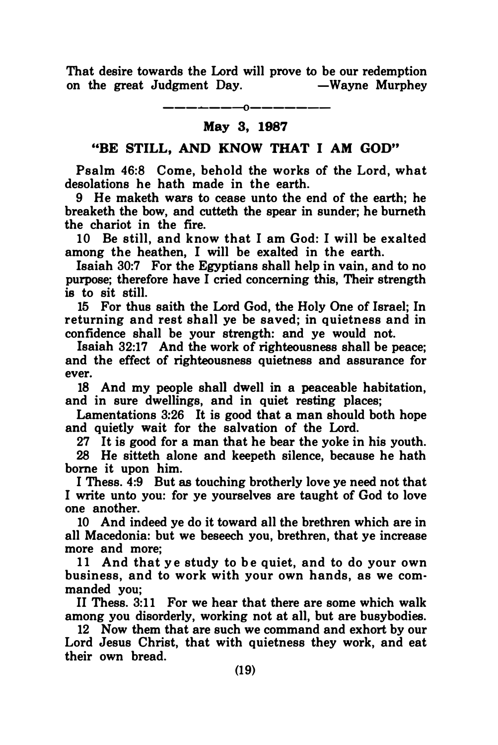That desire towards the Lord will prove to be our redemption on the great Judgment Day. —Wayne Murphey

---

## May 3, 1987

### "BE STILL, AND KNOW THAT I AM GOD"

Psalm 46:8 Come, behold the works of the Lord, what desolations he hath made in the earth.

9 He maketh wars to cease unto the end of the earth; he breaketh the bow, and cutteth the spear in sunder; he burneth the chariot in the fire.

10 Be still, and know that I am God: I will be exalted among the heathen, I will be exalted in the earth.

Isaiah 30:7 For the Egyptians shall help in vain, and to no purpose; therefore have I cried concerning this, Their strength is to sit still.

15 For thus saith the Lord God, the Holy One of Israel; In returning and rest shall ye be saved; in quietness and in confidence shall be your strength: and ye would not.

Isaiah 32:17 And the work of righteousness shall be peace; and the effect of righteousness quietness and assurance for ever.

18 And my people shall dwell in a peaceable habitation, and in sure dwellings, and in quiet resting places;

Lamentations 3:26 It is good that a man should both hope and quietly wait for the salvation of the Lord.

27 It is good for a man that he bear the yoke in his youth.

28 He sitteth alone and keepeth silence, because he hath borne it upon him.

I Thess. 4:9 But as touching brotherly love ye need not that I write unto you: for ye yourselves are taught of God to love one another.

10 And indeed ye do it toward all the brethren which are in all Macedonia: but we beseech you, brethren, that ye increase more and more;

11 And that ye study to be quiet, and to do your own business, and to work with your own hands, as we commanded you;

II Thess. 3:11 For we hear that there are some which walk among you disorderly, working not at all, but are busybodies.

12 Now them that are such we command and exhort by our Lord Jesus Christ, that with quietness they work, and eat their own bread.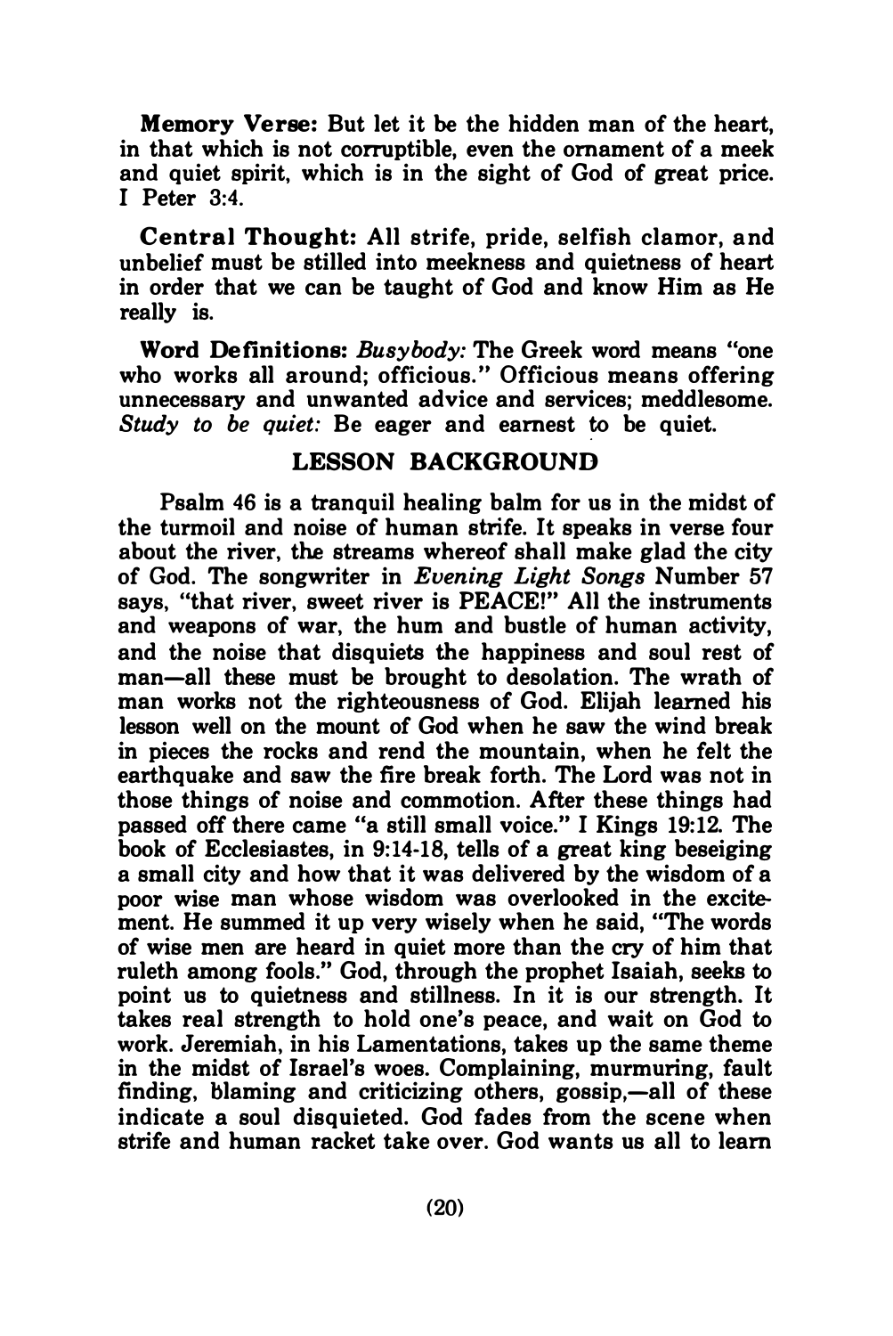**Memory Verse:** But let it be the hidden man of the heart, in that which is not corruptible, even the ornament of a meek and quiet spirit, which is in the sight of God of great price. I Peter 3:4.

**Central Thought:** All strife, pride, selfish clamor, and unbelief must be stilled into meekness and quietness of heart in order that we can be taught of God and know Him as He really is.

**Word Definitions:** *Busybody:* The Greek word means "one who works all around; officious." Officious means offering unnecessary and unwanted advice and services; meddlesome. *Study to be quiet:* Be eager and earnest to be quiet.

## LESSON BACKGROUND

Psalm 46 is a tranquil healing balm for us in the midst of the turmoil and noise of human strife. It speaks in verse four about the river, the streams whereof shall make glad the city of God. The songwriter in *Evening Light Songs* Number 57 says, "that river, sweet river is PEACE!" All the instruments and weapons of war, the hum and bustle of human activity, and the noise that disquiets the happiness and soul rest of man—all these must be brought to desolation. The wrath of man works not the righteousness of God. Elijah learned his lesson well on the mount of God when he saw the wind break in pieces the rocks and rend the mountain, when he felt the earthquake and saw the fire break forth. The Lord was not in those things of noise and commotion. After these things had passed off there came "a still small voice." I Kings 19:12. The book of Ecclesiastes, in 9:14-18, tells of a great king beseiging a small city and how that it was delivered by the wisdom of a poor wise man whose wisdom was overlooked in the excitement. He summed it up very wisely when he said, "The words of wise men are heard in quiet more than the cry of him that ruleth among fools." God, through the prophet Isaiah, seeks to point us to quietness and stillness. In it is our strength. It takes real strength to hold one's peace, and wait on God to work. Jeremiah, in his Lamentations, takes up the same theme in the midst of Israel's woes. Complaining, murmuring, fault finding, blaming and criticizing others, gossip,—all of these indicate a soul disquieted. God fades from the scene when strife and human racket take over. God wants us all to learn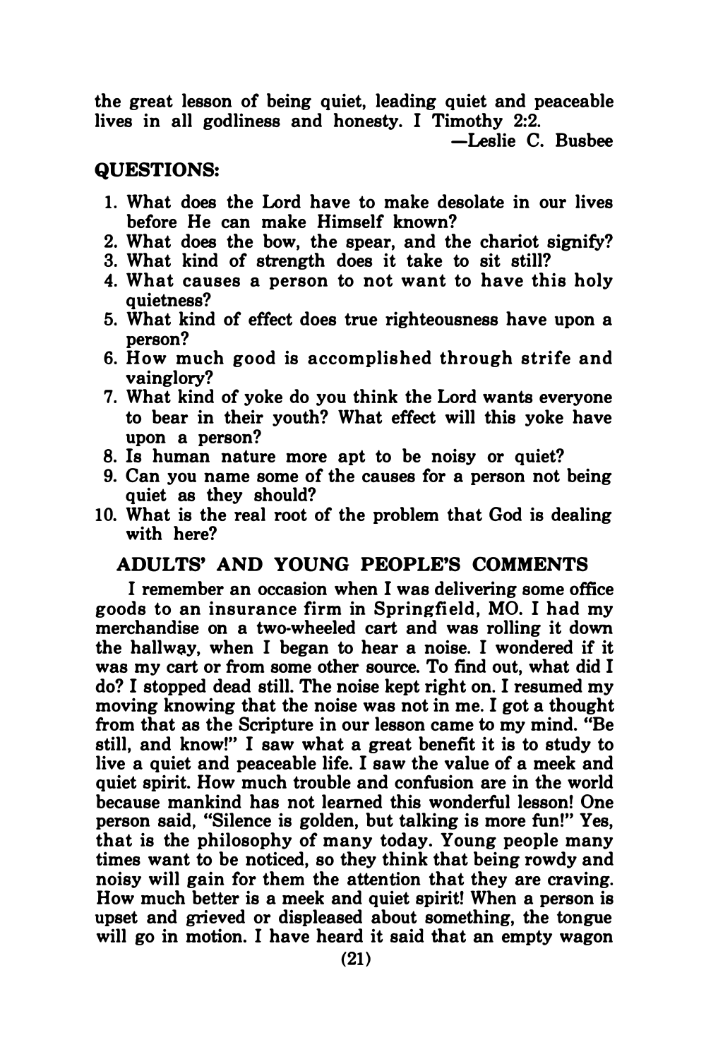the great lesson of being quiet, leading quiet and peaceable lives in all godliness and honesty. I Timothy 2:2.

—Leslie C. Busbee

## QUESTIONS:

1. What does the Lord have to make desolate in our lives before He can make Himself known?
2. What does the bow, the spear, and the chariot signify?
3. What kind of strength does it take to sit still?
4. What causes a person to not want to have this holy quietness?
5. What kind of effect does true righteousness have upon a person?
6. How much good is accomplished through strife and vainglory?
7. What kind of yoke do you think the Lord wants everyone to bear in their youth? What effect will this yoke have upon a person?
8. Is human nature more apt to be noisy or quiet?
9. Can you name some of the causes for a person not being quiet as they should?
10. What is the real root of the problem that God is dealing with here?

## ADULTS' AND YOUNG PEOPLE'S COMMENTS

I remember an occasion when I was delivering some office goods to an insurance firm in Springfield, MO. I had my merchandise on a two-wheeled cart and was rolling it down the hallway, when I began to hear a noise. I wondered if it was my cart or from some other source. To find out, what did I do? I stopped dead still. The noise kept right on. I resumed my moving knowing that the noise was not in me. I got a thought from that as the Scripture in our lesson came to my mind. "Be still, and know!" I saw what a great benefit it is to study to live a quiet and peaceable life. I saw the value of a meek and quiet spirit. How much trouble and confusion are in the world because mankind has not learned this wonderful lesson! One person said, "Silence is golden, but talking is more fun!" Yes, that is the philosophy of many today. Young people many times want to be noticed, so they think that being rowdy and noisy will gain for them the attention that they are craving. How much better is a meek and quiet spirit! When a person is upset and grieved or displeased about something, the tongue will go in motion. I have heard it said that an empty wagon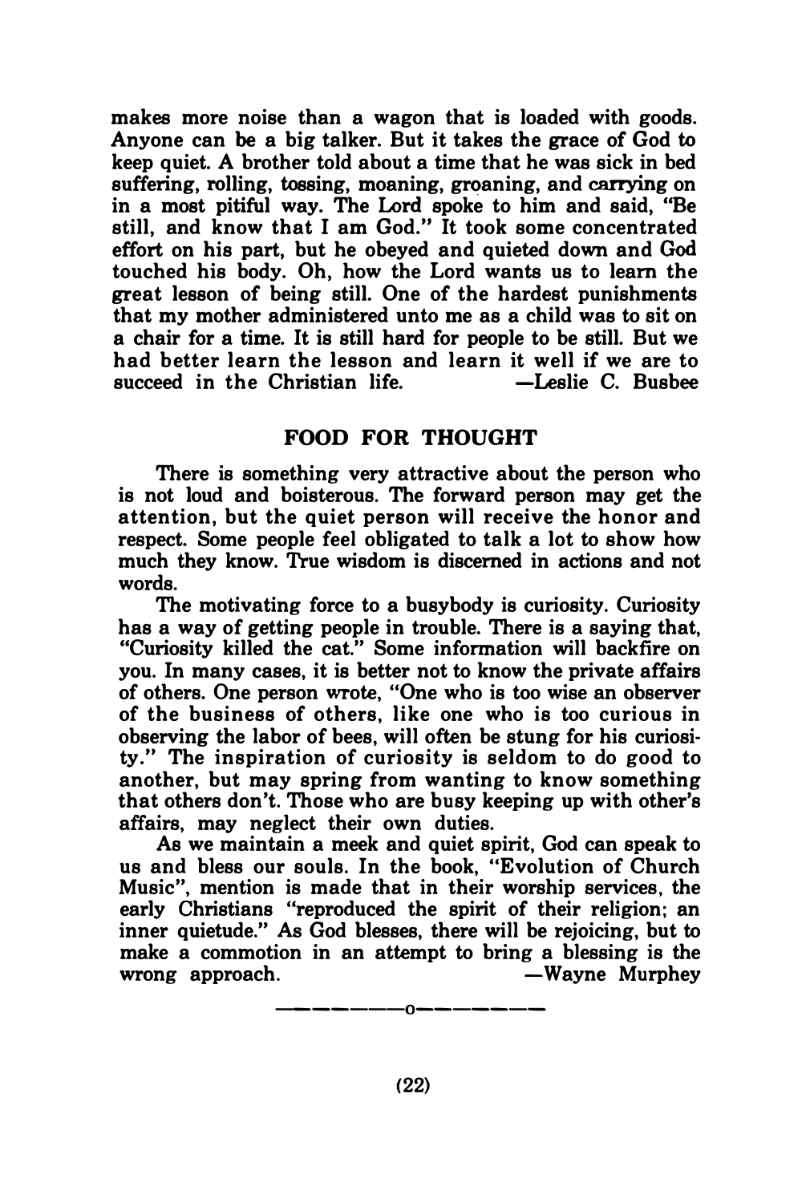makes more noise than a wagon that is loaded with goods. Anyone can be a big talker. But it takes the grace of God to keep quiet. A brother told about a time that he was sick in bed suffering, rolling, tossing, moaning, groaning, and carrying on in a most pitiful way. The Lord spoke to him and said, "Be still, and know that I am God." It took some concentrated effort on his part, but he obeyed and quieted down and God touched his body. Oh, how the Lord wants us to learn the great lesson of being still. One of the hardest punishments that my mother administered unto me as a child was to sit on a chair for a time. It is still hard for people to be still. But we had better learn the lesson and learn it well if we are to succeed in the Christian life. —Leslie C. Busbee

## FOOD FOR THOUGHT

There is something very attractive about the person who is not loud and boisterous. The forward person may get the attention, but the quiet person will receive the honor and respect. Some people feel obligated to talk a lot to show how much they know. True wisdom is discerned in actions and not words.

The motivating force to a busybody is curiosity. Curiosity has a way of getting people in trouble. There is a saying that, "Curiosity killed the cat." Some information will backfire on you. In many cases, it is better not to know the private affairs of others. One person wrote, "One who is too wise an observer of the business of others, like one who is too curious in observing the labor of bees, will often be stung for his curiosity." The inspiration of curiosity is seldom to do good to another, but may spring from wanting to know something that others don't. Those who are busy keeping up with other's affairs, may neglect their own duties.

As we maintain a meek and quiet spirit, God can speak to us and bless our souls. In the book, "Evolution of Church Music", mention is made that in their worship services, the early Christians "reproduced the spirit of their religion; an inner quietude." As God blesses, there will be rejoicing, but to make a commotion in an attempt to bring a blessing is the wrong approach. —Wayne Murphey

———————o———————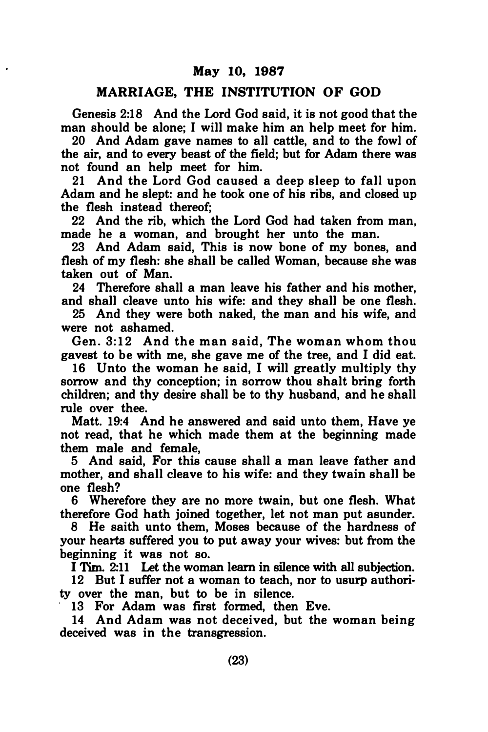**May 10, 1987**

## MARRIAGE, THE INSTITUTION OF GOD

Genesis 2:18 And the Lord God said, it is not good that the man should be alone; I will make him an help meet for him.

20 And Adam gave names to all cattle, and to the fowl of the air, and to every beast of the field; but for Adam there was not found an help meet for him.

21 And the Lord God caused a deep sleep to fall upon Adam and he slept: and he took one of his ribs, and closed up the flesh instead thereof;

22 And the rib, which the Lord God had taken from man, made he a woman, and brought her unto the man.

23 And Adam said, This is now bone of my bones, and flesh of my flesh: she shall be called Woman, because she was taken out of Man.

24 Therefore shall a man leave his father and his mother, and shall cleave unto his wife: and they shall be one flesh.

25 And they were both naked, the man and his wife, and were not ashamed.

Gen. 3:12 And the man said, The woman whom thou gavest to be with me, she gave me of the tree, and I did eat.

16 Unto the woman he said, I will greatly multiply thy sorrow and thy conception; in sorrow thou shalt bring forth children; and thy desire shall be to thy husband, and he shall rule over thee.

Matt. 19:4 And he answered and said unto them, Have ye not read, that he which made them at the beginning made them male and female,

5 And said, For this cause shall a man leave father and mother, and shall cleave to his wife: and they twain shall be one flesh?

6 Wherefore they are no more twain, but one flesh. What therefore God hath joined together, let not man put asunder.

8 He saith unto them, Moses because of the hardness of your hearts suffered you to put away your wives: but from the beginning it was not so.

I Tim. 2:11 Let the woman learn in silence with all subjection.

12 But I suffer not a woman to teach, nor to usurp authority over the man, but to be in silence.

13 For Adam was first formed, then Eve.

14 And Adam was not deceived, but the woman being deceived was in the transgression.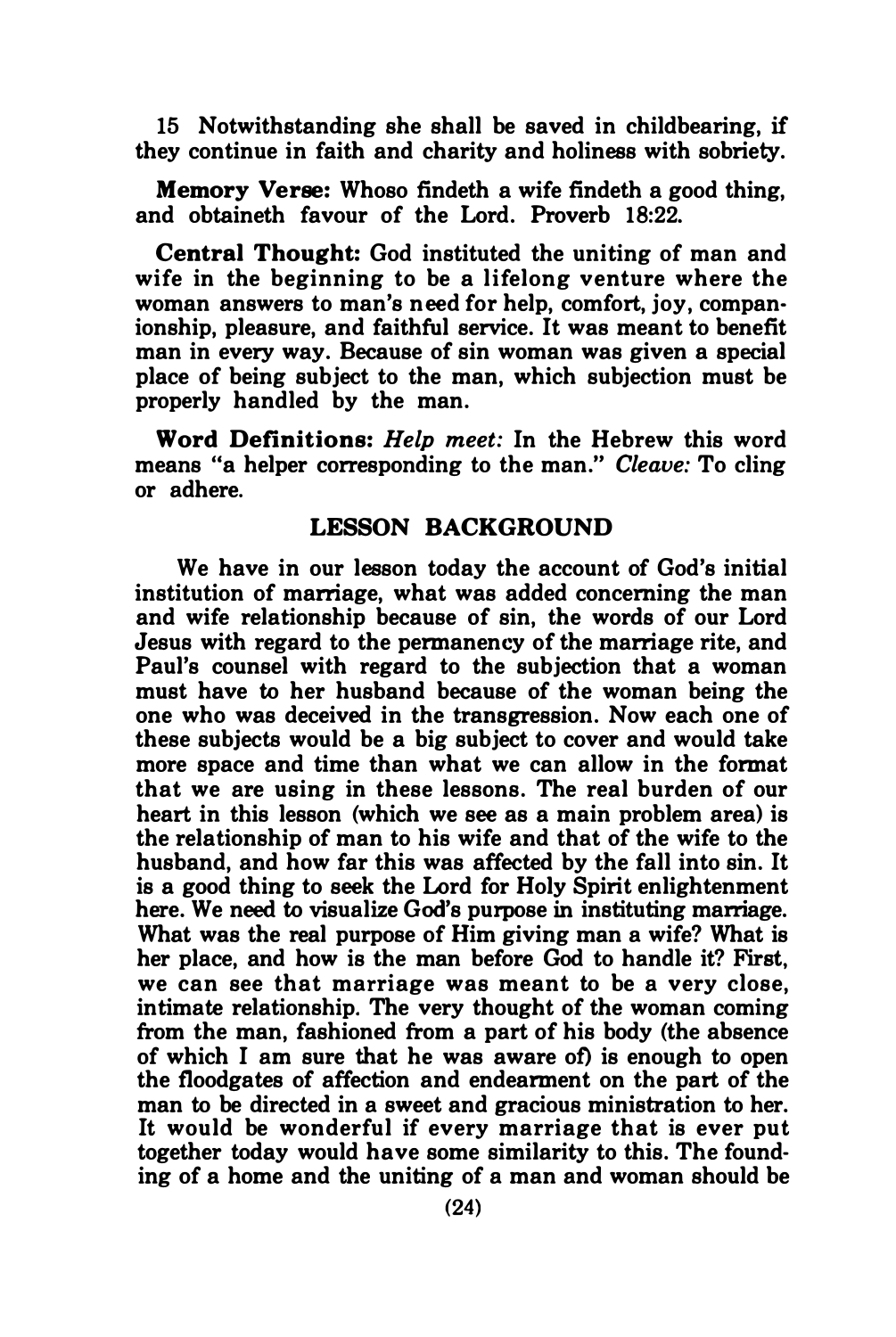15 Notwithstanding she shall be saved in childbearing, if they continue in faith and charity and holiness with sobriety.

**Memory Verse:** Whoso findeth a wife findeth a good thing, and obtaineth favour of the Lord. Proverb 18:22.

**Central Thought:** God instituted the uniting of man and wife in the beginning to be a lifelong venture where the woman answers to man's need for help, comfort, joy, companionship, pleasure, and faithful service. It was meant to benefit man in every way. Because of sin woman was given a special place of being subject to the man, which subjection must be properly handled by the man.

**Word Definitions:** *Help meet:* In the Hebrew this word means "a helper corresponding to the man." *Cleave:* To cling or adhere.

## LESSON BACKGROUND

We have in our lesson today the account of God's initial institution of marriage, what was added concerning the man and wife relationship because of sin, the words of our Lord Jesus with regard to the permanency of the marriage rite, and Paul's counsel with regard to the subjection that a woman must have to her husband because of the woman being the one who was deceived in the transgression. Now each one of these subjects would be a big subject to cover and would take more space and time than what we can allow in the format that we are using in these lessons. The real burden of our heart in this lesson (which we see as a main problem area) is the relationship of man to his wife and that of the wife to the husband, and how far this was affected by the fall into sin. It is a good thing to seek the Lord for Holy Spirit enlightenment here. We need to visualize God's purpose in instituting marriage. What was the real purpose of Him giving man a wife? What is her place, and how is the man before God to handle it? First, we can see that marriage was meant to be a very close, intimate relationship. The very thought of the woman coming from the man, fashioned from a part of his body (the absence of which I am sure that he was aware of) is enough to open the floodgates of affection and endearment on the part of the man to be directed in a sweet and gracious ministration to her. It would be wonderful if every marriage that is ever put together today would have some similarity to this. The founding of a home and the uniting of a man and woman should be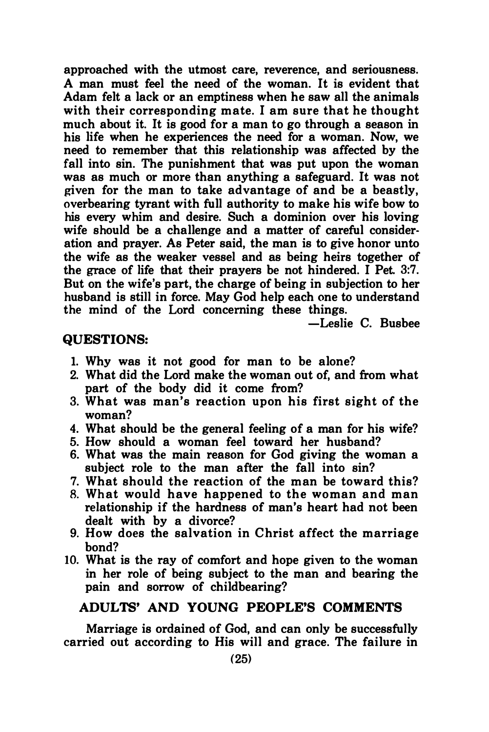approached with the utmost care, reverence, and seriousness. A man must feel the need of the woman. It is evident that Adam felt a lack or an emptiness when he saw all the animals with their corresponding mate. I am sure that he thought much about it. It is good for a man to go through a season in his life when he experiences the need for a woman. Now, we need to remember that this relationship was affected by the fall into sin. The punishment that was put upon the woman was as much or more than anything a safeguard. It was not given for the man to take advantage of and be a beastly, overbearing tyrant with full authority to make his wife bow to his every whim and desire. Such a dominion over his loving wife should be a challenge and a matter of careful consideration and prayer. As Peter said, the man is to give honor unto the wife as the weaker vessel and as being heirs together of the grace of life that their prayers be not hindered. I Pet. 3:7. But on the wife's part, the charge of being in subjection to her husband is still in force. May God help each one to understand the mind of the Lord concerning these things.

—Leslie C. Busbee

**QUESTIONS:**

1. Why was it not good for man to be alone?
2. What did the Lord make the woman out of, and from what part of the body did it come from?
3. What was man's reaction upon his first sight of the woman?
4. What should be the general feeling of a man for his wife?
5. How should a woman feel toward her husband?
6. What was the main reason for God giving the woman a subject role to the man after the fall into sin?
7. What should the reaction of the man be toward this?
8. What would have happened to the woman and man relationship if the hardness of man's heart had not been dealt with by a divorce?
9. How does the salvation in Christ affect the marriage bond?
10. What is the ray of comfort and hope given to the woman in her role of being subject to the man and bearing the pain and sorrow of childbearing?

## ADULTS' AND YOUNG PEOPLE'S COMMENTS

Marriage is ordained of God, and can only be successfully carried out according to His will and grace. The failure in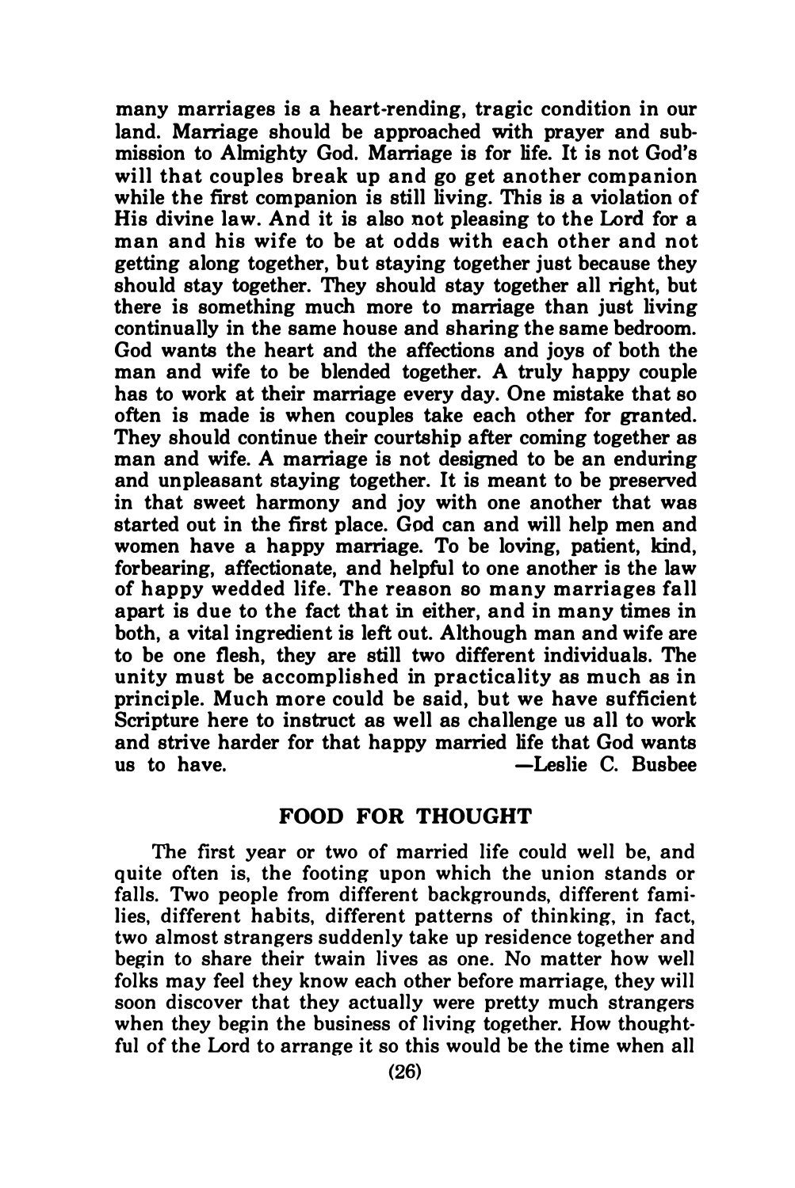many marriages is a heart-rending, tragic condition in our land. Marriage should be approached with prayer and submission to Almighty God. Marriage is for life. It is not God's will that couples break up and go get another companion while the first companion is still living. This is a violation of His divine law. And it is also not pleasing to the Lord for a man and his wife to be at odds with each other and not getting along together, but staying together just because they should stay together. They should stay together all right, but there is something much more to marriage than just living continually in the same house and sharing the same bedroom. God wants the heart and the affections and joys of both the man and wife to be blended together. A truly happy couple has to work at their marriage every day. One mistake that so often is made is when couples take each other for granted. They should continue their courtship after coming together as man and wife. A marriage is not designed to be an enduring and unpleasant staying together. It is meant to be preserved in that sweet harmony and joy with one another that was started out in the first place. God can and will help men and women have a happy marriage. To be loving, patient, kind, forbearing, affectionate, and helpful to one another is the law of happy wedded life. The reason so many marriages fall apart is due to the fact that in either, and in many times in both, a vital ingredient is left out. Although man and wife are to be one flesh, they are still two different individuals. The unity must be accomplished in practicality as much as in principle. Much more could be said, but we have sufficient Scripture here to instruct as well as challenge us all to work and strive harder for that happy married life that God wants us to have.

—Leslie C. Busbee

## FOOD FOR THOUGHT

The first year or two of married life could well be, and quite often is, the footing upon which the union stands or falls. Two people from different backgrounds, different families, different habits, different patterns of thinking, in fact, two almost strangers suddenly take up residence together and begin to share their twain lives as one. No matter how well folks may feel they know each other before marriage, they will soon discover that they actually were pretty much strangers when they begin the business of living together. How thoughtful of the Lord to arrange it so this would be the time when all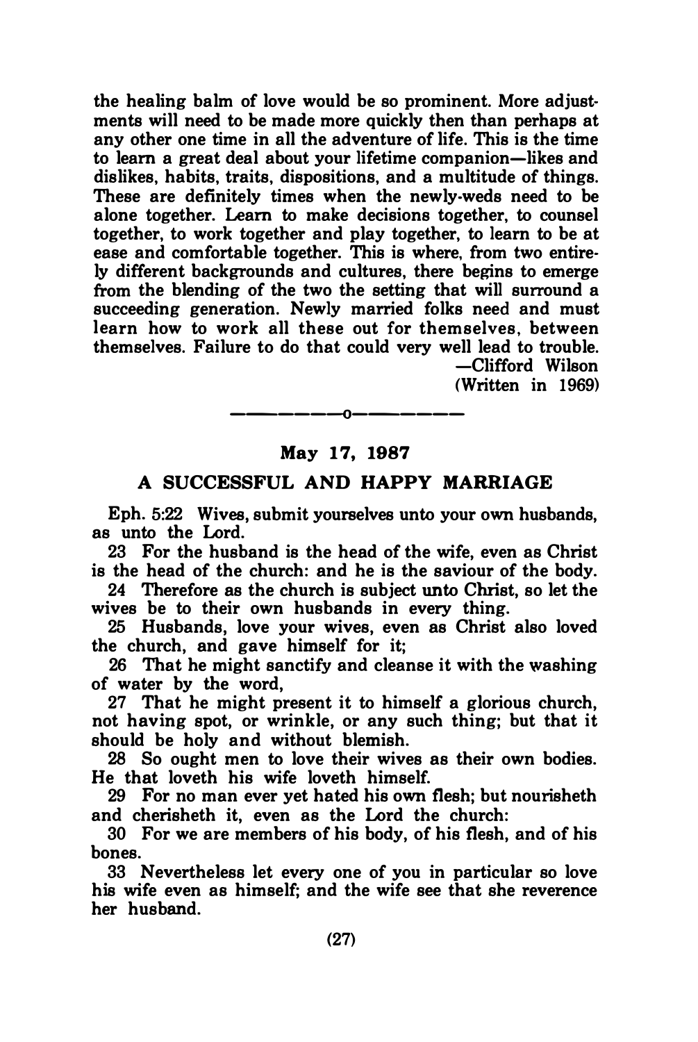the healing balm of love would be so prominent. More adjustments will need to be made more quickly then than perhaps at any other one time in all the adventure of life. This is the time to learn a great deal about your lifetime companion—likes and dislikes, habits, traits, dispositions, and a multitude of things. These are definitely times when the newly-weds need to be alone together. Learn to make decisions together, to counsel together, to work together and play together, to learn to be at ease and comfortable together. This is where, from two entirely different backgrounds and cultures, there begins to emerge from the blending of the two the setting that will surround a succeeding generation. Newly married folks need and must learn how to work all these out for themselves, between themselves. Failure to do that could very well lead to trouble.

—Clifford Wilson
(Written in 1969)

---

**May 17, 1987**

## A SUCCESSFUL AND HAPPY MARRIAGE

Eph. 5:22 Wives, submit yourselves unto your own husbands, as unto the Lord.

23 For the husband is the head of the wife, even as Christ is the head of the church: and he is the saviour of the body.

24 Therefore as the church is subject unto Christ, so let the wives be to their own husbands in every thing.

25 Husbands, love your wives, even as Christ also loved the church, and gave himself for it;

26 That he might sanctify and cleanse it with the washing of water by the word,

27 That he might present it to himself a glorious church, not having spot, or wrinkle, or any such thing; but that it should be holy and without blemish.

28 So ought men to love their wives as their own bodies. He that loveth his wife loveth himself.

29 For no man ever yet hated his own flesh; but nourisheth and cherisheth it, even as the Lord the church:

30 For we are members of his body, of his flesh, and of his bones.

33 Nevertheless let every one of you in particular so love his wife even as himself; and the wife see that she reverence her husband.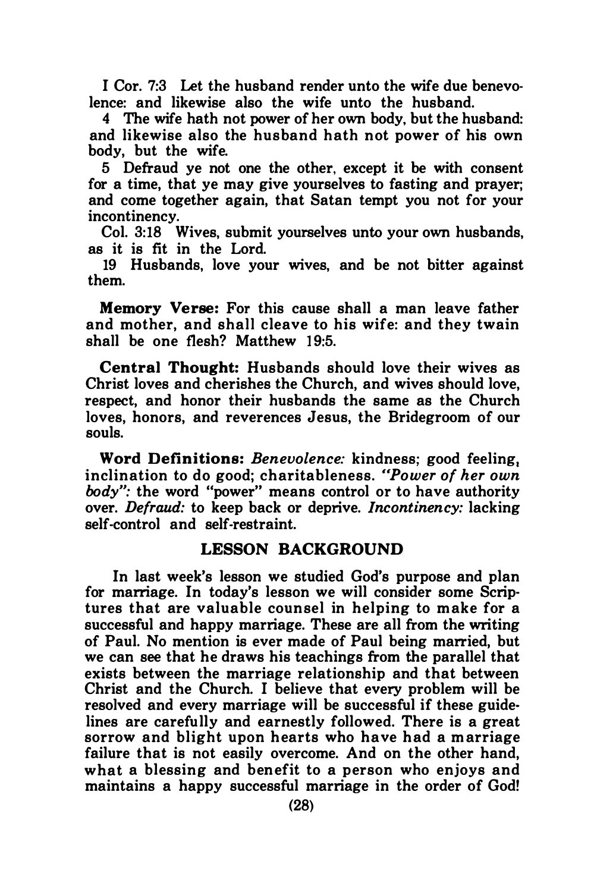I Cor. 7:3 Let the husband render unto the wife due benevolence: and likewise also the wife unto the husband.

4 The wife hath not power of her own body, but the husband: and likewise also the husband hath not power of his own body, but the wife.

5 Defraud ye not one the other, except it be with consent for a time, that ye may give yourselves to fasting and prayer; and come together again, that Satan tempt you not for your incontinency.

Col. 3:18 Wives, submit yourselves unto your own husbands, as it is fit in the Lord.

19 Husbands, love your wives, and be not bitter against them.

**Memory Verse:** For this cause shall a man leave father and mother, and shall cleave to his wife: and they twain shall be one flesh? Matthew 19:5.

**Central Thought:** Husbands should love their wives as Christ loves and cherishes the Church, and wives should love, respect, and honor their husbands the same as the Church loves, honors, and reverences Jesus, the Bridegroom of our souls.

**Word Definitions:** *Benevolence:* kindness; good feeling, inclination to do good; charitableness. *"Power of her own body":* the word "power" means control or to have authority over. *Defraud:* to keep back or deprive. *Incontinency:* lacking self-control and self-restraint.

## LESSON BACKGROUND

In last week's lesson we studied God's purpose and plan for marriage. In today's lesson we will consider some Scriptures that are valuable counsel in helping to make for a successful and happy marriage. These are all from the writing of Paul. No mention is ever made of Paul being married, but we can see that he draws his teachings from the parallel that exists between the marriage relationship and that between Christ and the Church. I believe that every problem will be resolved and every marriage will be successful if these guidelines are carefully and earnestly followed. There is a great sorrow and blight upon hearts who have had a marriage failure that is not easily overcome. And on the other hand, what a blessing and benefit to a person who enjoys and maintains a happy successful marriage in the order of God!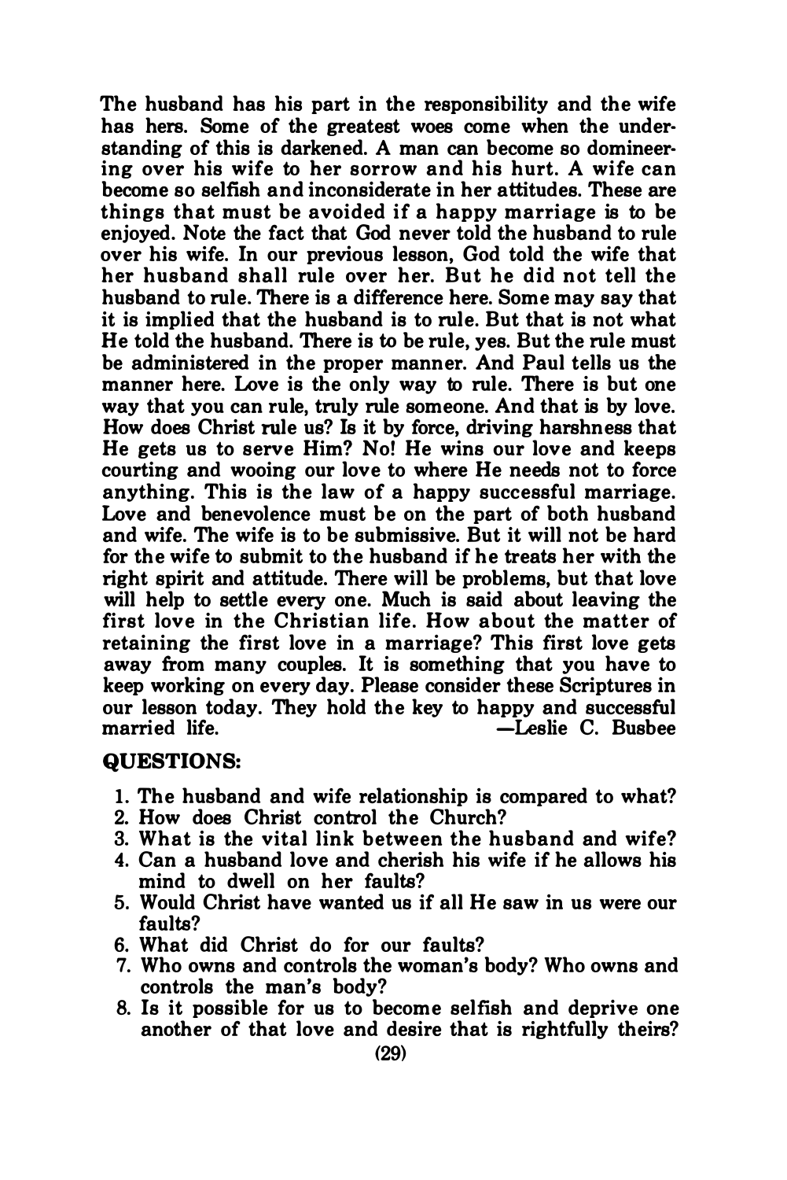The husband has his part in the responsibility and the wife has hers. Some of the greatest woes come when the understanding of this is darkened. A man can become so domineering over his wife to her sorrow and his hurt. A wife can become so selfish and inconsiderate in her attitudes. These are things that must be avoided if a happy marriage is to be enjoyed. Note the fact that God never told the husband to rule over his wife. In our previous lesson, God told the wife that her husband shall rule over her. But he did not tell the husband to rule. There is a difference here. Some may say that it is implied that the husband is to rule. But that is not what He told the husband. There is to be rule, yes. But the rule must be administered in the proper manner. And Paul tells us the manner here. Love is the only way to rule. There is but one way that you can rule, truly rule someone. And that is by love. How does Christ rule us? Is it by force, driving harshness that He gets us to serve Him? No! He wins our love and keeps courting and wooing our love to where He needs not to force anything. This is the law of a happy successful marriage. Love and benevolence must be on the part of both husband and wife. The wife is to be submissive. But it will not be hard for the wife to submit to the husband if he treats her with the right spirit and attitude. There will be problems, but that love will help to settle every one. Much is said about leaving the first love in the Christian life. How about the matter of retaining the first love in a marriage? This first love gets away from many couples. It is something that you have to keep working on every day. Please consider these Scriptures in our lesson today. They hold the key to happy and successful married life. —Leslie C. Busbee

**QUESTIONS:**

1. The husband and wife relationship is compared to what?
2. How does Christ control the Church?
3. What is the vital link between the husband and wife?
4. Can a husband love and cherish his wife if he allows his mind to dwell on her faults?
5. Would Christ have wanted us if all He saw in us were our faults?
6. What did Christ do for our faults?
7. Who owns and controls the woman's body? Who owns and controls the man's body?
8. Is it possible for us to become selfish and deprive one another of that love and desire that is rightfully theirs?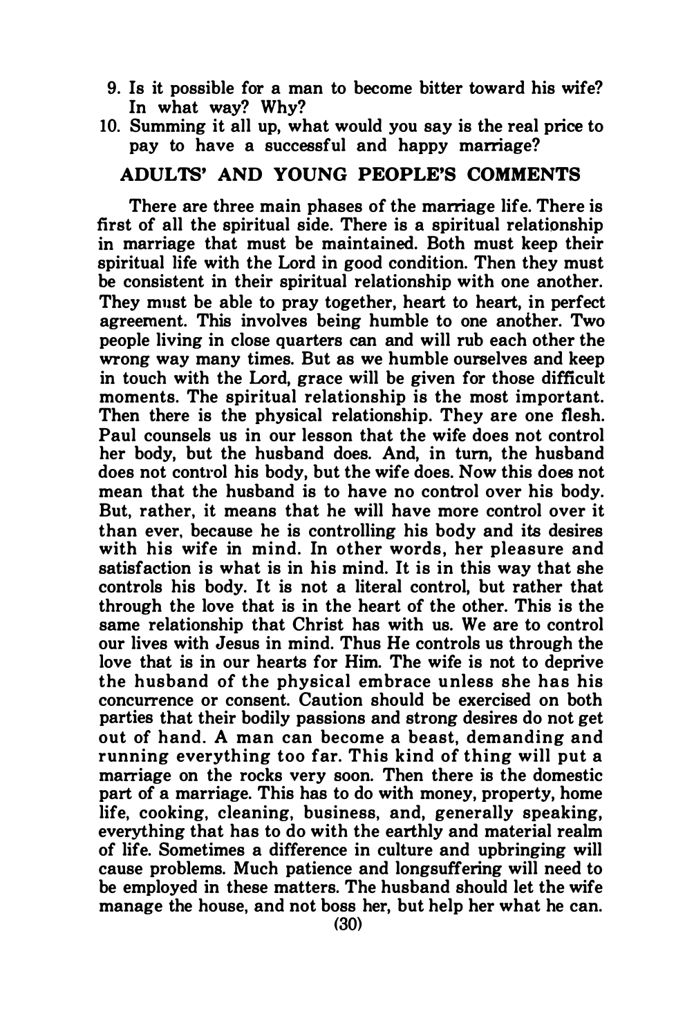9. Is it possible for a man to become bitter toward his wife? In what way? Why?
10. Summing it all up, what would you say is the real price to pay to have a successful and happy marriage?

## ADULTS' AND YOUNG PEOPLE'S COMMENTS

There are three main phases of the marriage life. There is first of all the spiritual side. There is a spiritual relationship in marriage that must be maintained. Both must keep their spiritual life with the Lord in good condition. Then they must be consistent in their spiritual relationship with one another. They must be able to pray together, heart to heart, in perfect agreement. This involves being humble to one another. Two people living in close quarters can and will rub each other the wrong way many times. But as we humble ourselves and keep in touch with the Lord, grace will be given for those difficult moments. The spiritual relationship is the most important. Then there is the physical relationship. They are one flesh. Paul counsels us in our lesson that the wife does not control her body, but the husband does. And, in turn, the husband does not control his body, but the wife does. Now this does not mean that the husband is to have no control over his body. But, rather, it means that he will have more control over it than ever, because he is controlling his body and its desires with his wife in mind. In other words, her pleasure and satisfaction is what is in his mind. It is in this way that she controls his body. It is not a literal control, but rather that through the love that is in the heart of the other. This is the same relationship that Christ has with us. We are to control our lives with Jesus in mind. Thus He controls us through the love that is in our hearts for Him. The wife is not to deprive the husband of the physical embrace unless she has his concurrence or consent. Caution should be exercised on both parties that their bodily passions and strong desires do not get out of hand. A man can become a beast, demanding and running everything too far. This kind of thing will put a marriage on the rocks very soon. Then there is the domestic part of a marriage. This has to do with money, property, home life, cooking, cleaning, business, and, generally speaking, everything that has to do with the earthly and material realm of life. Sometimes a difference in culture and upbringing will cause problems. Much patience and longsuffering will need to be employed in these matters. The husband should let the wife manage the house, and not boss her, but help her what he can.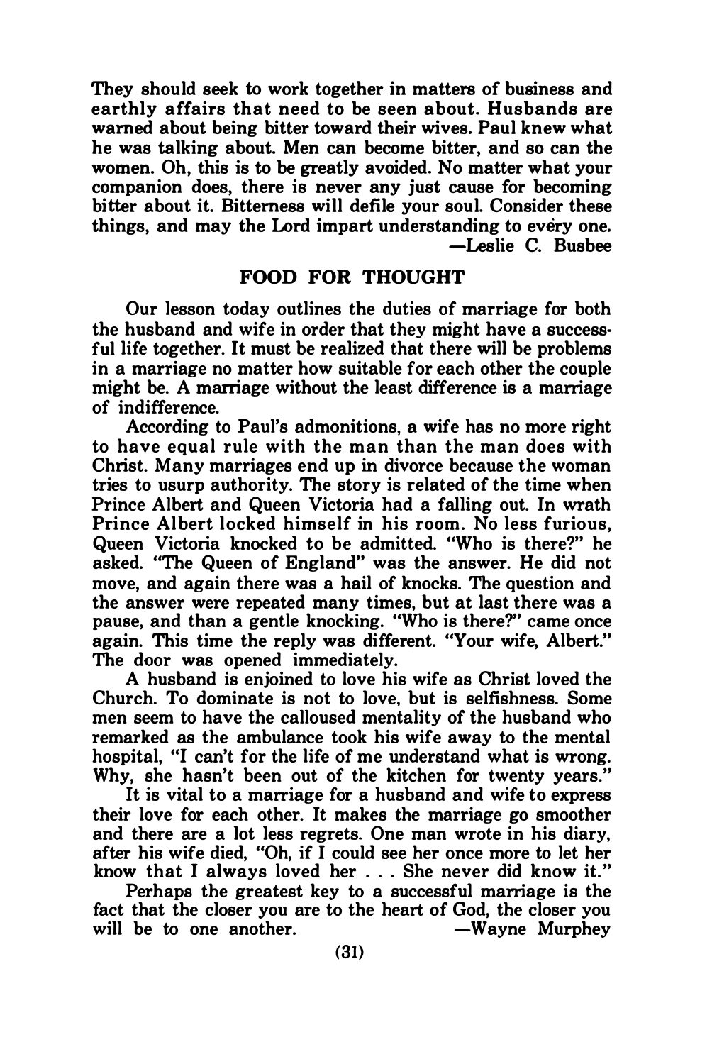They should seek to work together in matters of business and earthly affairs that need to be seen about. Husbands are warned about being bitter toward their wives. Paul knew what he was talking about. Men can become bitter, and so can the women. Oh, this is to be greatly avoided. No matter what your companion does, there is never any just cause for becoming bitter about it. Bitterness will defile your soul. Consider these things, and may the Lord impart understanding to every one.

—Leslie C. Busbee

## FOOD FOR THOUGHT

Our lesson today outlines the duties of marriage for both the husband and wife in order that they might have a successful life together. It must be realized that there will be problems in a marriage no matter how suitable for each other the couple might be. A marriage without the least difference is a marriage of indifference.

According to Paul's admonitions, a wife has no more right to have equal rule with the man than the man does with Christ. Many marriages end up in divorce because the woman tries to usurp authority. The story is related of the time when Prince Albert and Queen Victoria had a falling out. In wrath Prince Albert locked himself in his room. No less furious, Queen Victoria knocked to be admitted. "Who is there?" he asked. "The Queen of England" was the answer. He did not move, and again there was a hail of knocks. The question and the answer were repeated many times, but at last there was a pause, and than a gentle knocking. "Who is there?" came once again. This time the reply was different. "Your wife, Albert." The door was opened immediately.

A husband is enjoined to love his wife as Christ loved the Church. To dominate is not to love, but is selfishness. Some men seem to have the calloused mentality of the husband who remarked as the ambulance took his wife away to the mental hospital, "I can't for the life of me understand what is wrong. Why, she hasn't been out of the kitchen for twenty years."

It is vital to a marriage for a husband and wife to express their love for each other. It makes the marriage go smoother and there are a lot less regrets. One man wrote in his diary, after his wife died, "Oh, if I could see her once more to let her know that I always loved her . . . She never did know it."

Perhaps the greatest key to a successful marriage is the fact that the closer you are to the heart of God, the closer you will be to one another.

—Wayne Murphey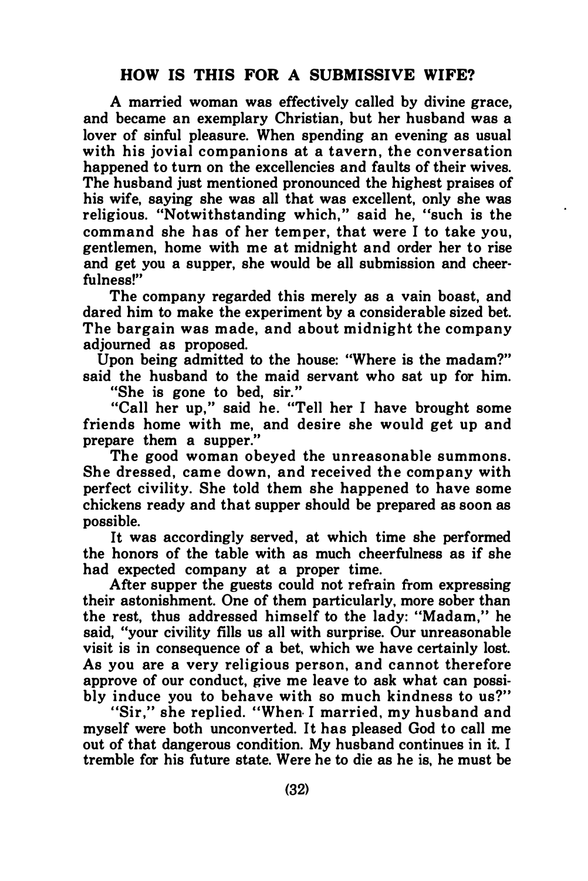## HOW IS THIS FOR A SUBMISSIVE WIFE?

A married woman was effectively called by divine grace, and became an exemplary Christian, but her husband was a lover of sinful pleasure. When spending an evening as usual with his jovial companions at a tavern, the conversation happened to turn on the excellencies and faults of their wives. The husband just mentioned pronounced the highest praises of his wife, saying she was all that was excellent, only she was religious. "Notwithstanding which," said he, "such is the command she has of her temper, that were I to take you, gentlemen, home with me at midnight and order her to rise and get you a supper, she would be all submission and cheerfulness!"

The company regarded this merely as a vain boast, and dared him to make the experiment by a considerable sized bet. The bargain was made, and about midnight the company adjourned as proposed.

Upon being admitted to the house: "Where is the madam?" said the husband to the maid servant who sat up for him.

"She is gone to bed, sir."

"Call her up," said he. "Tell her I have brought some friends home with me, and desire she would get up and prepare them a supper."

The good woman obeyed the unreasonable summons. She dressed, came down, and received the company with perfect civility. She told them she happened to have some chickens ready and that supper should be prepared as soon as possible.

It was accordingly served, at which time she performed the honors of the table with as much cheerfulness as if she had expected company at a proper time.

After supper the guests could not refrain from expressing their astonishment. One of them particularly, more sober than the rest, thus addressed himself to the lady: "Madam," he said, "your civility fills us all with surprise. Our unreasonable visit is in consequence of a bet, which we have certainly lost. As you are a very religious person, and cannot therefore approve of our conduct, give me leave to ask what can possibly induce you to behave with so much kindness to us?"

"Sir," she replied. "When I married, my husband and myself were both unconverted. It has pleased God to call me out of that dangerous condition. My husband continues in it. I tremble for his future state. Were he to die as he is, he must be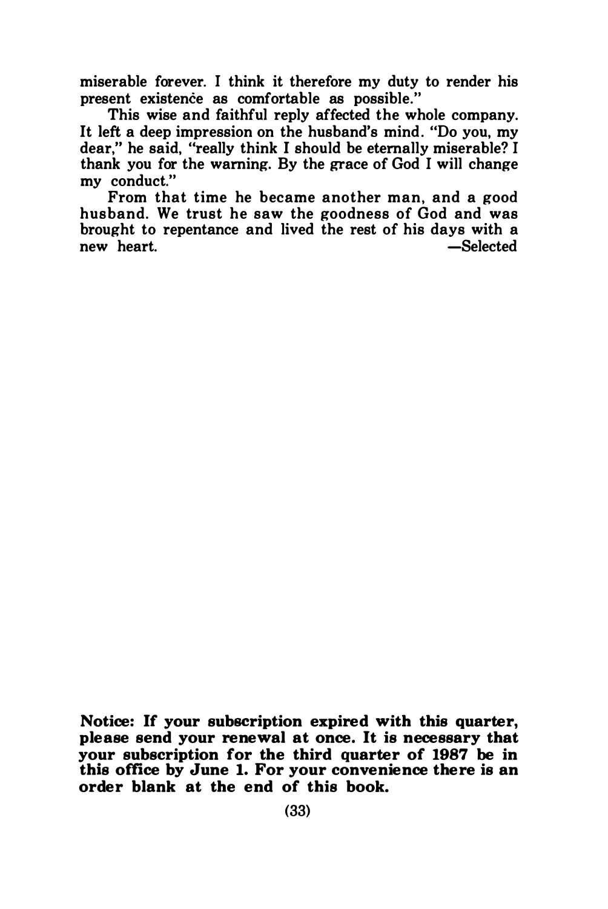miserable forever. I think it therefore my duty to render his present existence as comfortable as possible."

This wise and faithful reply affected the whole company. It left a deep impression on the husband's mind. "Do you, my dear," he said, "really think I should be eternally miserable? I thank you for the warning. By the grace of God I will change my conduct."

From that time he became another man, and a good husband. We trust he saw the goodness of God and was brought to repentance and lived the rest of his days with a new heart. —Selected

**Notice: If your subscription expired with this quarter, please send your renewal at once. It is necessary that your subscription for the third quarter of 1987 be in this office by June 1. For your convenience there is an order blank at the end of this book.**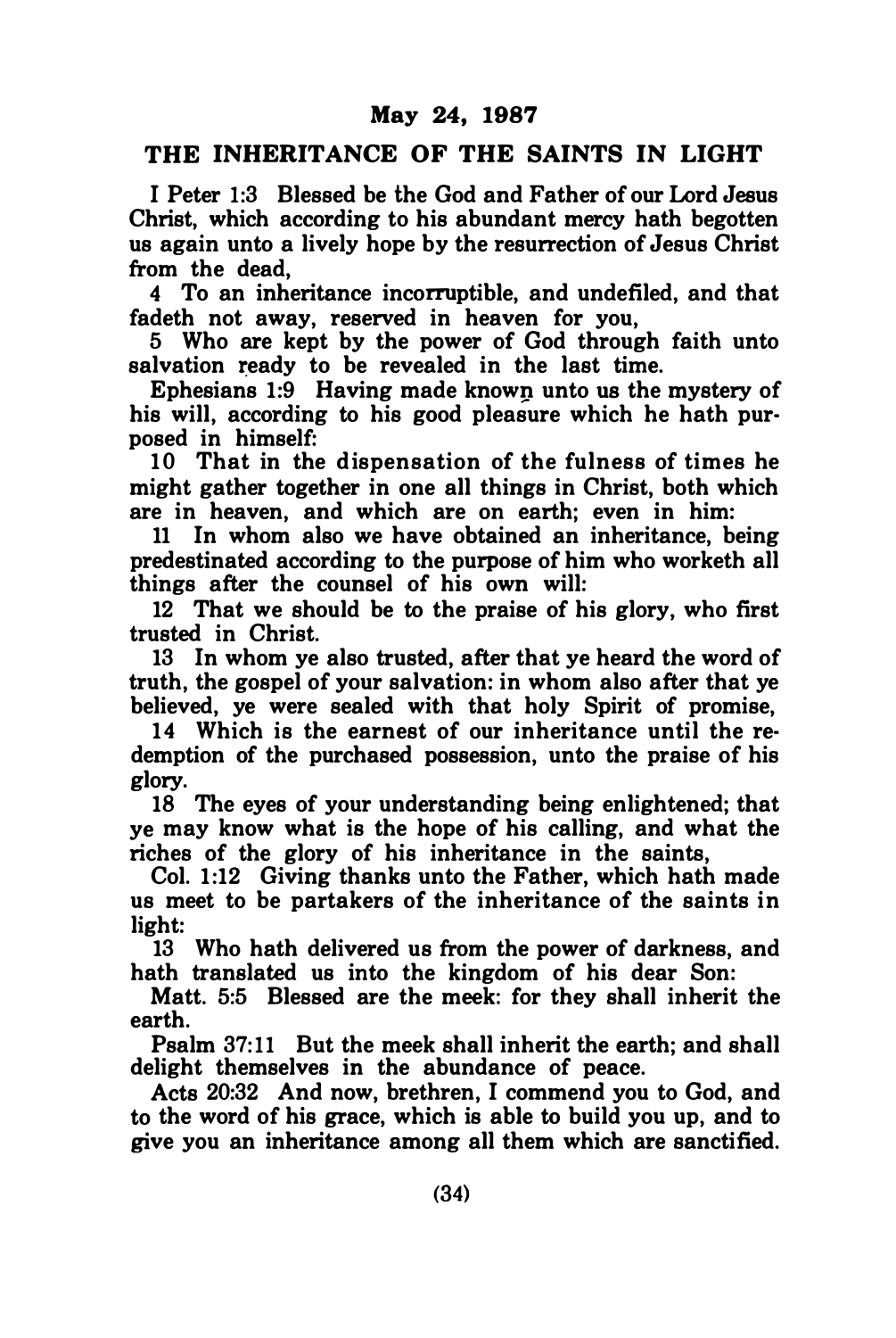**May 24, 1987**

## THE INHERITANCE OF THE SAINTS IN LIGHT

I Peter 1:3 Blessed be the God and Father of our Lord Jesus Christ, which according to his abundant mercy hath begotten us again unto a lively hope by the resurrection of Jesus Christ from the dead,

4 To an inheritance incorruptible, and undefiled, and that fadeth not away, reserved in heaven for you,

5 Who are kept by the power of God through faith unto salvation ready to be revealed in the last time.

Ephesians 1:9 Having made known unto us the mystery of his will, according to his good pleasure which he hath purposed in himself:

10 That in the dispensation of the fulness of times he might gather together in one all things in Christ, both which are in heaven, and which are on earth; even in him:

11 In whom also we have obtained an inheritance, being predestinated according to the purpose of him who worketh all things after the counsel of his own will:

12 That we should be to the praise of his glory, who first trusted in Christ.

13 In whom ye also trusted, after that ye heard the word of truth, the gospel of your salvation: in whom also after that ye believed, ye were sealed with that holy Spirit of promise,

14 Which is the earnest of our inheritance until the redemption of the purchased possession, unto the praise of his glory.

18 The eyes of your understanding being enlightened; that ye may know what is the hope of his calling, and what the riches of the glory of his inheritance in the saints,

Col. 1:12 Giving thanks unto the Father, which hath made us meet to be partakers of the inheritance of the saints in light:

13 Who hath delivered us from the power of darkness, and hath translated us into the kingdom of his dear Son:

Matt. 5:5 Blessed are the meek: for they shall inherit the earth.

Psalm 37:11 But the meek shall inherit the earth; and shall delight themselves in the abundance of peace.

Acts 20:32 And now, brethren, I commend you to God, and to the word of his grace, which is able to build you up, and to give you an inheritance among all them which are sanctified.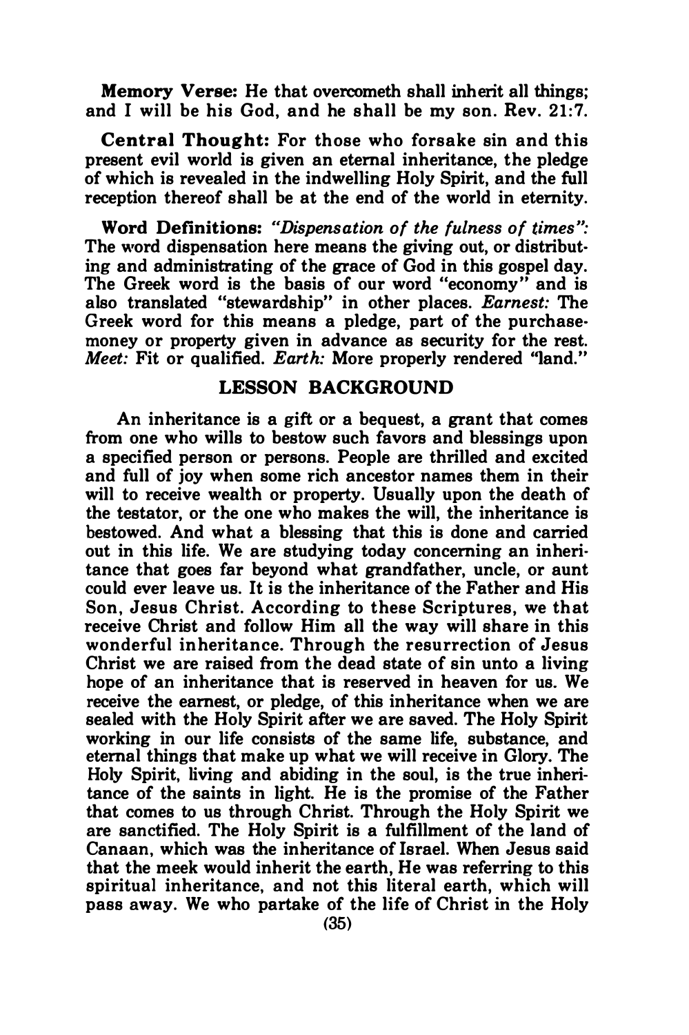**Memory Verse:** He that overcometh shall inherit all things; and I will be his God, and he shall be my son. Rev. 21:7.

**Central Thought:** For those who forsake sin and this present evil world is given an eternal inheritance, the pledge of which is revealed in the indwelling Holy Spirit, and the full reception thereof shall be at the end of the world in eternity.

**Word Definitions:** *"Dispensation of the fulness of times"*: The word dispensation here means the giving out, or distributing and administrating of the grace of God in this gospel day. The Greek word is the basis of our word "economy" and is also translated "stewardship" in other places. *Earnest:* The Greek word for this means a pledge, part of the purchase-money or property given in advance as security for the rest. *Meet:* Fit or qualified. *Earth:* More properly rendered "land."

## LESSON BACKGROUND

An inheritance is a gift or a bequest, a grant that comes from one who wills to bestow such favors and blessings upon a specified person or persons. People are thrilled and excited and full of joy when some rich ancestor names them in their will to receive wealth or property. Usually upon the death of the testator, or the one who makes the will, the inheritance is bestowed. And what a blessing that this is done and carried out in this life. We are studying today concerning an inheritance that goes far beyond what grandfather, uncle, or aunt could ever leave us. It is the inheritance of the Father and His Son, Jesus Christ. According to these Scriptures, we that receive Christ and follow Him all the way will share in this wonderful inheritance. Through the resurrection of Jesus Christ we are raised from the dead state of sin unto a living hope of an inheritance that is reserved in heaven for us. We receive the earnest, or pledge, of this inheritance when we are sealed with the Holy Spirit after we are saved. The Holy Spirit working in our life consists of the same life, substance, and eternal things that make up what we will receive in Glory. The Holy Spirit, living and abiding in the soul, is the true inheritance of the saints in light. He is the promise of the Father that comes to us through Christ. Through the Holy Spirit we are sanctified. The Holy Spirit is a fulfillment of the land of Canaan, which was the inheritance of Israel. When Jesus said that the meek would inherit the earth, He was referring to this spiritual inheritance, and not this literal earth, which will pass away. We who partake of the life of Christ in the Holy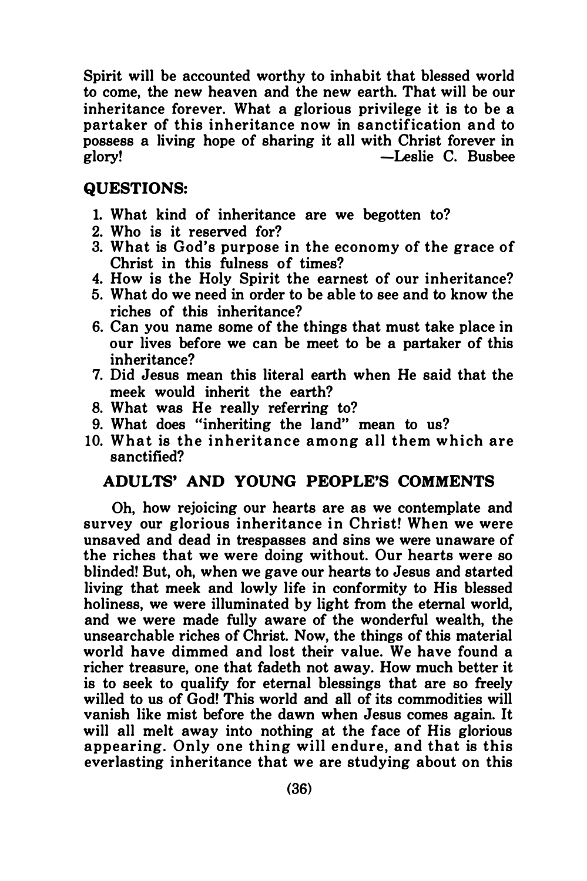Spirit will be accounted worthy to inhabit that blessed world to come, the new heaven and the new earth. That will be our inheritance forever. What a glorious privilege it is to be a partaker of this inheritance now in sanctification and to possess a living hope of sharing it all with Christ forever in glory!

—Leslie C. Busbee

## QUESTIONS:

1. What kind of inheritance are we begotten to?
2. Who is it reserved for?
3. What is God's purpose in the economy of the grace of Christ in this fulness of times?
4. How is the Holy Spirit the earnest of our inheritance?
5. What do we need in order to be able to see and to know the riches of this inheritance?
6. Can you name some of the things that must take place in our lives before we can be meet to be a partaker of this inheritance?
7. Did Jesus mean this literal earth when He said that the meek would inherit the earth?
8. What was He really referring to?
9. What does "inheriting the land" mean to us?
10. What is the inheritance among all them which are sanctified?

## ADULTS' AND YOUNG PEOPLE'S COMMENTS

Oh, how rejoicing our hearts are as we contemplate and survey our glorious inheritance in Christ! When we were unsaved and dead in trespasses and sins we were unaware of the riches that we were doing without. Our hearts were so blinded! But, oh, when we gave our hearts to Jesus and started living that meek and lowly life in conformity to His blessed holiness, we were illuminated by light from the eternal world, and we were made fully aware of the wonderful wealth, the unsearchable riches of Christ. Now, the things of this material world have dimmed and lost their value. We have found a richer treasure, one that fadeth not away. How much better it is to seek to qualify for eternal blessings that are so freely willed to us of God! This world and all of its commodities will vanish like mist before the dawn when Jesus comes again. It will all melt away into nothing at the face of His glorious appearing. Only one thing will endure, and that is this everlasting inheritance that we are studying about on this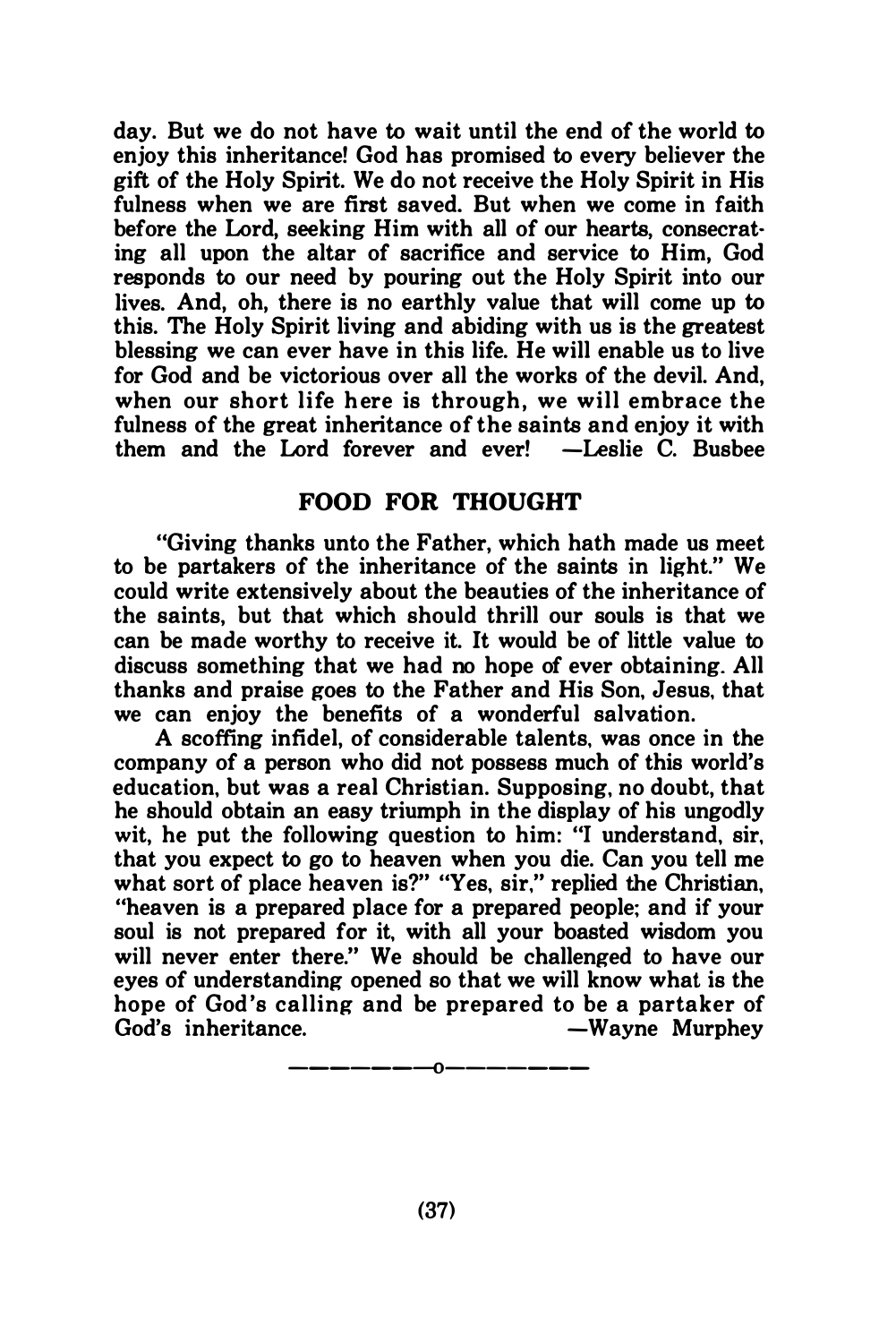day. But we do not have to wait until the end of the world to enjoy this inheritance! God has promised to every believer the gift of the Holy Spirit. We do not receive the Holy Spirit in His fulness when we are first saved. But when we come in faith before the Lord, seeking Him with all of our hearts, consecrating all upon the altar of sacrifice and service to Him, God responds to our need by pouring out the Holy Spirit into our lives. And, oh, there is no earthly value that will come up to this. The Holy Spirit living and abiding with us is the greatest blessing we can ever have in this life. He will enable us to live for God and be victorious over all the works of the devil. And, when our short life here is through, we will embrace the fulness of the great inheritance of the saints and enjoy it with them and the Lord forever and ever! —Leslie C. Busbee

## FOOD FOR THOUGHT

"Giving thanks unto the Father, which hath made us meet to be partakers of the inheritance of the saints in light." We could write extensively about the beauties of the inheritance of the saints, but that which should thrill our souls is that we can be made worthy to receive it. It would be of little value to discuss something that we had no hope of ever obtaining. All thanks and praise goes to the Father and His Son, Jesus, that we can enjoy the benefits of a wonderful salvation.

A scoffing infidel, of considerable talents, was once in the company of a person who did not possess much of this world's education, but was a real Christian. Supposing, no doubt, that he should obtain an easy triumph in the display of his ungodly wit, he put the following question to him: "I understand, sir, that you expect to go to heaven when you die. Can you tell me what sort of place heaven is?" "Yes, sir," replied the Christian, "heaven is a prepared place for a prepared people; and if your soul is not prepared for it, with all your boasted wisdom you will never enter there." We should be challenged to have our eyes of understanding opened so that we will know what is the hope of God's calling and be prepared to be a partaker of God's inheritance. —Wayne Murphey

———————o———————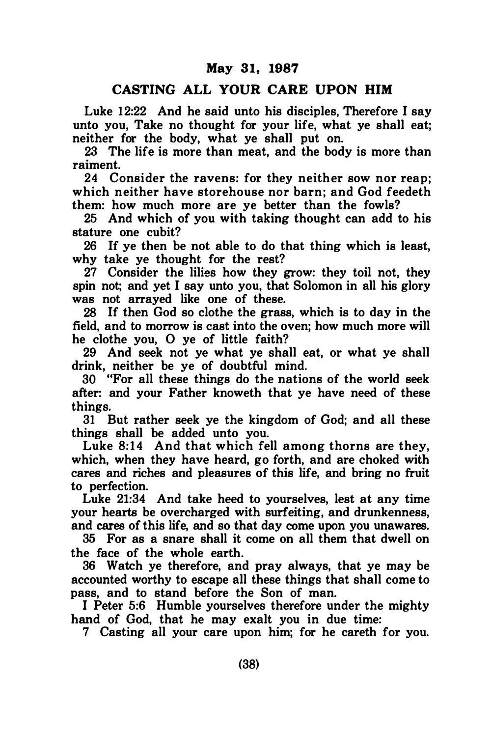**May 31, 1987**

**CASTING ALL YOUR CARE UPON HIM**

Luke 12:22 And he said unto his disciples, Therefore I say unto you, Take no thought for your life, what ye shall eat; neither for the body, what ye shall put on.

23 The life is more than meat, and the body is more than raiment.

24 Consider the ravens: for they neither sow nor reap; which neither have storehouse nor barn; and God feedeth them: how much more are ye better than the fowls?

25 And which of you with taking thought can add to his stature one cubit?

26 If ye then be not able to do that thing which is least, why take ye thought for the rest?

27 Consider the lilies how they grow: they toil not, they spin not; and yet I say unto you, that Solomon in all his glory was not arrayed like one of these.

28 If then God so clothe the grass, which is to day in the field, and to morrow is cast into the oven; how much more will he clothe you, O ye of little faith?

29 And seek not ye what ye shall eat, or what ye shall drink, neither be ye of doubtful mind.

30 "For all these things do the nations of the world seek after: and your Father knoweth that ye have need of these things.

31 But rather seek ye the kingdom of God; and all these things shall be added unto you.

Luke 8:14 And that which fell among thorns are they, which, when they have heard, go forth, and are choked with cares and riches and pleasures of this life, and bring no fruit to perfection.

Luke 21:34 And take heed to yourselves, lest at any time your hearts be overcharged with surfeiting, and drunkenness, and cares of this life, and so that day come upon you unawares.

35 For as a snare shall it come on all them that dwell on the face of the whole earth.

36 Watch ye therefore, and pray always, that ye may be accounted worthy to escape all these things that shall come to pass, and to stand before the Son of man.

I Peter 5:6 Humble yourselves therefore under the mighty hand of God, that he may exalt you in due time:

7 Casting all your care upon him; for he careth for you.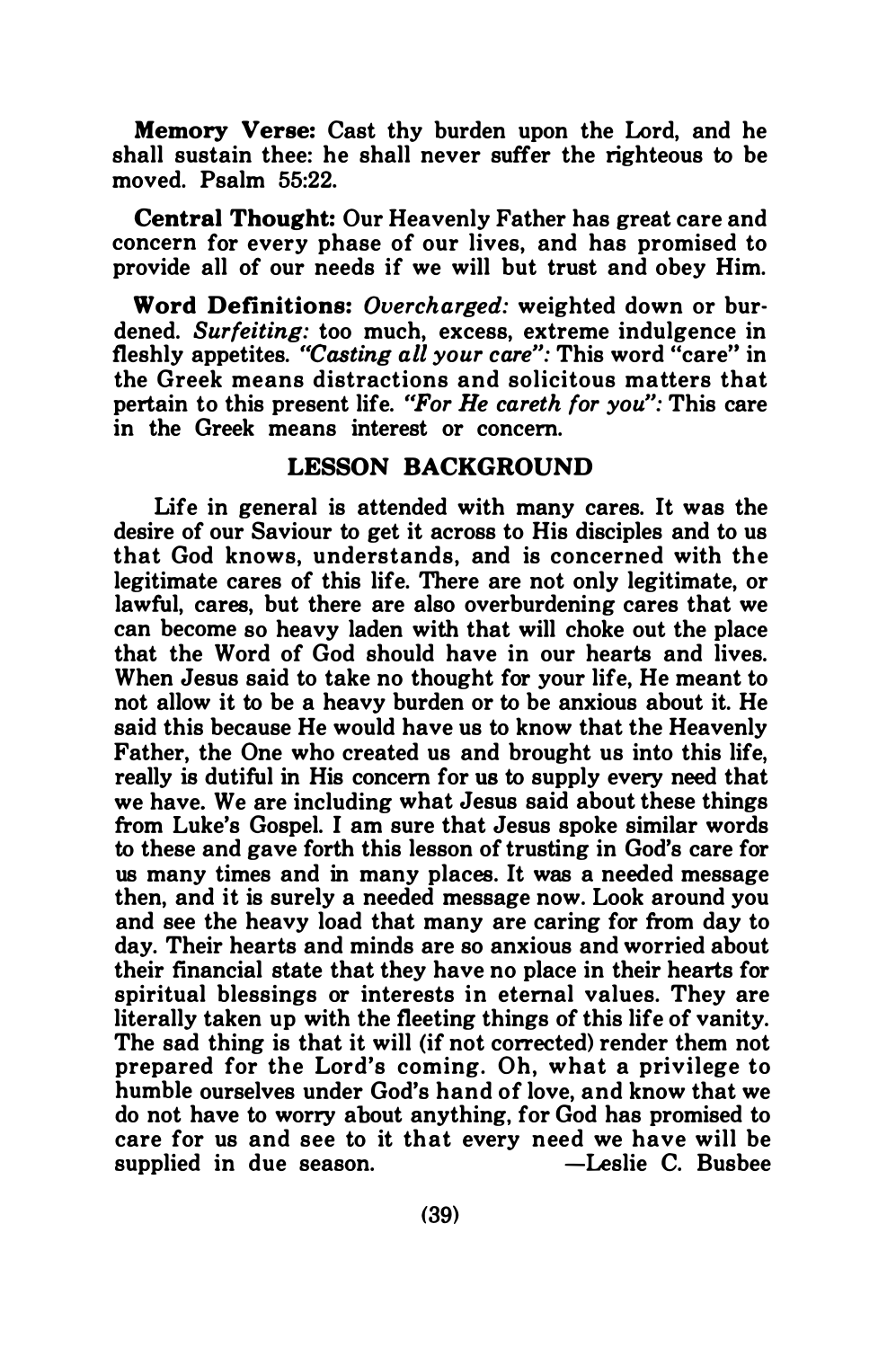**Memory Verse:** Cast thy burden upon the Lord, and he shall sustain thee: he shall never suffer the righteous to be moved. Psalm 55:22.

**Central Thought:** Our Heavenly Father has great care and concern for every phase of our lives, and has promised to provide all of our needs if we will but trust and obey Him.

**Word Definitions:** *Overcharged:* weighted down or burdened. *Surfeiting:* too much, excess, extreme indulgence in fleshly appetites. *"Casting all your care":* This word "care" in the Greek means distractions and solicitous matters that pertain to this present life. *"For He careth for you":* This care in the Greek means interest or concern.

## LESSON BACKGROUND

Life in general is attended with many cares. It was the desire of our Saviour to get it across to His disciples and to us that God knows, understands, and is concerned with the legitimate cares of this life. There are not only legitimate, or lawful, cares, but there are also overburdening cares that we can become so heavy laden with that will choke out the place that the Word of God should have in our hearts and lives. When Jesus said to take no thought for your life, He meant to not allow it to be a heavy burden or to be anxious about it. He said this because He would have us to know that the Heavenly Father, the One who created us and brought us into this life, really is dutiful in His concern for us to supply every need that we have. We are including what Jesus said about these things from Luke's Gospel. I am sure that Jesus spoke similar words to these and gave forth this lesson of trusting in God's care for us many times and in many places. It was a needed message then, and it is surely a needed message now. Look around you and see the heavy load that many are caring for from day to day. Their hearts and minds are so anxious and worried about their financial state that they have no place in their hearts for spiritual blessings or interests in eternal values. They are literally taken up with the fleeting things of this life of vanity. The sad thing is that it will (if not corrected) render them not prepared for the Lord's coming. Oh, what a privilege to humble ourselves under God's hand of love, and know that we do not have to worry about anything, for God has promised to care for us and see to it that every need we have will be supplied in due season.

—Leslie C. Busbee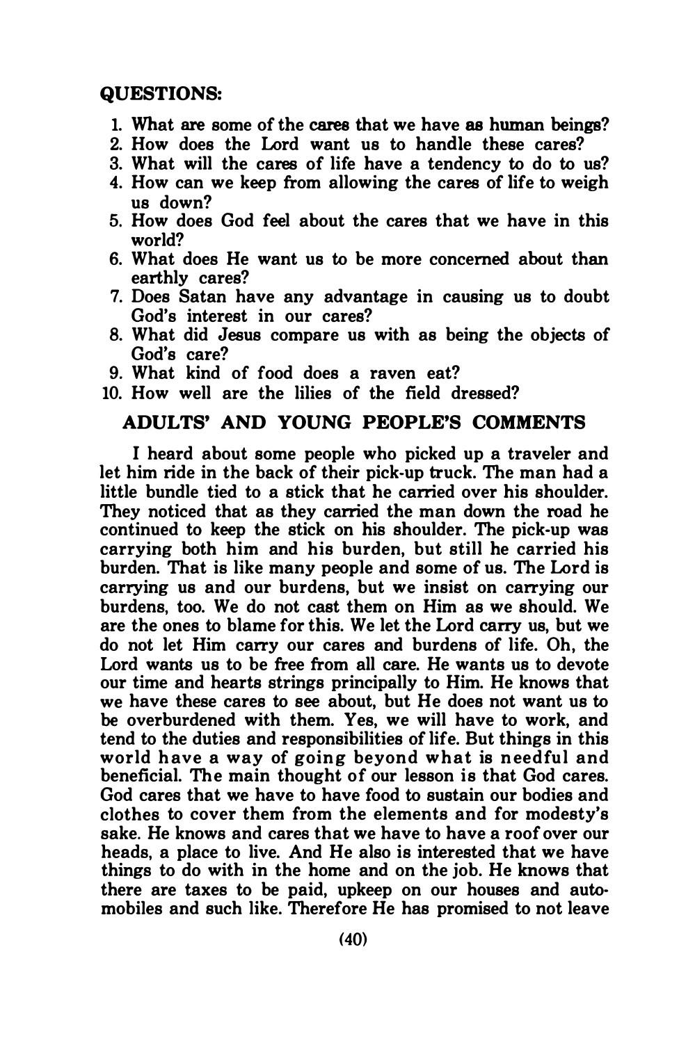## QUESTIONS:

1. What are some of the cares that we have as human beings?
2. How does the Lord want us to handle these cares?
3. What will the cares of life have a tendency to do to us?
4. How can we keep from allowing the cares of life to weigh us down?
5. How does God feel about the cares that we have in this world?
6. What does He want us to be more concerned about than earthly cares?
7. Does Satan have any advantage in causing us to doubt God's interest in our cares?
8. What did Jesus compare us with as being the objects of God's care?
9. What kind of food does a raven eat?
10. How well are the lilies of the field dressed?

## ADULTS' AND YOUNG PEOPLE'S COMMENTS

I heard about some people who picked up a traveler and let him ride in the back of their pick-up truck. The man had a little bundle tied to a stick that he carried over his shoulder. They noticed that as they carried the man down the road he continued to keep the stick on his shoulder. The pick-up was carrying both him and his burden, but still he carried his burden. That is like many people and some of us. The Lord is carrying us and our burdens, but we insist on carrying our burdens, too. We do not cast them on Him as we should. We are the ones to blame for this. We let the Lord carry us, but we do not let Him carry our cares and burdens of life. Oh, the Lord wants us to be free from all care. He wants us to devote our time and hearts strings principally to Him. He knows that we have these cares to see about, but He does not want us to be overburdened with them. Yes, we will have to work, and tend to the duties and responsibilities of life. But things in this world have a way of going beyond what is needful and beneficial. The main thought of our lesson is that God cares. God cares that we have to have food to sustain our bodies and clothes to cover them from the elements and for modesty's sake. He knows and cares that we have to have a roof over our heads, a place to live. And He also is interested that we have things to do with in the home and on the job. He knows that there are taxes to be paid, upkeep on our houses and automobiles and such like. Therefore He has promised to not leave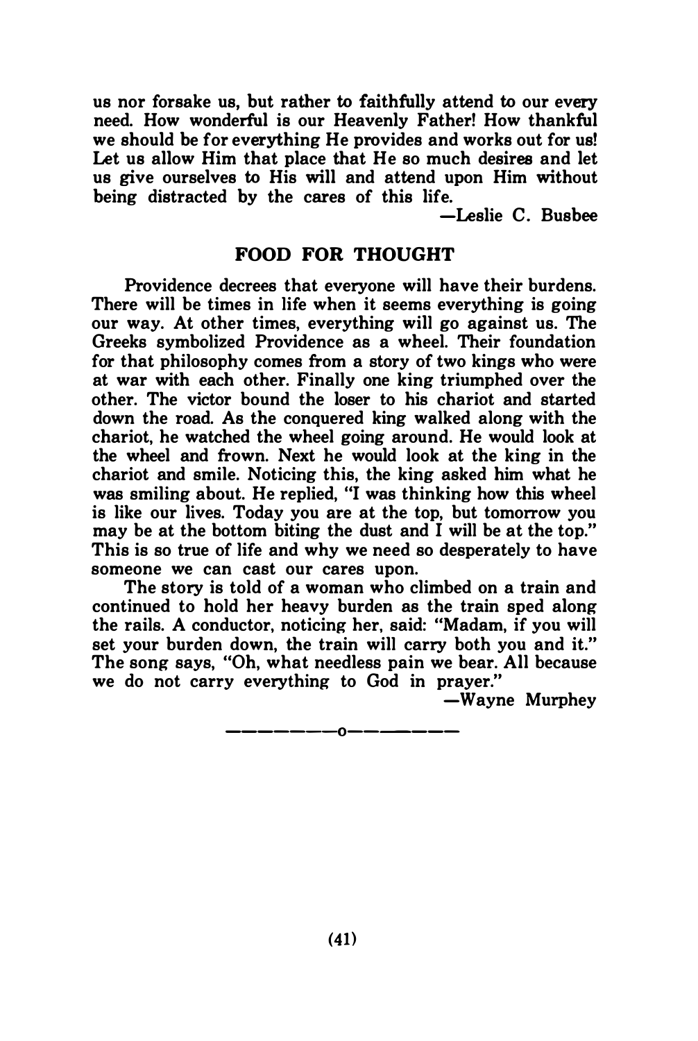us nor forsake us, but rather to faithfully attend to our every need. How wonderful is our Heavenly Father! How thankful we should be for everything He provides and works out for us! Let us allow Him that place that He so much desires and let us give ourselves to His will and attend upon Him without being distracted by the cares of this life.

—Leslie C. Busbee

## FOOD FOR THOUGHT

Providence decrees that everyone will have their burdens. There will be times in life when it seems everything is going our way. At other times, everything will go against us. The Greeks symbolized Providence as a wheel. Their foundation for that philosophy comes from a story of two kings who were at war with each other. Finally one king triumphed over the other. The victor bound the loser to his chariot and started down the road. As the conquered king walked along with the chariot, he watched the wheel going around. He would look at the wheel and frown. Next he would look at the king in the chariot and smile. Noticing this, the king asked him what he was smiling about. He replied, "I was thinking how this wheel is like our lives. Today you are at the top, but tomorrow you may be at the bottom biting the dust and I will be at the top." This is so true of life and why we need so desperately to have someone we can cast our cares upon.

The story is told of a woman who climbed on a train and continued to hold her heavy burden as the train sped along the rails. A conductor, noticing her, said: "Madam, if you will set your burden down, the train will carry both you and it." The song says, "Oh, what needless pain we bear. All because we do not carry everything to God in prayer."

—Wayne Murphey

———————o———————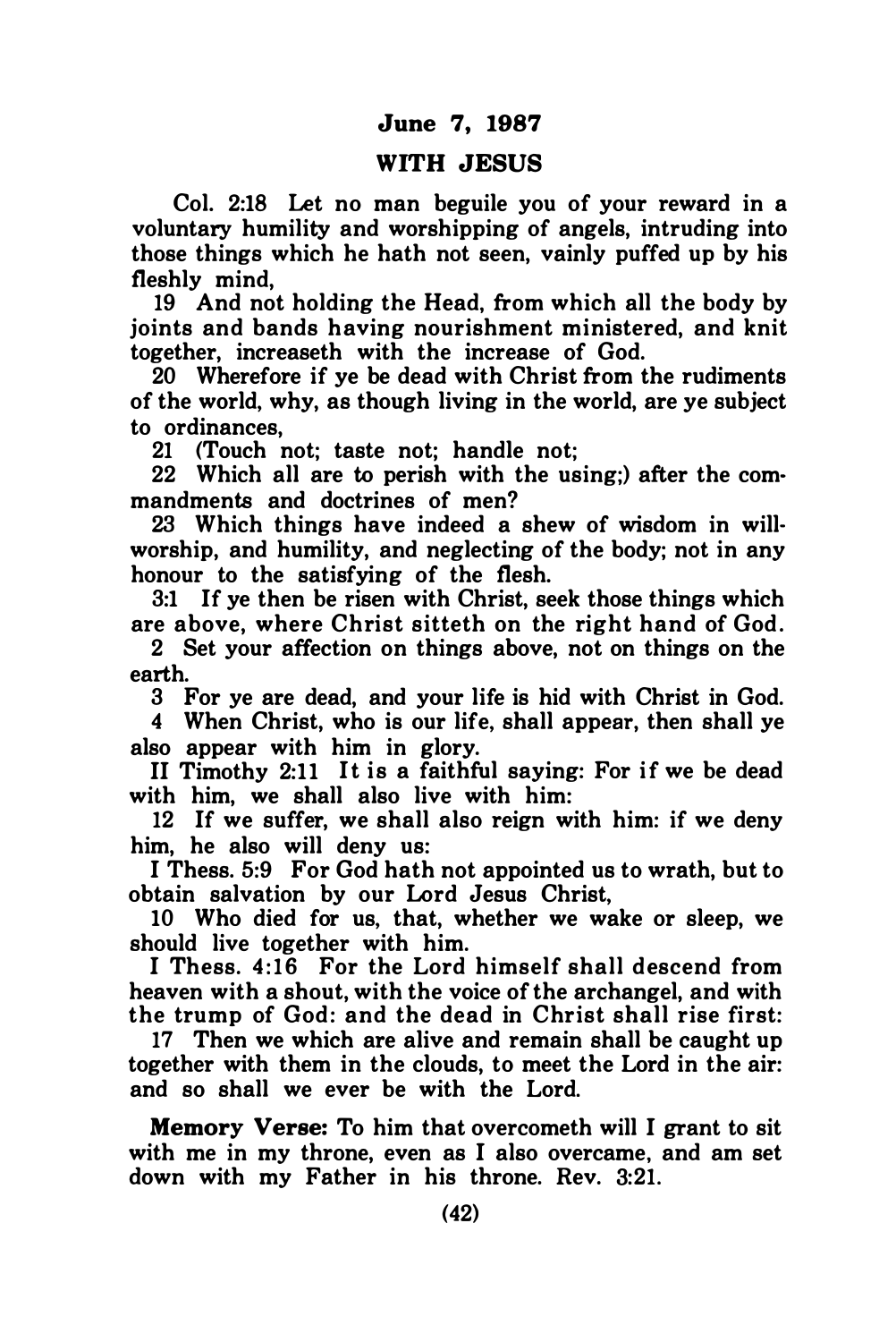## June 7, 1987

## WITH JESUS

Col. 2:18 Let no man beguile you of your reward in a voluntary humility and worshipping of angels, intruding into those things which he hath not seen, vainly puffed up by his fleshly mind,

19 And not holding the Head, from which all the body by joints and bands having nourishment ministered, and knit together, increaseth with the increase of God.

20 Wherefore if ye be dead with Christ from the rudiments of the world, why, as though living in the world, are ye subject to ordinances,

21 (Touch not; taste not; handle not;

22 Which all are to perish with the using;) after the commandments and doctrines of men?

23 Which things have indeed a shew of wisdom in will-worship, and humility, and neglecting of the body; not in any honour to the satisfying of the flesh.

3:1 If ye then be risen with Christ, seek those things which are above, where Christ sitteth on the right hand of God.

2 Set your affection on things above, not on things on the earth.

3 For ye are dead, and your life is hid with Christ in God.

4 When Christ, who is our life, shall appear, then shall ye also appear with him in glory.

II Timothy 2:11 It is a faithful saying: For if we be dead with him, we shall also live with him:

12 If we suffer, we shall also reign with him: if we deny him, he also will deny us:

I Thess. 5:9 For God hath not appointed us to wrath, but to obtain salvation by our Lord Jesus Christ,

10 Who died for us, that, whether we wake or sleep, we should live together with him.

I Thess. 4:16 For the Lord himself shall descend from heaven with a shout, with the voice of the archangel, and with the trump of God: and the dead in Christ shall rise first:

17 Then we which are alive and remain shall be caught up together with them in the clouds, to meet the Lord in the air: and so shall we ever be with the Lord.

**Memory Verse:** To him that overcometh will I grant to sit with me in my throne, even as I also overcame, and am set down with my Father in his throne. Rev. 3:21.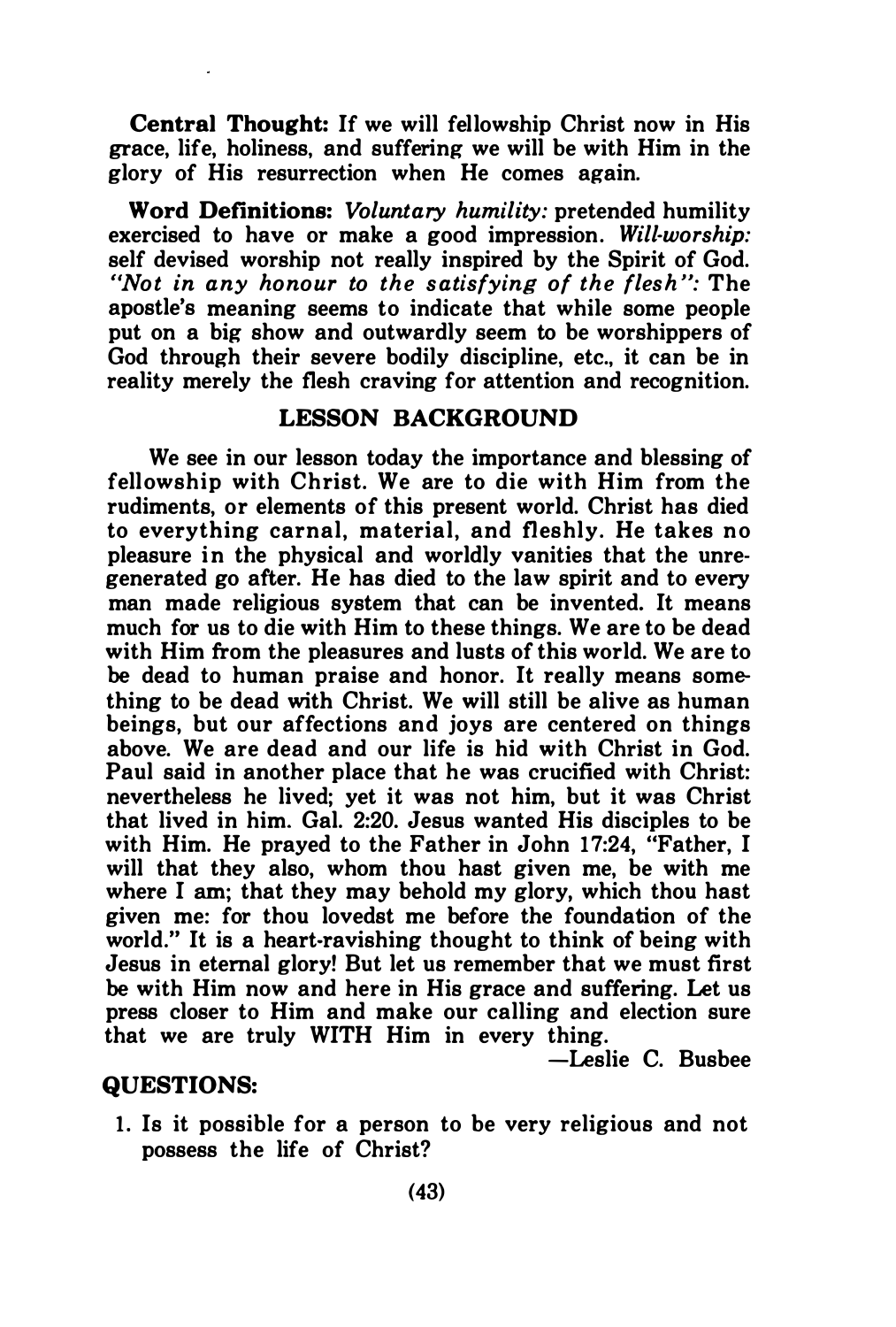**Central Thought:** If we will fellowship Christ now in His grace, life, holiness, and suffering we will be with Him in the glory of His resurrection when He comes again.

**Word Definitions:** *Voluntary humility:* pretended humility exercised to have or make a good impression. *Will-worship:* self devised worship not really inspired by the Spirit of God. *"Not in any honour to the satisfying of the flesh":* The apostle's meaning seems to indicate that while some people put on a big show and outwardly seem to be worshippers of God through their severe bodily discipline, etc., it can be in reality merely the flesh craving for attention and recognition.

## LESSON BACKGROUND

We see in our lesson today the importance and blessing of fellowship with Christ. We are to die with Him from the rudiments, or elements of this present world. Christ has died to everything carnal, material, and fleshly. He takes no pleasure in the physical and worldly vanities that the unregenerated go after. He has died to the law spirit and to every man made religious system that can be invented. It means much for us to die with Him to these things. We are to be dead with Him from the pleasures and lusts of this world. We are to be dead to human praise and honor. It really means something to be dead with Christ. We will still be alive as human beings, but our affections and joys are centered on things above. We are dead and our life is hid with Christ in God. Paul said in another place that he was crucified with Christ: nevertheless he lived; yet it was not him, but it was Christ that lived in him. Gal. 2:20. Jesus wanted His disciples to be with Him. He prayed to the Father in John 17:24, "Father, I will that they also, whom thou hast given me, be with me where I am; that they may behold my glory, which thou hast given me: for thou lovedst me before the foundation of the world." It is a heart-ravishing thought to think of being with Jesus in eternal glory! But let us remember that we must first be with Him now and here in His grace and suffering. Let us press closer to Him and make our calling and election sure that we are truly WITH Him in every thing.

—Leslie C. Busbee

## QUESTIONS:

1. Is it possible for a person to be very religious and not possess the life of Christ?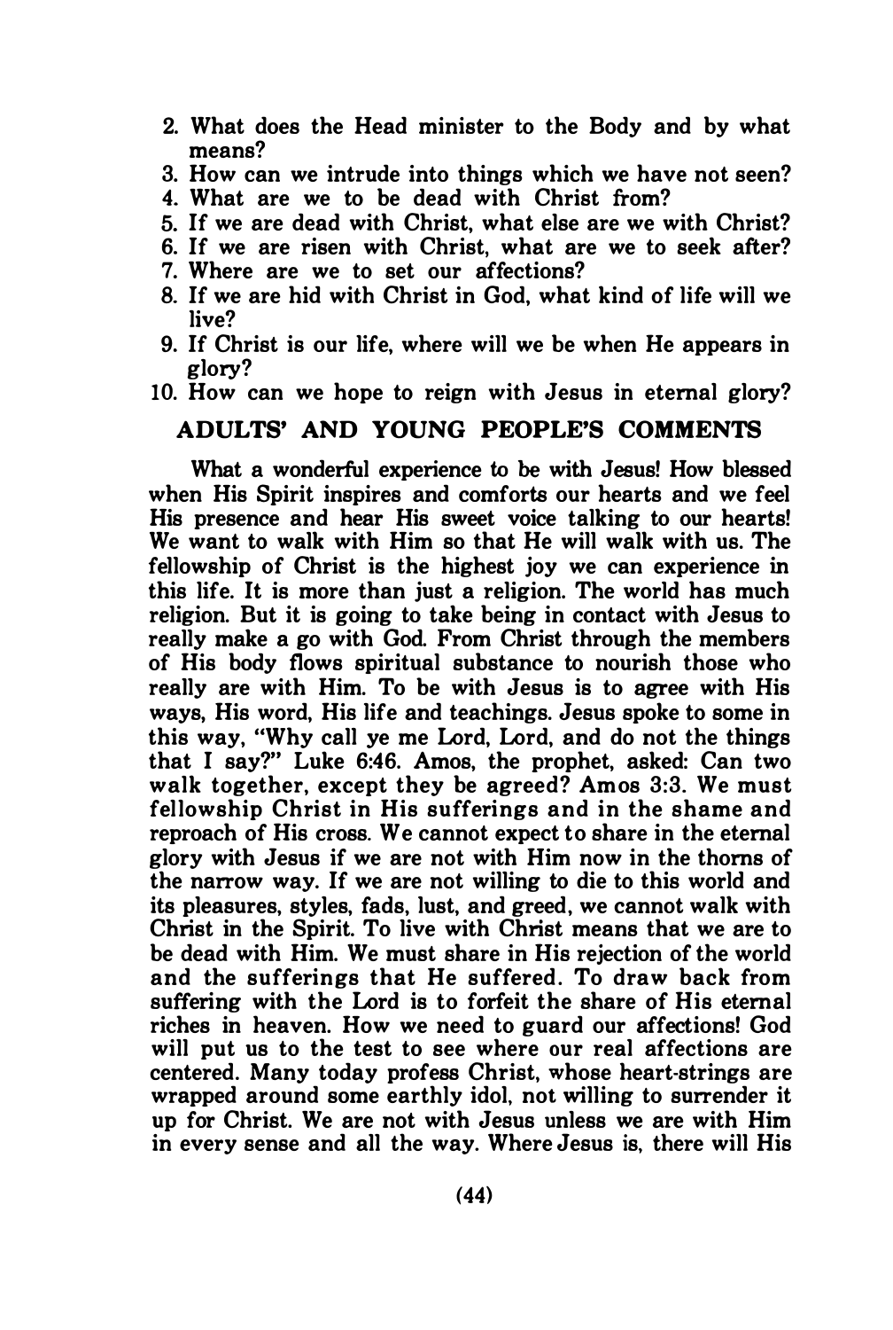2. What does the Head minister to the Body and by what means?
3. How can we intrude into things which we have not seen?
4. What are we to be dead with Christ from?
5. If we are dead with Christ, what else are we with Christ?
6. If we are risen with Christ, what are we to seek after?
7. Where are we to set our affections?
8. If we are hid with Christ in God, what kind of life will we live?
9. If Christ is our life, where will we be when He appears in glory?
10. How can we hope to reign with Jesus in eternal glory?

## ADULTS' AND YOUNG PEOPLE'S COMMENTS

What a wonderful experience to be with Jesus! How blessed when His Spirit inspires and comforts our hearts and we feel His presence and hear His sweet voice talking to our hearts! We want to walk with Him so that He will walk with us. The fellowship of Christ is the highest joy we can experience in this life. It is more than just a religion. The world has much religion. But it is going to take being in contact with Jesus to really make a go with God. From Christ through the members of His body flows spiritual substance to nourish those who really are with Him. To be with Jesus is to agree with His ways, His word, His life and teachings. Jesus spoke to some in this way, "Why call ye me Lord, Lord, and do not the things that I say?" Luke 6:46. Amos, the prophet, asked: Can two walk together, except they be agreed? Amos 3:3. We must fellowship Christ in His sufferings and in the shame and reproach of His cross. We cannot expect to share in the eternal glory with Jesus if we are not with Him now in the thorns of the narrow way. If we are not willing to die to this world and its pleasures, styles, fads, lust, and greed, we cannot walk with Christ in the Spirit. To live with Christ means that we are to be dead with Him. We must share in His rejection of the world and the sufferings that He suffered. To draw back from suffering with the Lord is to forfeit the share of His eternal riches in heaven. How we need to guard our affections! God will put us to the test to see where our real affections are centered. Many today profess Christ, whose heart-strings are wrapped around some earthly idol, not willing to surrender it up for Christ. We are not with Jesus unless we are with Him in every sense and all the way. Where Jesus is, there will His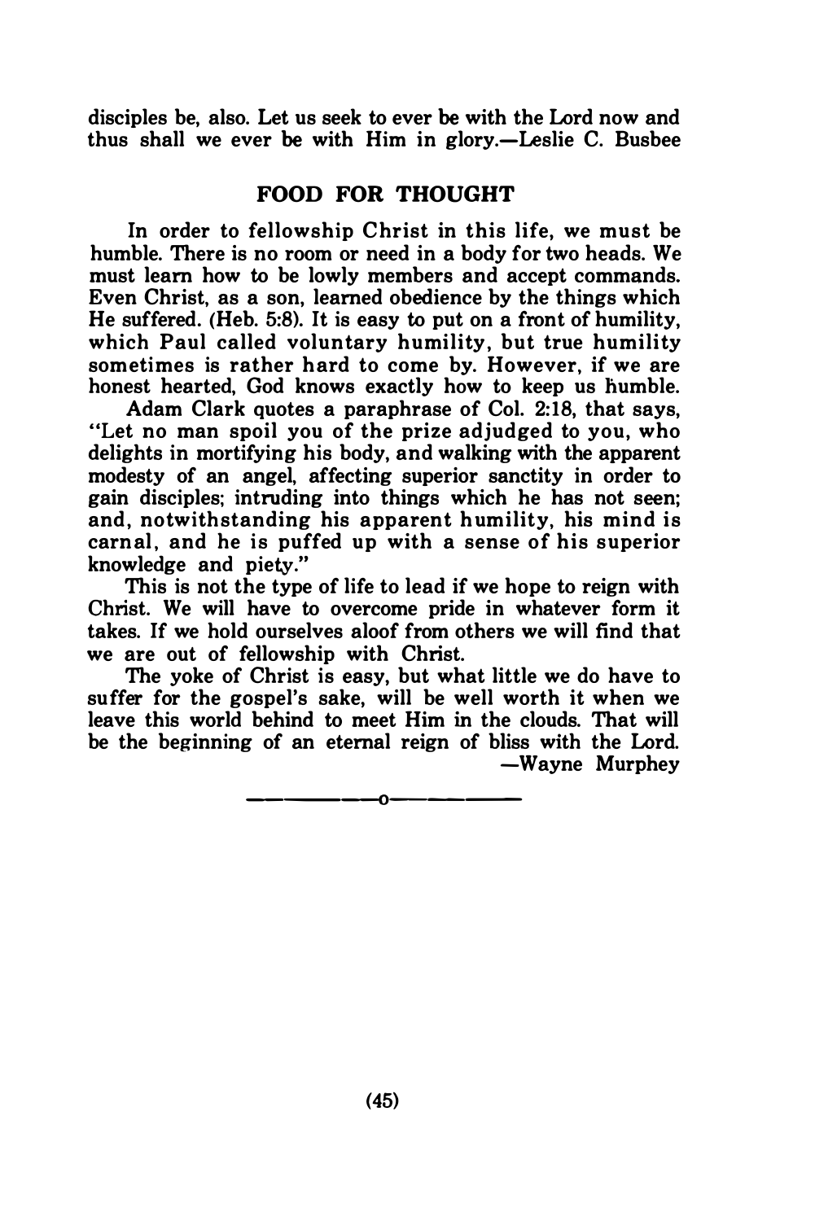disciples be, also. Let us seek to ever be with the Lord now and thus shall we ever be with Him in glory.—Leslie C. Busbee

## FOOD FOR THOUGHT

In order to fellowship Christ in this life, we must be humble. There is no room or need in a body for two heads. We must learn how to be lowly members and accept commands. Even Christ, as a son, learned obedience by the things which He suffered. (Heb. 5:8). It is easy to put on a front of humility, which Paul called voluntary humility, but true humility sometimes is rather hard to come by. However, if we are honest hearted, God knows exactly how to keep us humble.

Adam Clark quotes a paraphrase of Col. 2:18, that says, "Let no man spoil you of the prize adjudged to you, who delights in mortifying his body, and walking with the apparent modesty of an angel, affecting superior sanctity in order to gain disciples; intruding into things which he has not seen; and, notwithstanding his apparent humility, his mind is carnal, and he is puffed up with a sense of his superior knowledge and piety."

This is not the type of life to lead if we hope to reign with Christ. We will have to overcome pride in whatever form it takes. If we hold ourselves aloof from others we will find that we are out of fellowship with Christ.

The yoke of Christ is easy, but what little we do have to suffer for the gospel's sake, will be well worth it when we leave this world behind to meet Him in the clouds. That will be the beginning of an eternal reign of bliss with the Lord.

—Wayne Murphey

---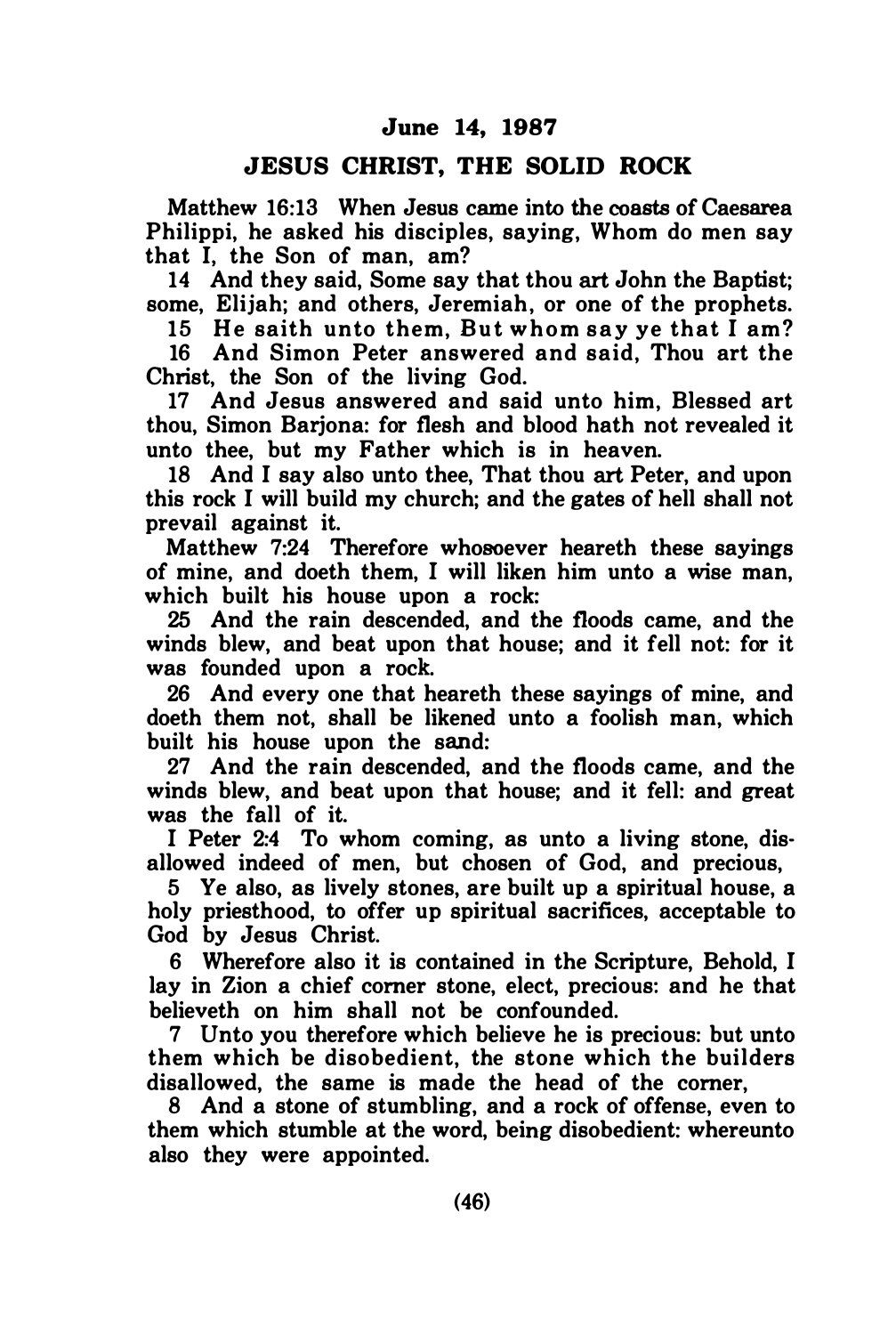## June 14, 1987

## JESUS CHRIST, THE SOLID ROCK

Matthew 16:13 When Jesus came into the coasts of Caesarea Philippi, he asked his disciples, saying, Whom do men say that I, the Son of man, am?

14 And they said, Some say that thou art John the Baptist; some, Elijah; and others, Jeremiah, or one of the prophets.

15 He saith unto them, But whom say ye that I am?

16 And Simon Peter answered and said, Thou art the Christ, the Son of the living God.

17 And Jesus answered and said unto him, Blessed art thou, Simon Barjona: for flesh and blood hath not revealed it unto thee, but my Father which is in heaven.

18 And I say also unto thee, That thou art Peter, and upon this rock I will build my church; and the gates of hell shall not prevail against it.

Matthew 7:24 Therefore whosoever heareth these sayings of mine, and doeth them, I will liken him unto a wise man, which built his house upon a rock:

25 And the rain descended, and the floods came, and the winds blew, and beat upon that house; and it fell not: for it was founded upon a rock.

26 And every one that heareth these sayings of mine, and doeth them not, shall be likened unto a foolish man, which built his house upon the sand:

27 And the rain descended, and the floods came, and the winds blew, and beat upon that house; and it fell: and great was the fall of it.

I Peter 2:4 To whom coming, as unto a living stone, disallowed indeed of men, but chosen of God, and precious,

5 Ye also, as lively stones, are built up a spiritual house, a holy priesthood, to offer up spiritual sacrifices, acceptable to God by Jesus Christ.

6 Wherefore also it is contained in the Scripture, Behold, I lay in Zion a chief corner stone, elect, precious: and he that believeth on him shall not be confounded.

7 Unto you therefore which believe he is precious: but unto them which be disobedient, the stone which the builders disallowed, the same is made the head of the corner,

8 And a stone of stumbling, and a rock of offense, even to them which stumble at the word, being disobedient: whereunto also they were appointed.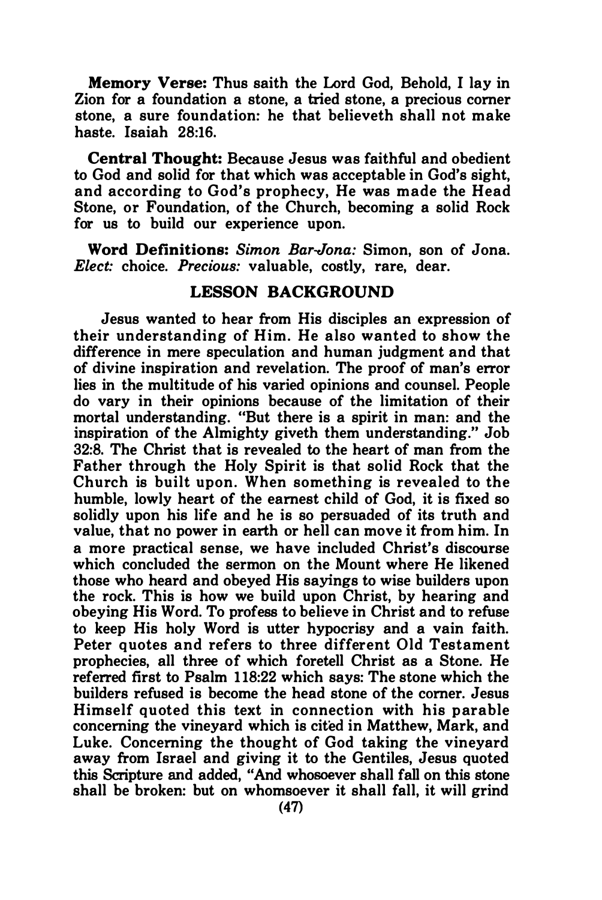**Memory Verse:** Thus saith the Lord God, Behold, I lay in Zion for a foundation a stone, a tried stone, a precious corner stone, a sure foundation: he that believeth shall not make haste. Isaiah 28:16.

**Central Thought:** Because Jesus was faithful and obedient to God and solid for that which was acceptable in God's sight, and according to God's prophecy, He was made the Head Stone, or Foundation, of the Church, becoming a solid Rock for us to build our experience upon.

**Word Definitions:** *Simon Bar-Jona:* Simon, son of Jona. *Elect:* choice. *Precious:* valuable, costly, rare, dear.

## LESSON BACKGROUND

Jesus wanted to hear from His disciples an expression of their understanding of Him. He also wanted to show the difference in mere speculation and human judgment and that of divine inspiration and revelation. The proof of man's error lies in the multitude of his varied opinions and counsel. People do vary in their opinions because of the limitation of their mortal understanding. "But there is a spirit in man: and the inspiration of the Almighty giveth them understanding." Job 32:8. The Christ that is revealed to the heart of man from the Father through the Holy Spirit is that solid Rock that the Church is built upon. When something is revealed to the humble, lowly heart of the earnest child of God, it is fixed so solidly upon his life and he is so persuaded of its truth and value, that no power in earth or hell can move it from him. In a more practical sense, we have included Christ's discourse which concluded the sermon on the Mount where He likened those who heard and obeyed His sayings to wise builders upon the rock. This is how we build upon Christ, by hearing and obeying His Word. To profess to believe in Christ and to refuse to keep His holy Word is utter hypocrisy and a vain faith. Peter quotes and refers to three different Old Testament prophecies, all three of which foretell Christ as a Stone. He referred first to Psalm 118:22 which says: The stone which the builders refused is become the head stone of the corner. Jesus Himself quoted this text in connection with his parable concerning the vineyard which is cited in Matthew, Mark, and Luke. Concerning the thought of God taking the vineyard away from Israel and giving it to the Gentiles, Jesus quoted this Scripture and added, "And whosoever shall fall on this stone shall be broken: but on whomsoever it shall fall, it will grind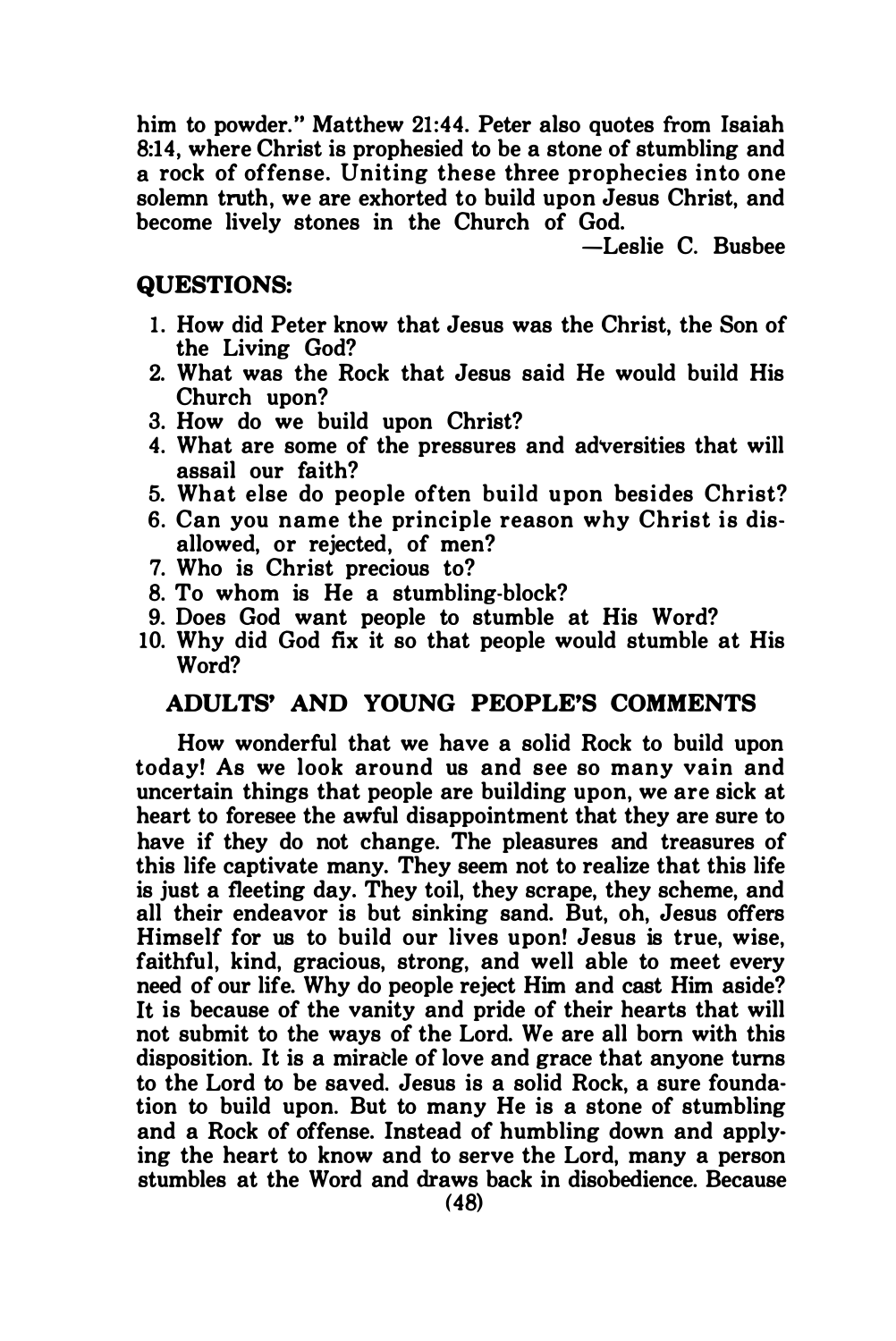him to powder." Matthew 21:44. Peter also quotes from Isaiah 8:14, where Christ is prophesied to be a stone of stumbling and a rock of offense. Uniting these three prophecies into one solemn truth, we are exhorted to build upon Jesus Christ, and become lively stones in the Church of God.

—Leslie C. Busbee

## QUESTIONS:

1. How did Peter know that Jesus was the Christ, the Son of the Living God?
2. What was the Rock that Jesus said He would build His Church upon?
3. How do we build upon Christ?
4. What are some of the pressures and adversities that will assail our faith?
5. What else do people often build upon besides Christ?
6. Can you name the principle reason why Christ is disallowed, or rejected, of men?
7. Who is Christ precious to?
8. To whom is He a stumbling-block?
9. Does God want people to stumble at His Word?
10. Why did God fix it so that people would stumble at His Word?

## ADULTS' AND YOUNG PEOPLE'S COMMENTS

How wonderful that we have a solid Rock to build upon today! As we look around us and see so many vain and uncertain things that people are building upon, we are sick at heart to foresee the awful disappointment that they are sure to have if they do not change. The pleasures and treasures of this life captivate many. They seem not to realize that this life is just a fleeting day. They toil, they scrape, they scheme, and all their endeavor is but sinking sand. But, oh, Jesus offers Himself for us to build our lives upon! Jesus is true, wise, faithful, kind, gracious, strong, and well able to meet every need of our life. Why do people reject Him and cast Him aside? It is because of the vanity and pride of their hearts that will not submit to the ways of the Lord. We are all born with this disposition. It is a miracle of love and grace that anyone turns to the Lord to be saved. Jesus is a solid Rock, a sure foundation to build upon. But to many He is a stone of stumbling and a Rock of offense. Instead of humbling down and applying the heart to know and to serve the Lord, many a person stumbles at the Word and draws back in disobedience. Because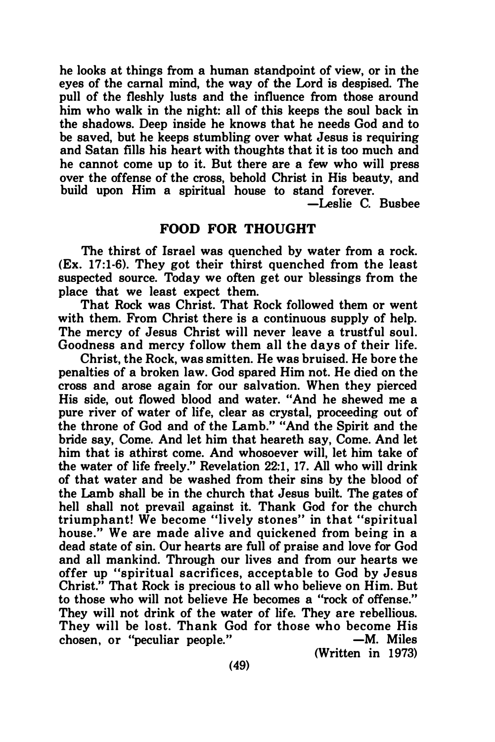he looks at things from a human standpoint of view, or in the eyes of the carnal mind, the way of the Lord is despised. The pull of the fleshly lusts and the influence from those around him who walk in the night: all of this keeps the soul back in the shadows. Deep inside he knows that he needs God and to be saved, but he keeps stumbling over what Jesus is requiring and Satan fills his heart with thoughts that it is too much and he cannot come up to it. But there are a few who will press over the offense of the cross, behold Christ in His beauty, and build upon Him a spiritual house to stand forever.

—Leslie C. Busbee

## FOOD FOR THOUGHT

The thirst of Israel was quenched by water from a rock. (Ex. 17:1-6). They got their thirst quenched from the least suspected source. Today we often get our blessings from the place that we least expect them.

That Rock was Christ. That Rock followed them or went with them. From Christ there is a continuous supply of help. The mercy of Jesus Christ will never leave a trustful soul. Goodness and mercy follow them all the days of their life.

Christ, the Rock, was smitten. He was bruised. He bore the penalties of a broken law. God spared Him not. He died on the cross and arose again for our salvation. When they pierced His side, out flowed blood and water. "And he shewed me a pure river of water of life, clear as crystal, proceeding out of the throne of God and of the Lamb." "And the Spirit and the bride say, Come. And let him that heareth say, Come. And let him that is athirst come. And whosoever will, let him take of the water of life freely." Revelation 22:1, 17. All who will drink of that water and be washed from their sins by the blood of the Lamb shall be in the church that Jesus built. The gates of hell shall not prevail against it. Thank God for the church triumphant! We become "lively stones" in that "spiritual house." We are made alive and quickened from being in a dead state of sin. Our hearts are full of praise and love for God and all mankind. Through our lives and from our hearts we offer up "spiritual sacrifices, acceptable to God by Jesus Christ." That Rock is precious to all who believe on Him. But to those who will not believe He becomes a "rock of offense." They will not drink of the water of life. They are rebellious. They will be lost. Thank God for those who become His chosen, or "peculiar people."

—M. Miles
(Written in 1973)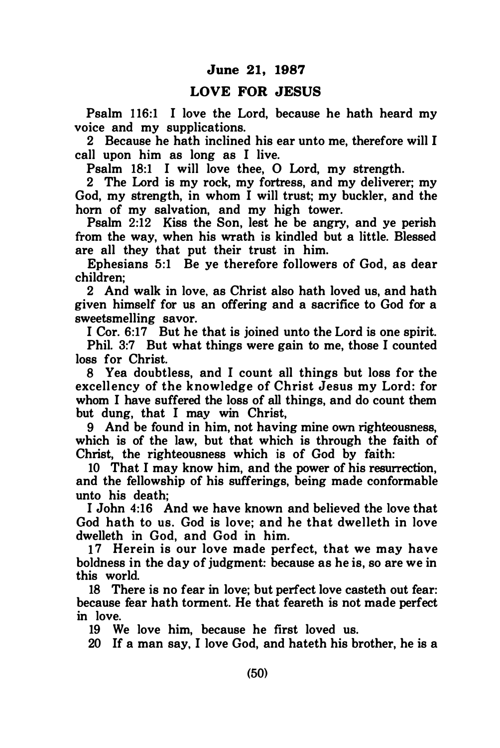## June 21, 1987

## LOVE FOR JESUS

Psalm 116:1 I love the Lord, because he hath heard my voice and my supplications.

2 Because he hath inclined his ear unto me, therefore will I call upon him as long as I live.

Psalm 18:1 I will love thee, O Lord, my strength.

2 The Lord is my rock, my fortress, and my deliverer; my God, my strength, in whom I will trust; my buckler, and the horn of my salvation, and my high tower.

Psalm 2:12 Kiss the Son, lest he be angry, and ye perish from the way, when his wrath is kindled but a little. Blessed are all they that put their trust in him.

Ephesians 5:1 Be ye therefore followers of God, as dear children;

2 And walk in love, as Christ also hath loved us, and hath given himself for us an offering and a sacrifice to God for a sweetsmelling savor.

I Cor. 6:17 But he that is joined unto the Lord is one spirit.

Phil. 3:7 But what things were gain to me, those I counted loss for Christ.

8 Yea doubtless, and I count all things but loss for the excellency of the knowledge of Christ Jesus my Lord: for whom I have suffered the loss of all things, and do count them but dung, that I may win Christ,

9 And be found in him, not having mine own righteousness, which is of the law, but that which is through the faith of Christ, the righteousness which is of God by faith:

10 That I may know him, and the power of his resurrection, and the fellowship of his sufferings, being made conformable unto his death;

I John 4:16 And we have known and believed the love that God hath to us. God is love; and he that dwelleth in love dwelleth in God, and God in him.

17 Herein is our love made perfect, that we may have boldness in the day of judgment: because as he is, so are we in this world.

18 There is no fear in love; but perfect love casteth out fear: because fear hath torment. He that feareth is not made perfect in love.

19 We love him, because he first loved us.

20 If a man say, I love God, and hateth his brother, he is a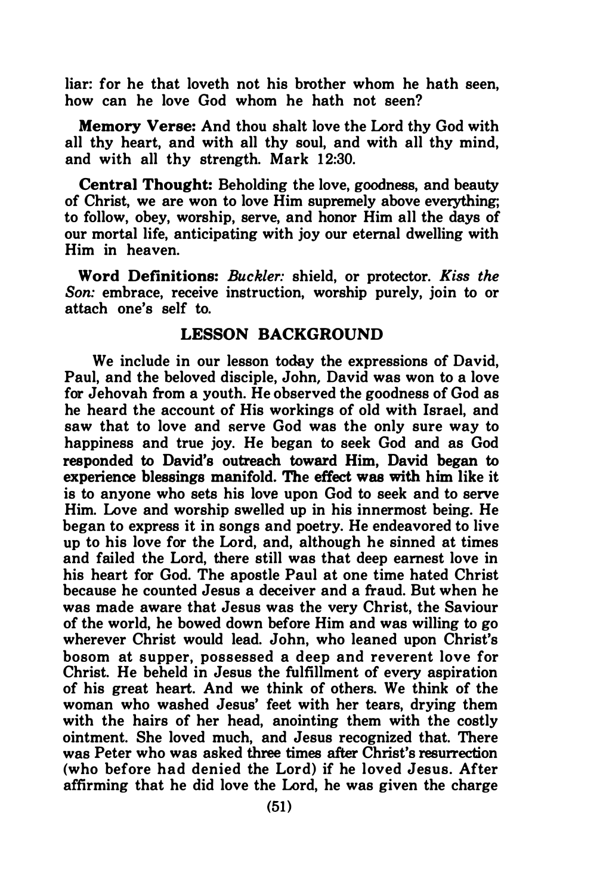liar: for he that loveth not his brother whom he hath seen, how can he love God whom he hath not seen?

**Memory Verse:** And thou shalt love the Lord thy God with all thy heart, and with all thy soul, and with all thy mind, and with all thy strength. Mark 12:30.

**Central Thought:** Beholding the love, goodness, and beauty of Christ, we are won to love Him supremely above everything; to follow, obey, worship, serve, and honor Him all the days of our mortal life, anticipating with joy our eternal dwelling with Him in heaven.

**Word Definitions:** *Buckler:* shield, or protector. *Kiss the Son:* embrace, receive instruction, worship purely, join to or attach one's self to.

## LESSON BACKGROUND

We include in our lesson today the expressions of David, Paul, and the beloved disciple, John, David was won to a love for Jehovah from a youth. He observed the goodness of God as he heard the account of His workings of old with Israel, and saw that to love and serve God was the only sure way to happiness and true joy. He began to seek God and as God responded to David's outreach toward Him, David began to experience blessings manifold. The effect was with him like it is to anyone who sets his love upon God to seek and to serve Him. Love and worship swelled up in his innermost being. He began to express it in songs and poetry. He endeavored to live up to his love for the Lord, and, although he sinned at times and failed the Lord, there still was that deep earnest love in his heart for God. The apostle Paul at one time hated Christ because he counted Jesus a deceiver and a fraud. But when he was made aware that Jesus was the very Christ, the Saviour of the world, he bowed down before Him and was willing to go wherever Christ would lead. John, who leaned upon Christ's bosom at supper, possessed a deep and reverent love for Christ. He beheld in Jesus the fulfillment of every aspiration of his great heart. And we think of others. We think of the woman who washed Jesus' feet with her tears, drying them with the hairs of her head, anointing them with the costly ointment. She loved much, and Jesus recognized that. There was Peter who was asked three times after Christ's resurrection (who before had denied the Lord) if he loved Jesus. After affirming that he did love the Lord, he was given the charge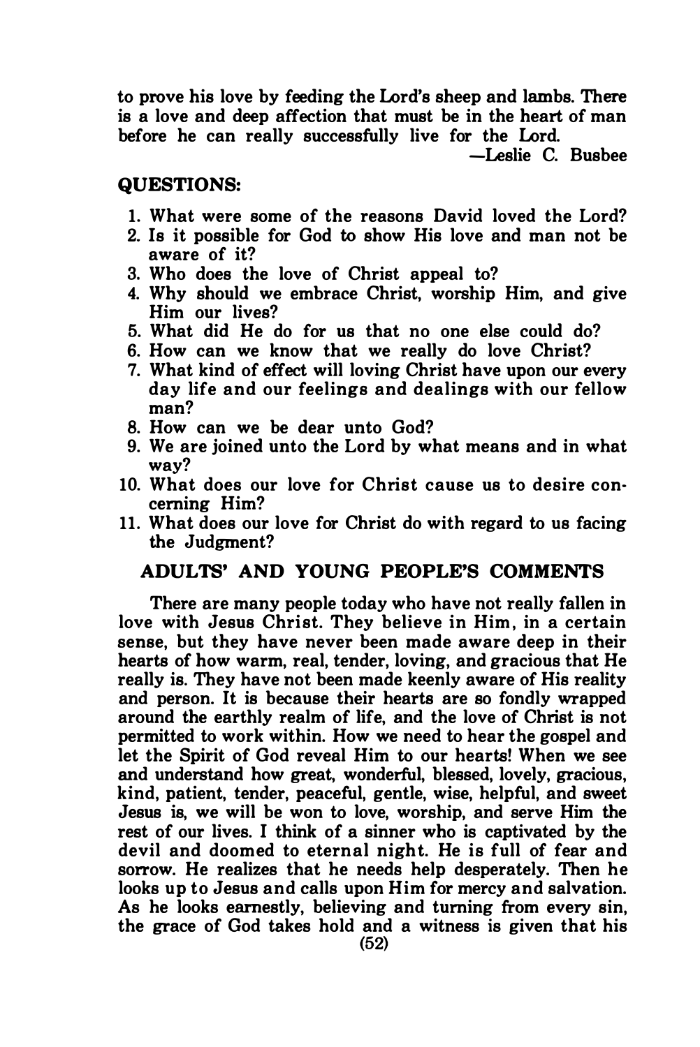to prove his love by feeding the Lord's sheep and lambs. There is a love and deep affection that must be in the heart of man before he can really successfully live for the Lord.

—Leslie C. Busbee

## QUESTIONS:

1. What were some of the reasons David loved the Lord?
2. Is it possible for God to show His love and man not be aware of it?
3. Who does the love of Christ appeal to?
4. Why should we embrace Christ, worship Him, and give Him our lives?
5. What did He do for us that no one else could do?
6. How can we know that we really do love Christ?
7. What kind of effect will loving Christ have upon our every day life and our feelings and dealings with our fellow man?
8. How can we be dear unto God?
9. We are joined unto the Lord by what means and in what way?
10. What does our love for Christ cause us to desire concerning Him?
11. What does our love for Christ do with regard to us facing the Judgment?

## ADULTS' AND YOUNG PEOPLE'S COMMENTS

There are many people today who have not really fallen in love with Jesus Christ. They believe in Him, in a certain sense, but they have never been made aware deep in their hearts of how warm, real, tender, loving, and gracious that He really is. They have not been made keenly aware of His reality and person. It is because their hearts are so fondly wrapped around the earthly realm of life, and the love of Christ is not permitted to work within. How we need to hear the gospel and let the Spirit of God reveal Him to our hearts! When we see and understand how great, wonderful, blessed, lovely, gracious, kind, patient, tender, peaceful, gentle, wise, helpful, and sweet Jesus is, we will be won to love, worship, and serve Him the rest of our lives. I think of a sinner who is captivated by the devil and doomed to eternal night. He is full of fear and sorrow. He realizes that he needs help desperately. Then he looks up to Jesus and calls upon Him for mercy and salvation. As he looks earnestly, believing and turning from every sin, the grace of God takes hold and a witness is given that his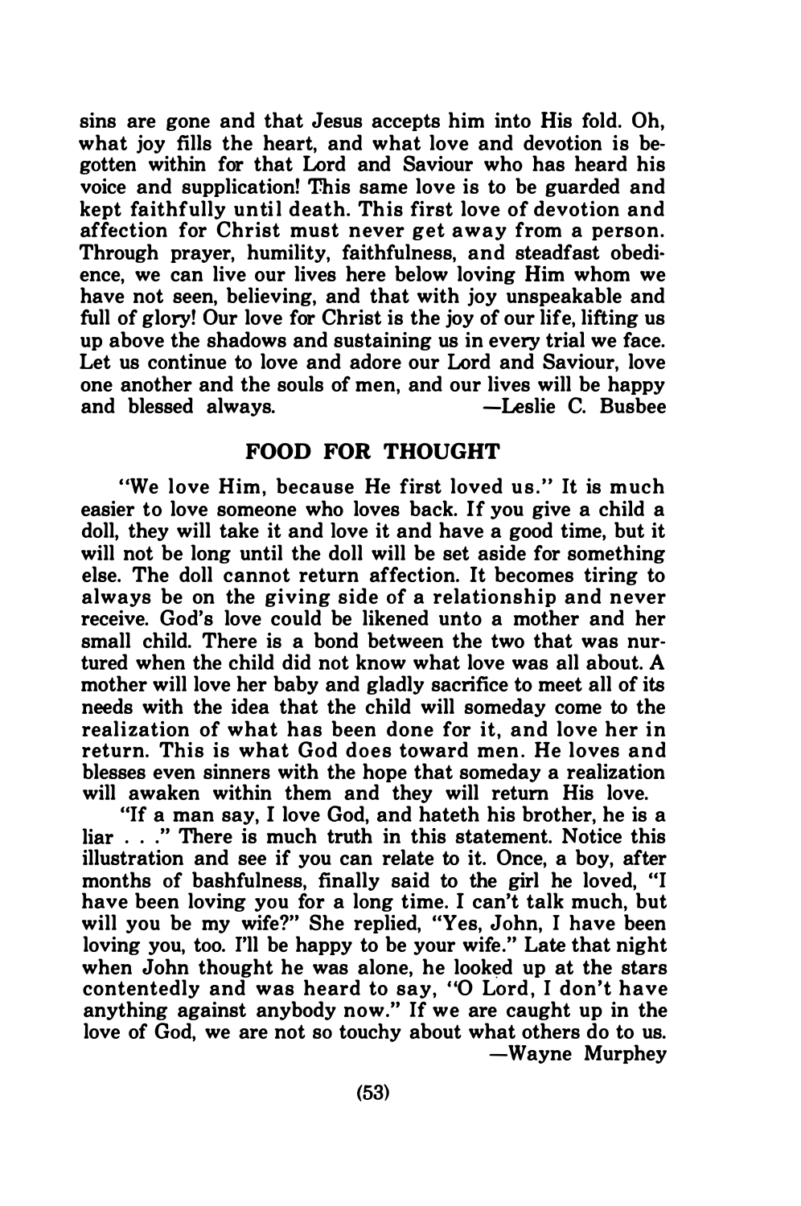sins are gone and that Jesus accepts him into His fold. Oh, what joy fills the heart, and what love and devotion is begotten within for that Lord and Saviour who has heard his voice and supplication! This same love is to be guarded and kept faithfully until death. This first love of devotion and affection for Christ must never get away from a person. Through prayer, humility, faithfulness, and steadfast obedience, we can live our lives here below loving Him whom we have not seen, believing, and that with joy unspeakable and full of glory! Our love for Christ is the joy of our life, lifting us up above the shadows and sustaining us in every trial we face. Let us continue to love and adore our Lord and Saviour, love one another and the souls of men, and our lives will be happy and blessed always. —Leslie C. Busbee

## FOOD FOR THOUGHT

"We love Him, because He first loved us." It is much easier to love someone who loves back. If you give a child a doll, they will take it and love it and have a good time, but it will not be long until the doll will be set aside for something else. The doll cannot return affection. It becomes tiring to always be on the giving side of a relationship and never receive. God's love could be likened unto a mother and her small child. There is a bond between the two that was nurtured when the child did not know what love was all about. A mother will love her baby and gladly sacrifice to meet all of its needs with the idea that the child will someday come to the realization of what has been done for it, and love her in return. This is what God does toward men. He loves and blesses even sinners with the hope that someday a realization will awaken within them and they will return His love.

"If a man say, I love God, and hateth his brother, he is a liar . . ." There is much truth in this statement. Notice this illustration and see if you can relate to it. Once, a boy, after months of bashfulness, finally said to the girl he loved, "I have been loving you for a long time. I can't talk much, but will you be my wife?" She replied, "Yes, John, I have been loving you, too. I'll be happy to be your wife." Late that night when John thought he was alone, he looked up at the stars contentedly and was heard to say, "O Lord, I don't have anything against anybody now." If we are caught up in the love of God, we are not so touchy about what others do to us. —Wayne Murphey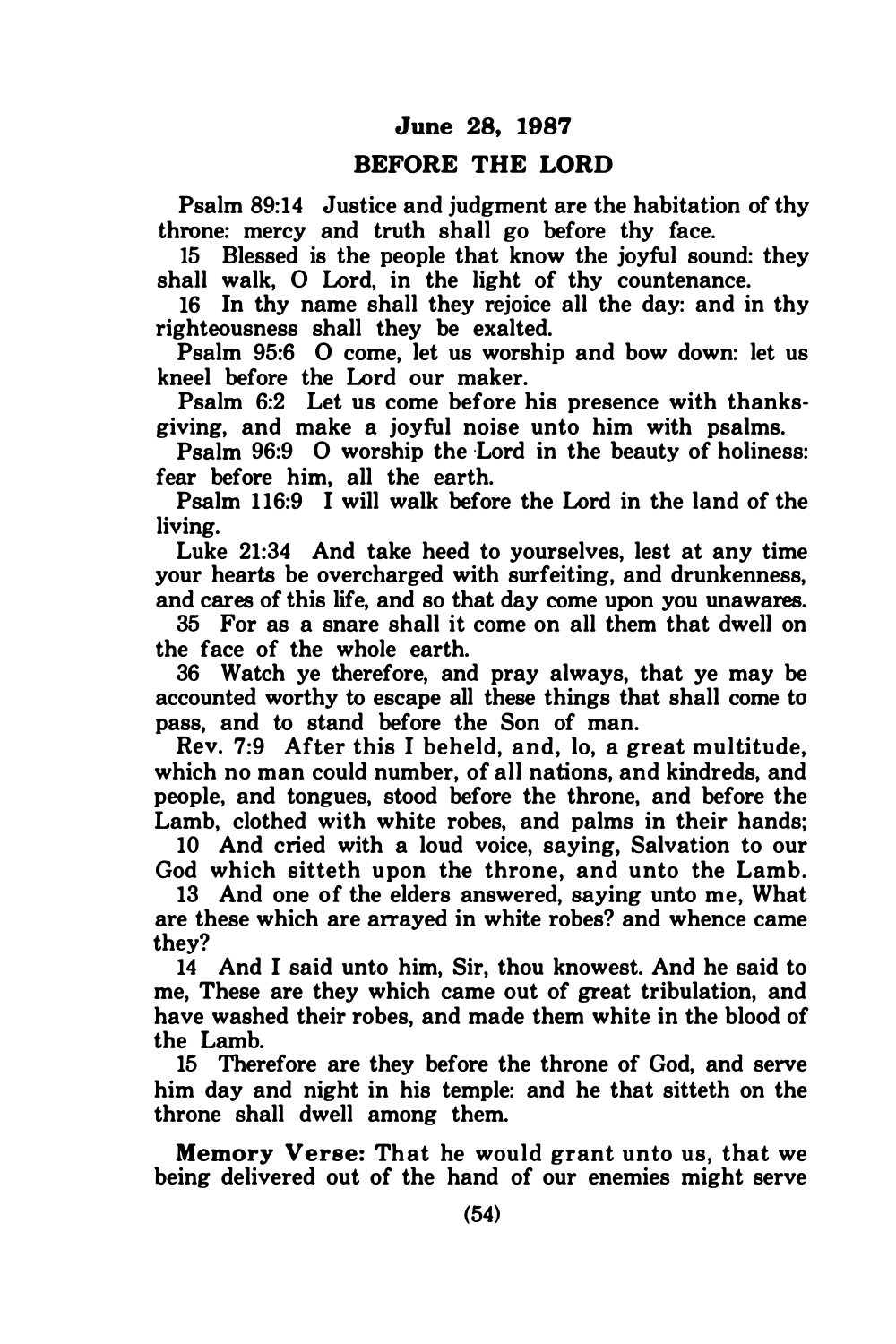## June 28, 1987

## BEFORE THE LORD

Psalm 89:14 Justice and judgment are the habitation of thy throne: mercy and truth shall go before thy face.

15 Blessed is the people that know the joyful sound: they shall walk, O Lord, in the light of thy countenance.

16 In thy name shall they rejoice all the day: and in thy righteousness shall they be exalted.

Psalm 95:6 O come, let us worship and bow down: let us kneel before the Lord our maker.

Psalm 6:2 Let us come before his presence with thanksgiving, and make a joyful noise unto him with psalms.

Psalm 96:9 O worship the Lord in the beauty of holiness: fear before him, all the earth.

Psalm 116:9 I will walk before the Lord in the land of the living.

Luke 21:34 And take heed to yourselves, lest at any time your hearts be overcharged with surfeiting, and drunkenness, and cares of this life, and so that day come upon you unawares.

35 For as a snare shall it come on all them that dwell on the face of the whole earth.

36 Watch ye therefore, and pray always, that ye may be accounted worthy to escape all these things that shall come to pass, and to stand before the Son of man.

Rev. 7:9 After this I beheld, and, lo, a great multitude, which no man could number, of all nations, and kindreds, and people, and tongues, stood before the throne, and before the Lamb, clothed with white robes, and palms in their hands;

10 And cried with a loud voice, saying, Salvation to our God which sitteth upon the throne, and unto the Lamb.

13 And one of the elders answered, saying unto me, What are these which are arrayed in white robes? and whence came they?

14 And I said unto him, Sir, thou knowest. And he said to me, These are they which came out of great tribulation, and have washed their robes, and made them white in the blood of the Lamb.

15 Therefore are they before the throne of God, and serve him day and night in his temple: and he that sitteth on the throne shall dwell among them.

**Memory Verse:** That he would grant unto us, that we being delivered out of the hand of our enemies might serve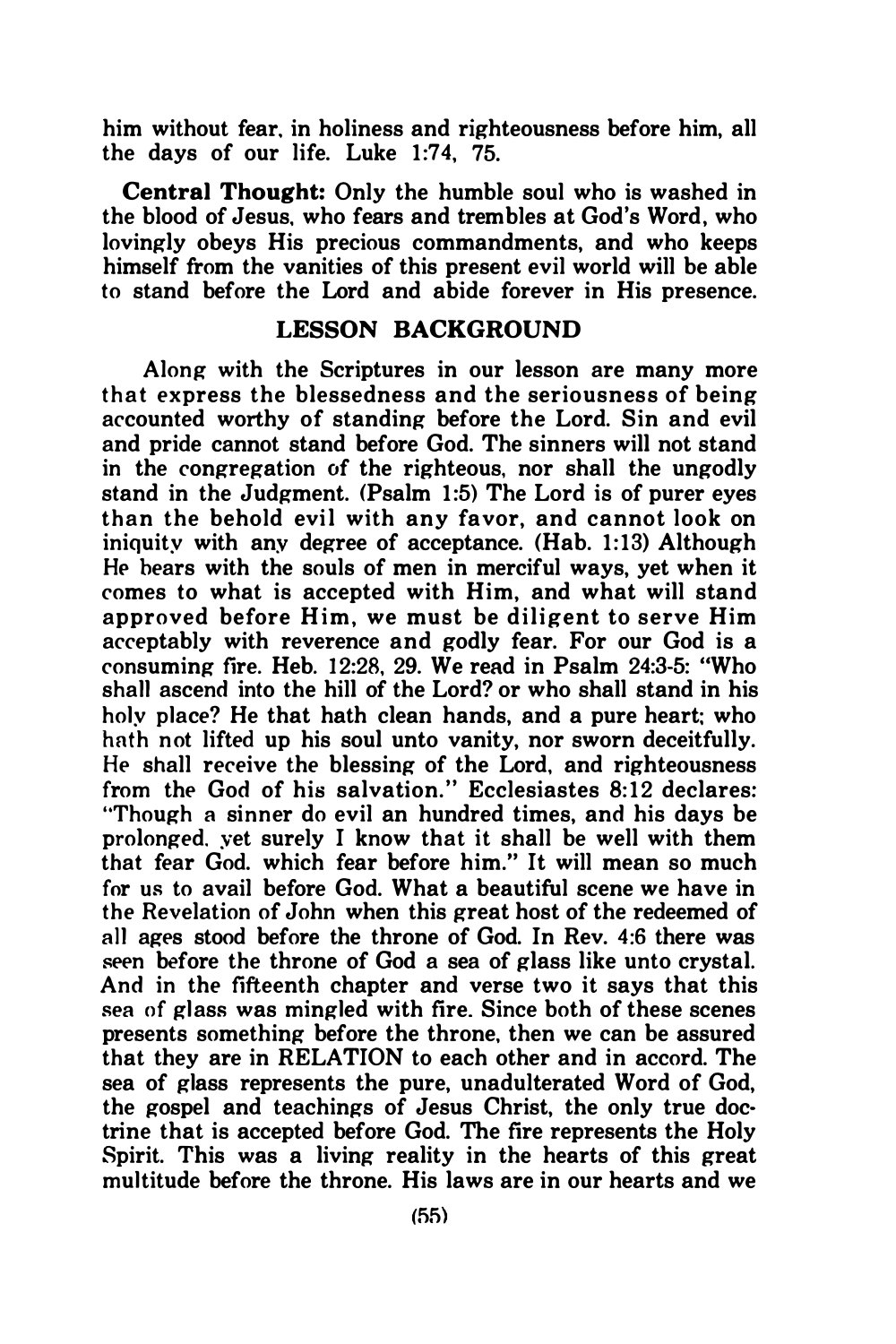him without fear, in holiness and righteousness before him, all the days of our life. Luke 1:74, 75.

**Central Thought:** Only the humble soul who is washed in the blood of Jesus, who fears and trembles at God's Word, who lovingly obeys His precious commandments, and who keeps himself from the vanities of this present evil world will be able to stand before the Lord and abide forever in His presence.

## LESSON BACKGROUND

Along with the Scriptures in our lesson are many more that express the blessedness and the seriousness of being accounted worthy of standing before the Lord. Sin and evil and pride cannot stand before God. The sinners will not stand in the congregation of the righteous, nor shall the ungodly stand in the Judgment. (Psalm 1:5) The Lord is of purer eyes than the behold evil with any favor, and cannot look on iniquity with any degree of acceptance. (Hab. 1:13) Although He bears with the souls of men in merciful ways, yet when it comes to what is accepted with Him, and what will stand approved before Him, we must be diligent to serve Him acceptably with reverence and godly fear. For our God is a consuming fire. Heb. 12:28, 29. We read in Psalm 24:3-5: "Who shall ascend into the hill of the Lord? or who shall stand in his holy place? He that hath clean hands, and a pure heart; who hath not lifted up his soul unto vanity, nor sworn deceitfully. He shall receive the blessing of the Lord, and righteousness from the God of his salvation." Ecclesiastes 8:12 declares: "Though a sinner do evil an hundred times, and his days be prolonged, yet surely I know that it shall be well with them that fear God, which fear before him." It will mean so much for us to avail before God. What a beautiful scene we have in the Revelation of John when this great host of the redeemed of all ages stood before the throne of God. In Rev. 4:6 there was seen before the throne of God a sea of glass like unto crystal. And in the fifteenth chapter and verse two it says that this sea of glass was mingled with fire. Since both of these scenes presents something before the throne, then we can be assured that they are in RELATION to each other and in accord. The sea of glass represents the pure, unadulterated Word of God, the gospel and teachings of Jesus Christ, the only true doctrine that is accepted before God. The fire represents the Holy Spirit. This was a living reality in the hearts of this great multitude before the throne. His laws are in our hearts and we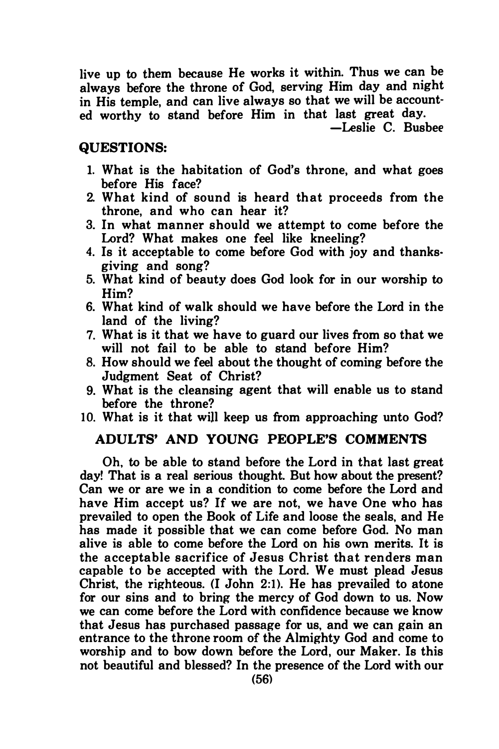live up to them because He works it within. Thus we can be always before the throne of God, serving Him day and night in His temple, and can live always so that we will be accounted worthy to stand before Him in that last great day.

—Leslie C. Busbee

## QUESTIONS:

1. What is the habitation of God's throne, and what goes before His face?
2. What kind of sound is heard that proceeds from the throne, and who can hear it?
3. In what manner should we attempt to come before the Lord? What makes one feel like kneeling?
4. Is it acceptable to come before God with joy and thanksgiving and song?
5. What kind of beauty does God look for in our worship to Him?
6. What kind of walk should we have before the Lord in the land of the living?
7. What is it that we have to guard our lives from so that we will not fail to be able to stand before Him?
8. How should we feel about the thought of coming before the Judgment Seat of Christ?
9. What is the cleansing agent that will enable us to stand before the throne?
10. What is it that will keep us from approaching unto God?

## ADULTS' AND YOUNG PEOPLE'S COMMENTS

Oh, to be able to stand before the Lord in that last great day! That is a real serious thought. But how about the present? Can we or are we in a condition to come before the Lord and have Him accept us? If we are not, we have One who has prevailed to open the Book of Life and loose the seals, and He has made it possible that we can come before God. No man alive is able to come before the Lord on his own merits. It is the acceptable sacrifice of Jesus Christ that renders man capable to be accepted with the Lord. We must plead Jesus Christ, the righteous. (I John 2:1). He has prevailed to atone for our sins and to bring the mercy of God down to us. Now we can come before the Lord with confidence because we know that Jesus has purchased passage for us, and we can gain an entrance to the throne room of the Almighty God and come to worship and to bow down before the Lord, our Maker. Is this not beautiful and blessed? In the presence of the Lord with our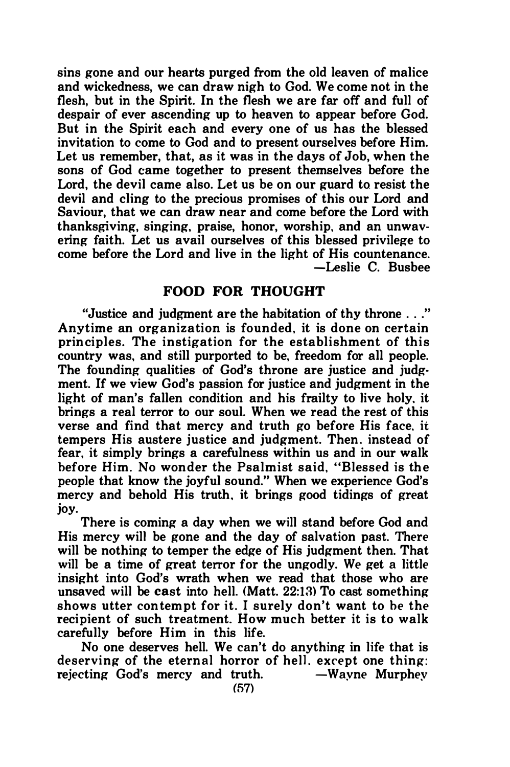sins gone and our hearts purged from the old leaven of malice and wickedness, we can draw nigh to God. We come not in the flesh, but in the Spirit. In the flesh we are far off and full of despair of ever ascending up to heaven to appear before God. But in the Spirit each and every one of us has the blessed invitation to come to God and to present ourselves before Him. Let us remember, that, as it was in the days of Job, when the sons of God came together to present themselves before the Lord, the devil came also. Let us be on our guard to resist the devil and cling to the precious promises of this our Lord and Saviour, that we can draw near and come before the Lord with thanksgiving, singing, praise, honor, worship, and an unwavering faith. Let us avail ourselves of this blessed privilege to come before the Lord and live in the light of His countenance.

—Leslie C. Busbee

## FOOD FOR THOUGHT

"Justice and judgment are the habitation of thy throne . . ." Anytime an organization is founded, it is done on certain principles. The instigation for the establishment of this country was, and still purported to be, freedom for all people. The founding qualities of God's throne are justice and judgment. If we view God's passion for justice and judgment in the light of man's fallen condition and his frailty to live holy, it brings a real terror to our soul. When we read the rest of this verse and find that mercy and truth go before His face, it tempers His austere justice and judgment. Then, instead of fear, it simply brings a carefulness within us and in our walk before Him. No wonder the Psalmist said, "Blessed is the people that know the joyful sound." When we experience God's mercy and behold His truth, it brings good tidings of great joy.

There is coming a day when we will stand before God and His mercy will be gone and the day of salvation past. There will be nothing to temper the edge of His judgment then. That will be a time of great terror for the ungodly. We get a little insight into God's wrath when we read that those who are unsaved will be **cast** into hell. (Matt. 22:13) To cast something shows utter contempt for it. I surely don't want to be the recipient of such treatment. How much better it is to walk carefully before Him in this life.

No one deserves hell. We can't do anything in life that is deserving of the eternal horror of hell, except one thing: rejecting God's mercy and truth. —Wayne Murphey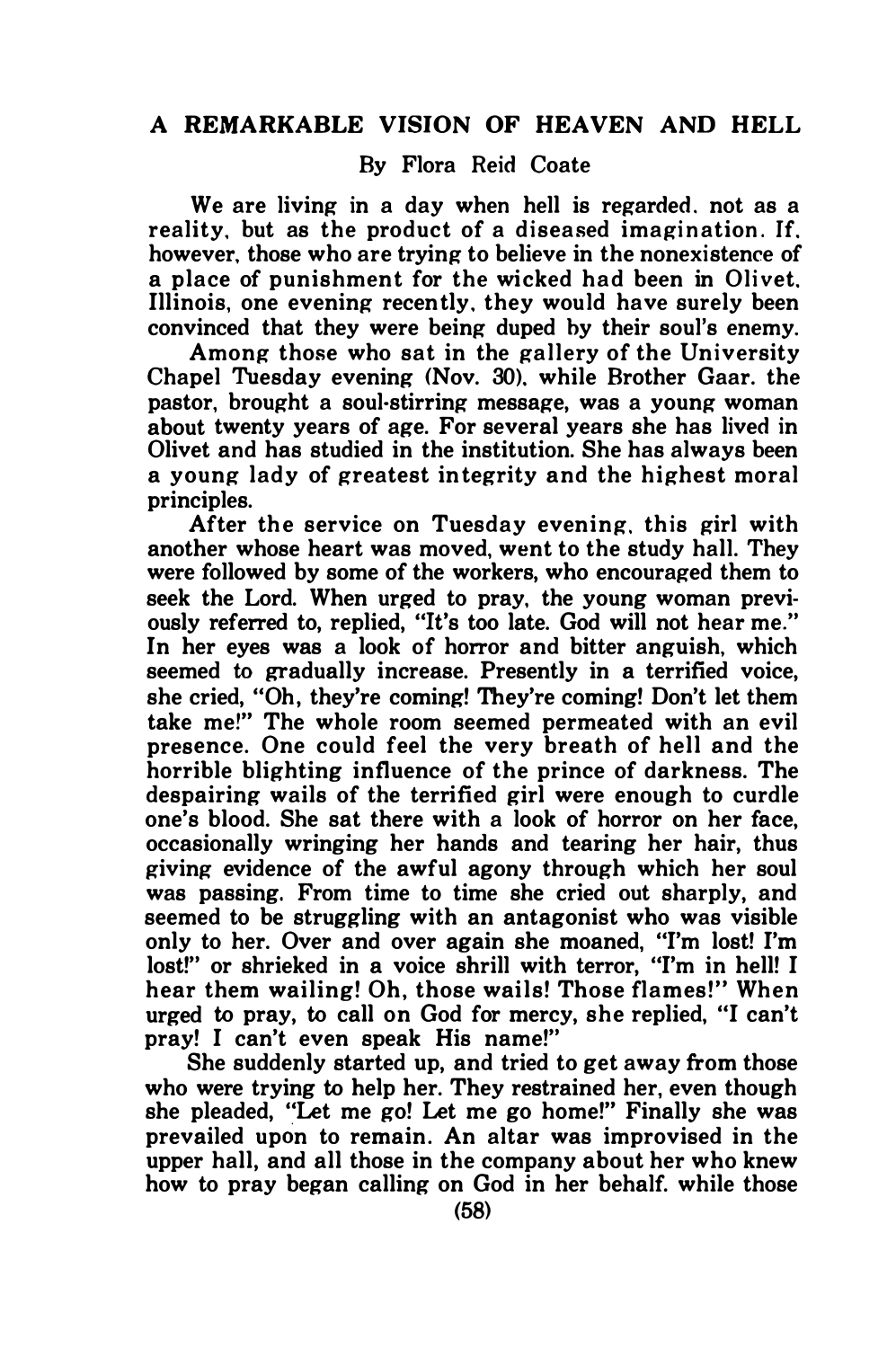## A REMARKABLE VISION OF HEAVEN AND HELL

By Flora Reid Coate

We are living in a day when hell is regarded, not as a reality, but as the product of a diseased imagination. If, however, those who are trying to believe in the nonexistence of a place of punishment for the wicked had been in Olivet, Illinois, one evening recently, they would have surely been convinced that they were being duped by their soul's enemy.

Among those who sat in the gallery of the University Chapel Tuesday evening (Nov. 30), while Brother Gaar, the pastor, brought a soul-stirring message, was a young woman about twenty years of age. For several years she has lived in Olivet and has studied in the institution. She has always been a young lady of greatest integrity and the highest moral principles.

After the service on Tuesday evening, this girl with another whose heart was moved, went to the study hall. They were followed by some of the workers, who encouraged them to seek the Lord. When urged to pray, the young woman previously referred to, replied, "It's too late. God will not hear me." In her eyes was a look of horror and bitter anguish, which seemed to gradually increase. Presently in a terrified voice, she cried, "Oh, they're coming! They're coming! Don't let them take me!" The whole room seemed permeated with an evil presence. One could feel the very breath of hell and the horrible blighting influence of the prince of darkness. The despairing wails of the terrified girl were enough to curdle one's blood. She sat there with a look of horror on her face, occasionally wringing her hands and tearing her hair, thus giving evidence of the awful agony through which her soul was passing. From time to time she cried out sharply, and seemed to be struggling with an antagonist who was visible only to her. Over and over again she moaned, "I'm lost! I'm lost!" or shrieked in a voice shrill with terror, "I'm in hell! I hear them wailing! Oh, those wails! Those flames!" When urged to pray, to call on God for mercy, she replied, "I can't pray! I can't even speak His name!"

She suddenly started up, and tried to get away from those who were trying to help her. They restrained her, even though she pleaded, "Let me go! Let me go home!" Finally she was prevailed upon to remain. An altar was improvised in the upper hall, and all those in the company about her who knew how to pray began calling on God in her behalf, while those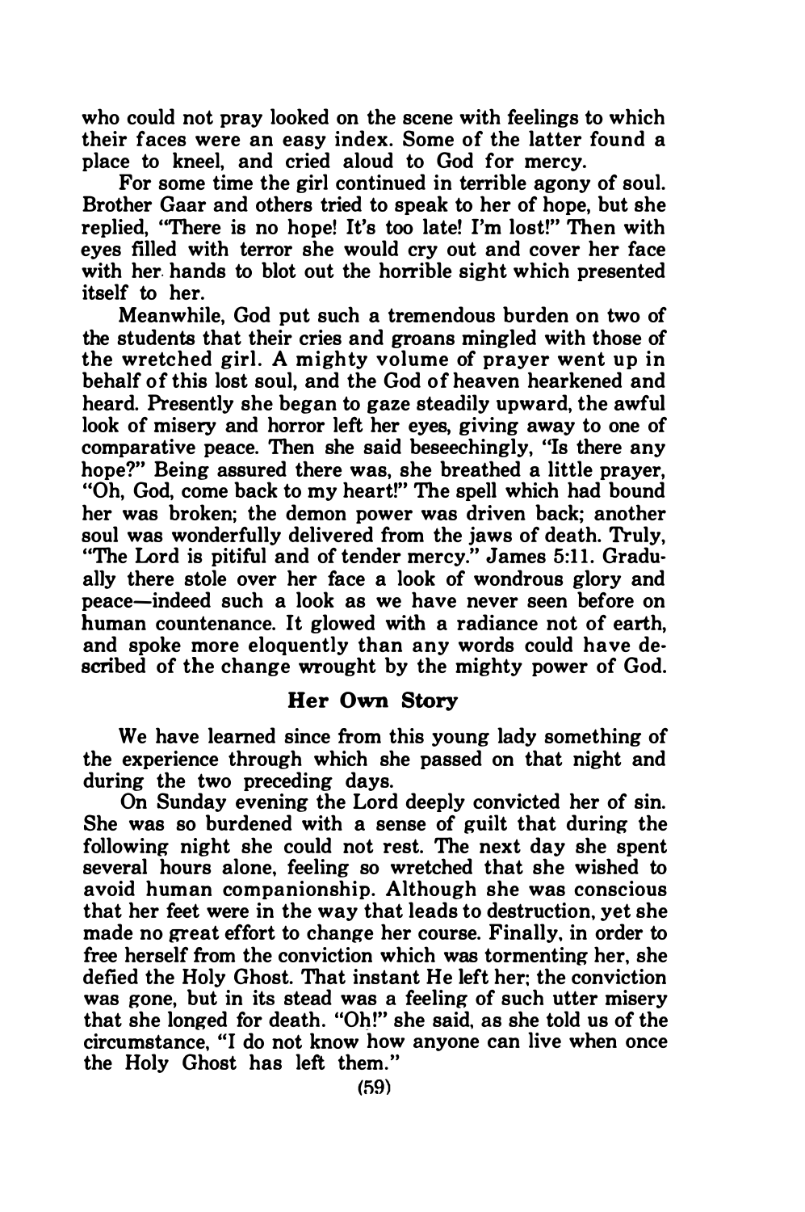who could not pray looked on the scene with feelings to which their faces were an easy index. Some of the latter found a place to kneel, and cried aloud to God for mercy.

For some time the girl continued in terrible agony of soul. Brother Gaar and others tried to speak to her of hope, but she replied, "There is no hope! It's too late! I'm lost!" Then with eyes filled with terror she would cry out and cover her face with her hands to blot out the horrible sight which presented itself to her.

Meanwhile, God put such a tremendous burden on two of the students that their cries and groans mingled with those of the wretched girl. A mighty volume of prayer went up in behalf of this lost soul, and the God of heaven hearkened and heard. Presently she began to gaze steadily upward, the awful look of misery and horror left her eyes, giving away to one of comparative peace. Then she said beseechingly, "Is there any hope?" Being assured there was, she breathed a little prayer, "Oh, God, come back to my heart!" The spell which had bound her was broken; the demon power was driven back; another soul was wonderfully delivered from the jaws of death. Truly, "The Lord is pitiful and of tender mercy." James 5:11. Gradually there stole over her face a look of wondrous glory and peace—indeed such a look as we have never seen before on human countenance. It glowed with a radiance not of earth, and spoke more eloquently than any words could have described of the change wrought by the mighty power of God.

### Her Own Story

We have learned since from this young lady something of the experience through which she passed on that night and during the two preceding days.

On Sunday evening the Lord deeply convicted her of sin. She was so burdened with a sense of guilt that during the following night she could not rest. The next day she spent several hours alone, feeling so wretched that she wished to avoid human companionship. Although she was conscious that her feet were in the way that leads to destruction, yet she made no great effort to change her course. Finally, in order to free herself from the conviction which was tormenting her, she defied the Holy Ghost. That instant He left her; the conviction was gone, but in its stead was a feeling of such utter misery that she longed for death. "Oh!" she said, as she told us of the circumstance, "I do not know how anyone can live when once the Holy Ghost has left them."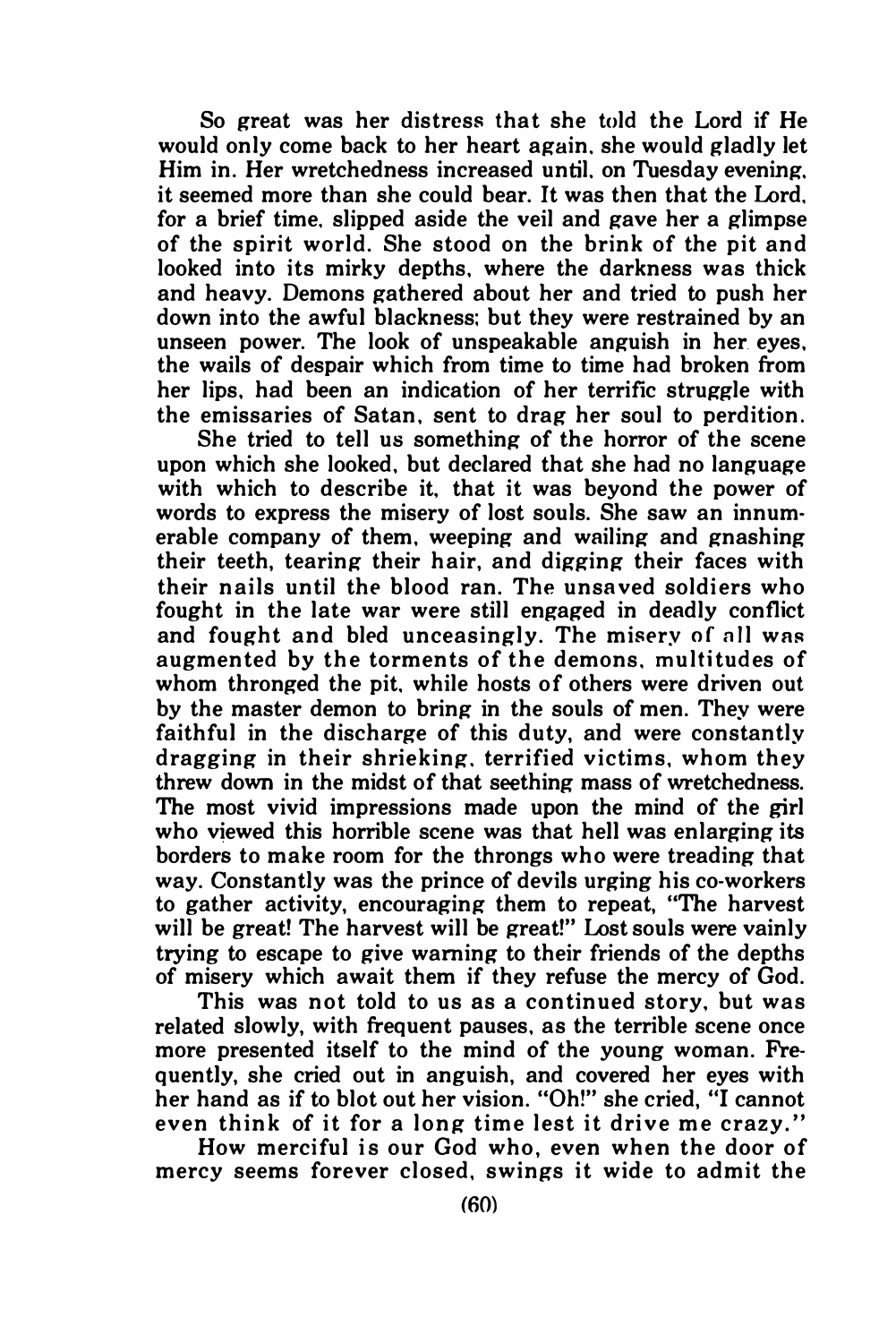So great was her distress that she told the Lord if He would only come back to her heart again, she would gladly let Him in. Her wretchedness increased until, on Tuesday evening, it seemed more than she could bear. It was then that the Lord, for a brief time, slipped aside the veil and gave her a glimpse of the spirit world. She stood on the brink of the pit and looked into its mirky depths, where the darkness was thick and heavy. Demons gathered about her and tried to push her down into the awful blackness; but they were restrained by an unseen power. The look of unspeakable anguish in her eyes, the wails of despair which from time to time had broken from her lips, had been an indication of her terrific struggle with the emissaries of Satan, sent to drag her soul to perdition.

She tried to tell us something of the horror of the scene upon which she looked, but declared that she had no language with which to describe it, that it was beyond the power of words to express the misery of lost souls. She saw an innumerable company of them, weeping and wailing and gnashing their teeth, tearing their hair, and digging their faces with their nails until the blood ran. The unsaved soldiers who fought in the late war were still engaged in deadly conflict and fought and bled unceasingly. The misery of all was augmented by the torments of the demons, multitudes of whom thronged the pit, while hosts of others were driven out by the master demon to bring in the souls of men. They were faithful in the discharge of this duty, and were constantly dragging in their shrieking, terrified victims, whom they threw down in the midst of that seething mass of wretchedness. The most vivid impressions made upon the mind of the girl who viewed this horrible scene was that hell was enlarging its borders to make room for the throngs who were treading that way. Constantly was the prince of devils urging his co-workers to gather activity, encouraging them to repeat, "The harvest will be great! The harvest will be great!" Lost souls were vainly trying to escape to give warning to their friends of the depths of misery which await them if they refuse the mercy of God.

This was not told to us as a continued story, but was related slowly, with frequent pauses, as the terrible scene once more presented itself to the mind of the young woman. Frequently, she cried out in anguish, and covered her eyes with her hand as if to blot out her vision. "Oh!" she cried, "I cannot even think of it for a long time lest it drive me crazy."

How merciful is our God who, even when the door of mercy seems forever closed, swings it wide to admit the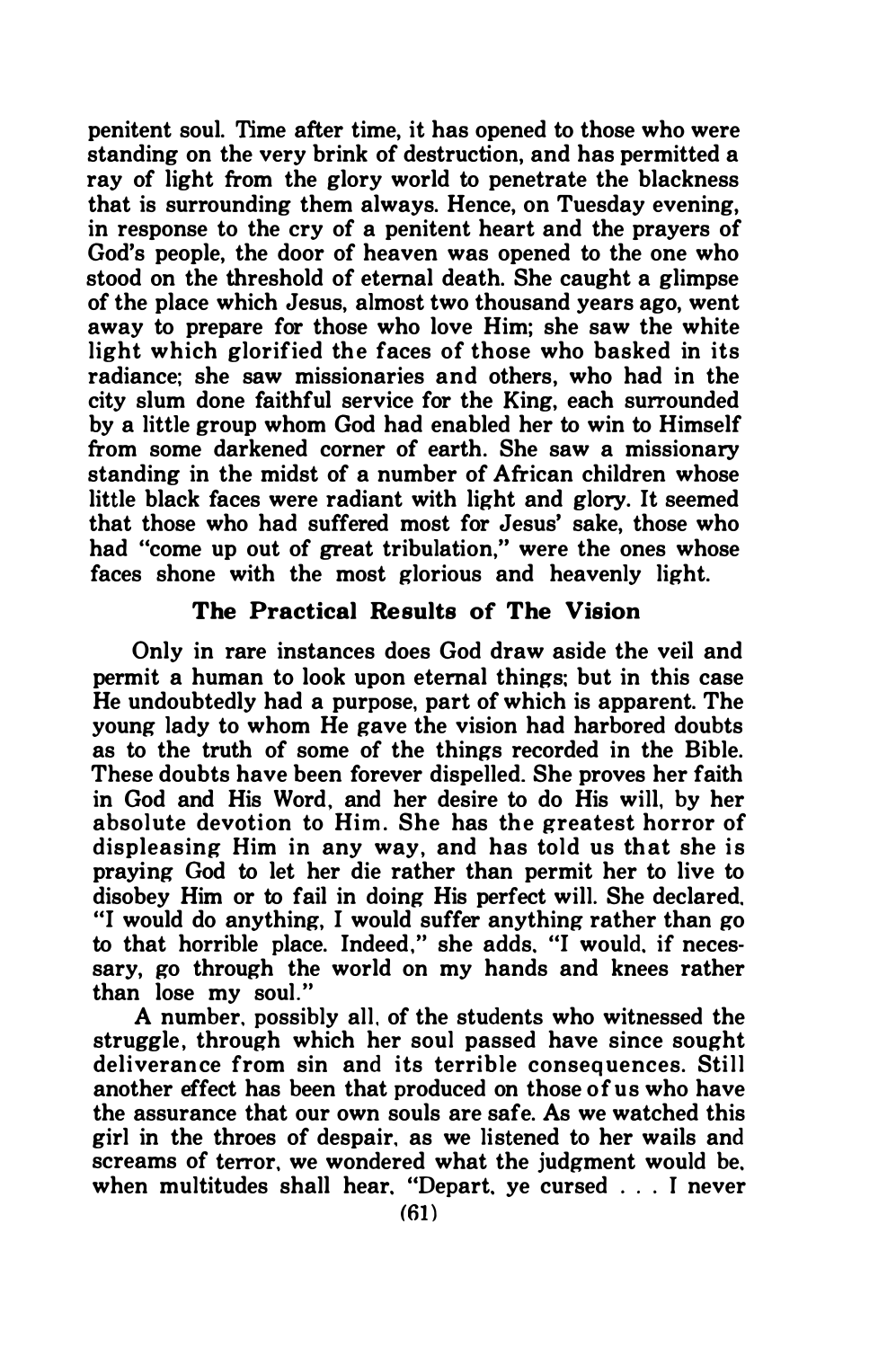penitent soul. Time after time, it has opened to those who were standing on the very brink of destruction, and has permitted a ray of light from the glory world to penetrate the blackness that is surrounding them always. Hence, on Tuesday evening, in response to the cry of a penitent heart and the prayers of God's people, the door of heaven was opened to the one who stood on the threshold of eternal death. She caught a glimpse of the place which Jesus, almost two thousand years ago, went away to prepare for those who love Him; she saw the white light which glorified the faces of those who basked in its radiance; she saw missionaries and others, who had in the city slum done faithful service for the King, each surrounded by a little group whom God had enabled her to win to Himself from some darkened corner of earth. She saw a missionary standing in the midst of a number of African children whose little black faces were radiant with light and glory. It seemed that those who had suffered most for Jesus' sake, those who had "come up out of great tribulation," were the ones whose faces shone with the most glorious and heavenly light.

### The Practical Results of The Vision

Only in rare instances does God draw aside the veil and permit a human to look upon eternal things; but in this case He undoubtedly had a purpose, part of which is apparent. The young lady to whom He gave the vision had harbored doubts as to the truth of some of the things recorded in the Bible. These doubts have been forever dispelled. She proves her faith in God and His Word, and her desire to do His will, by her absolute devotion to Him. She has the greatest horror of displeasing Him in any way, and has told us that she is praying God to let her die rather than permit her to live to disobey Him or to fail in doing His perfect will. She declared, "I would do anything, I would suffer anything rather than go to that horrible place. Indeed," she adds, "I would, if necessary, go through the world on my hands and knees rather than lose my soul."

A number, possibly all, of the students who witnessed the struggle, through which her soul passed have since sought deliverance from sin and its terrible consequences. Still another effect has been that produced on those of us who have the assurance that our own souls are safe. As we watched this girl in the throes of despair, as we listened to her wails and screams of terror, we wondered what the judgment would be, when multitudes shall hear, "Depart, ye cursed . . . I never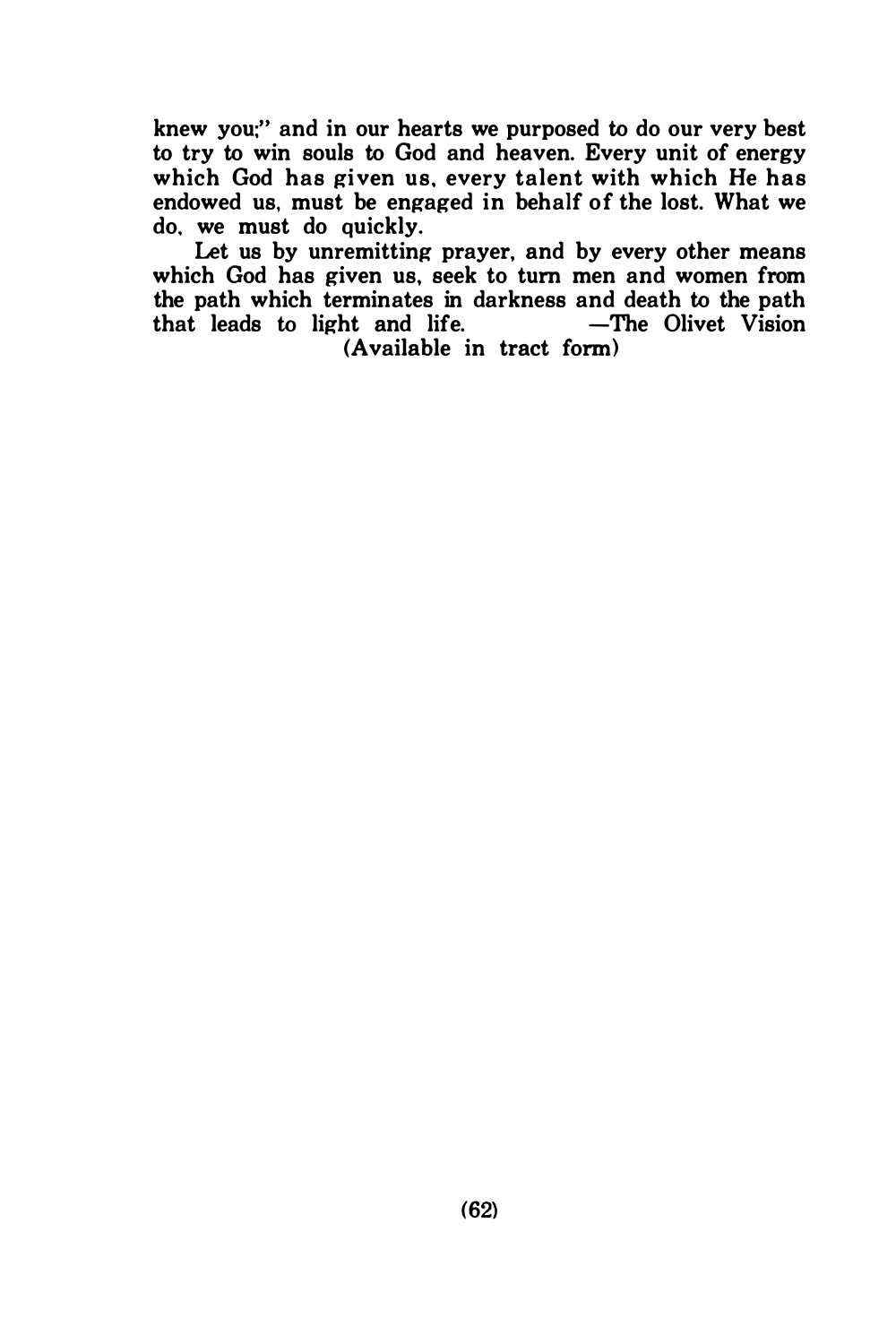knew you;" and in our hearts we purposed to do our very best to try to win souls to God and heaven. Every unit of energy which God has given us, every talent with which He has endowed us, must be engaged in behalf of the lost. What we do, we must do quickly.

Let us by unremitting prayer, and by every other means which God has given us, seek to turn men and women from the path which terminates in darkness and death to the path that leads to light and life. —The Olivet Vision

(Available in tract form)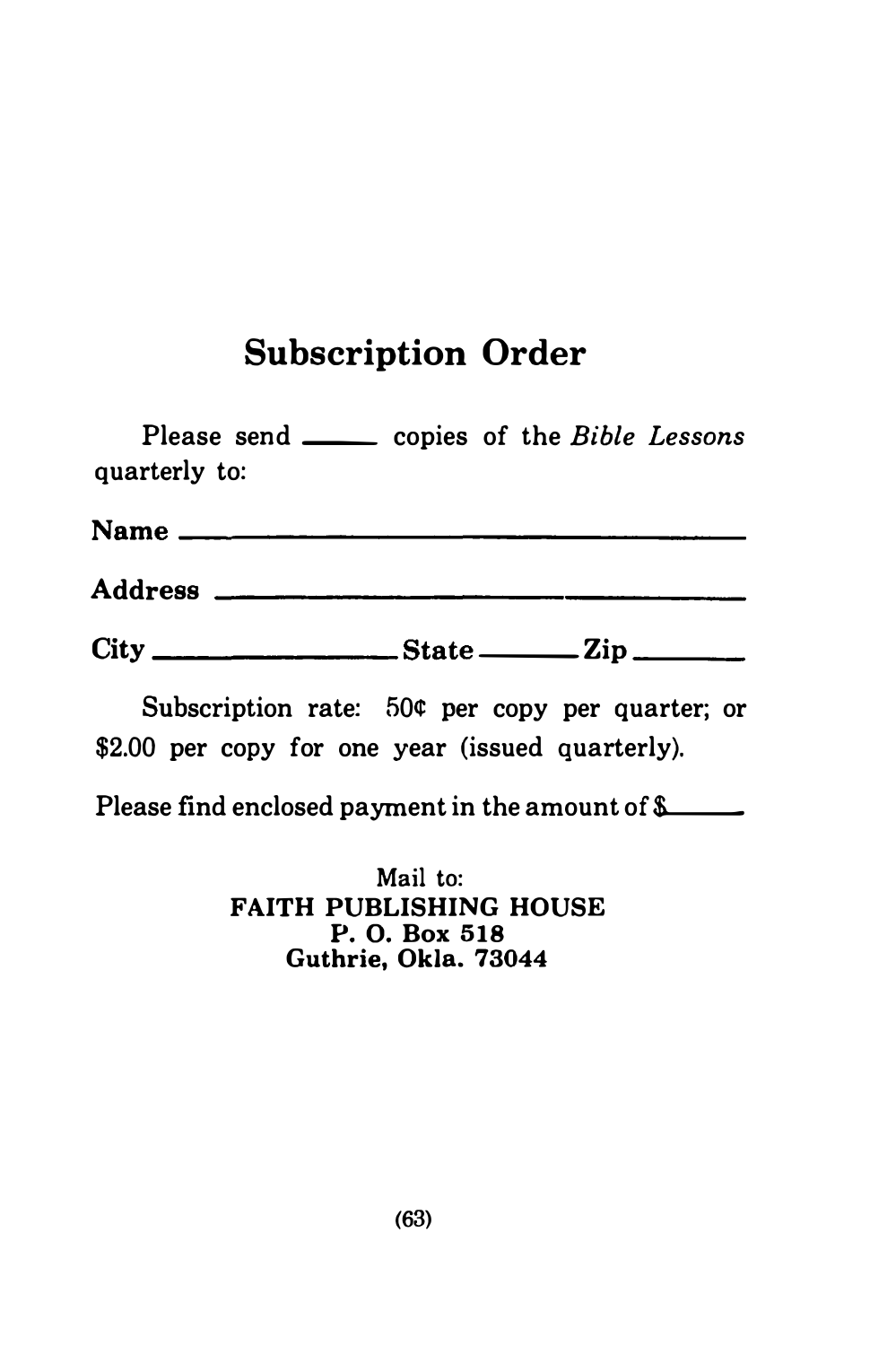# Subscription Order

Please send _____ copies of the *Bible Lessons* quarterly to:

**Name** ________________________________________

**Address** ______________________________________

**City** _________________ **State** ________ **Zip** ________

Subscription rate: 50¢ per copy per quarter; or $2.00 per copy for one year (issued quarterly).

Please find enclosed payment in the amount of $______

Mail to:
**FAITH PUBLISHING HOUSE**
**P. O. Box 518**
**Guthrie, Okla. 73044**